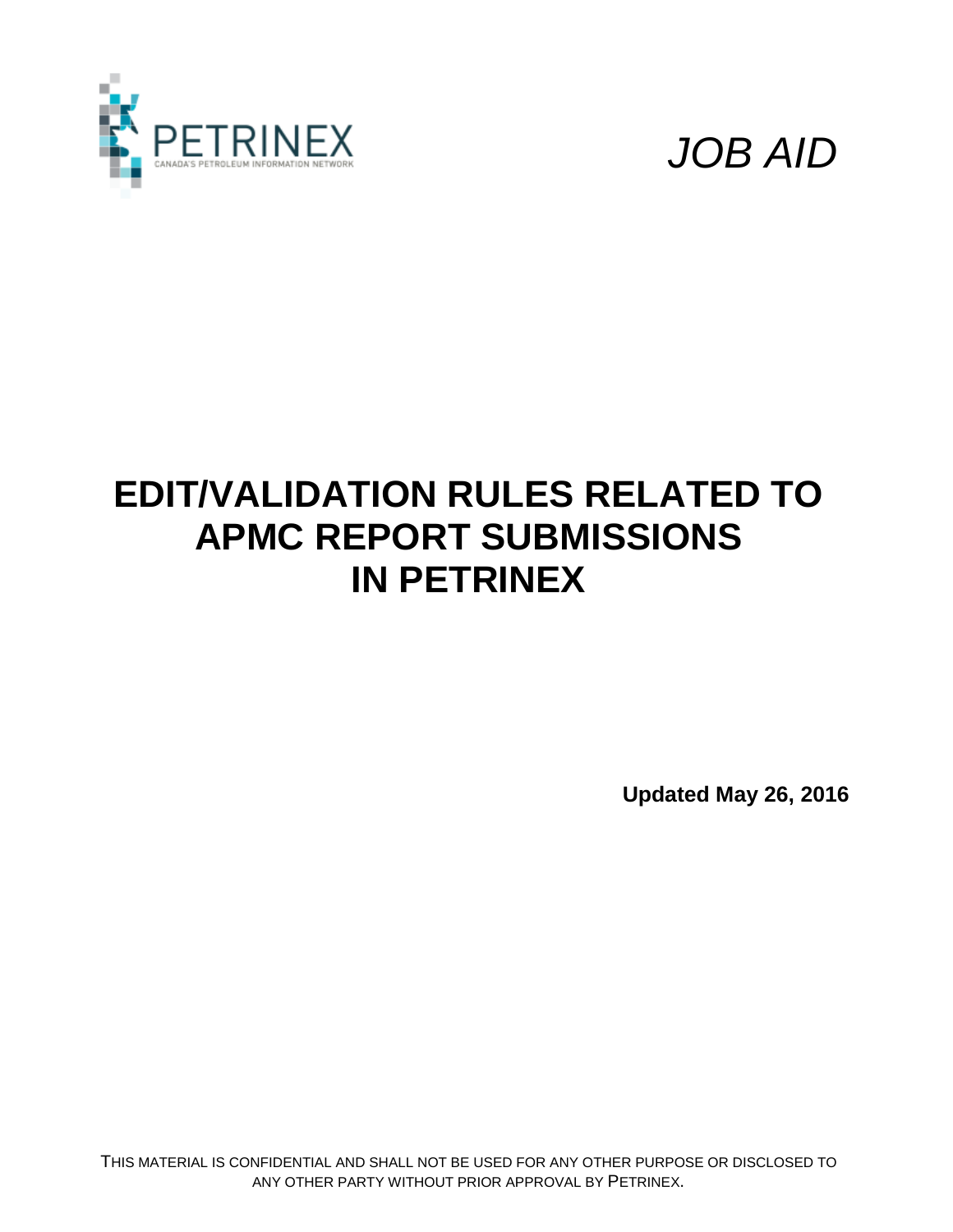PETRINEX

CANADA'S PETROLEUM INFORMATION NETWORK

*JOB AID*

# EDIT/VALIDATION RULES RELATED TO APMC REPORT SUBMISSIONS IN PETRINEX

**Updated May 26, 2016**

THIS MATERIAL IS CONFIDENTIAL AND SHALL NOT BE USED FOR ANY OTHER PURPOSE OR DISCLOSED TO ANY OTHER PARTY WITHOUT PRIOR APPROVAL BY PETRINEX.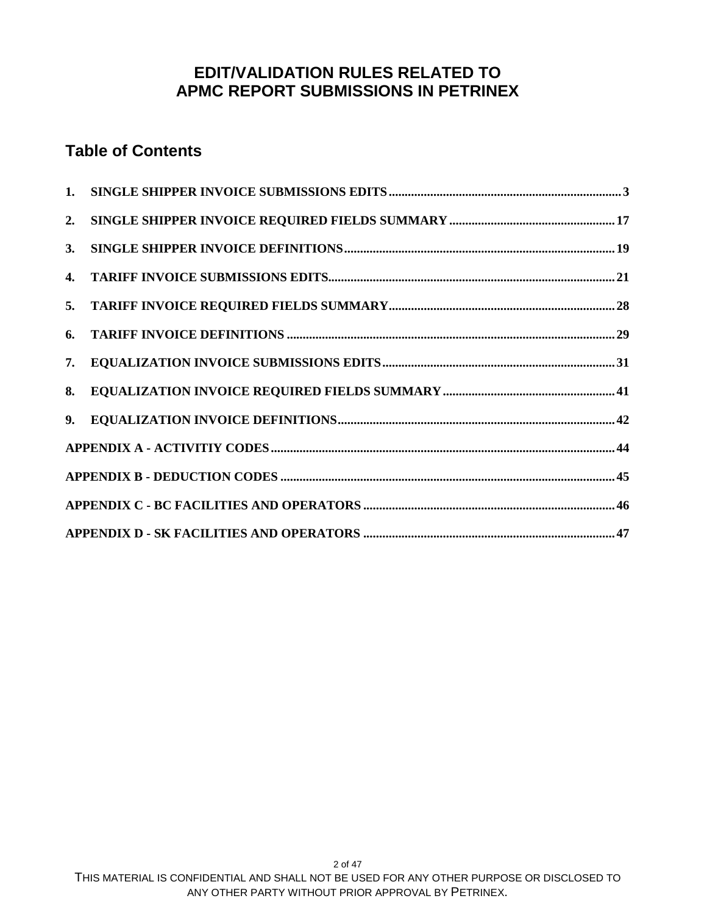# EDIT/VALIDATION RULES RELATED TO APMC REPORT SUBMISSIONS IN PETRINEX

## Table of Contents

1. SINGLE SHIPPER INVOICE SUBMISSIONS EDITS ........................................ 3
2. SINGLE SHIPPER INVOICE REQUIRED FIELDS SUMMARY ........................................ 17
3. SINGLE SHIPPER INVOICE DEFINITIONS ........................................ 19
4. TARIFF INVOICE SUBMISSIONS EDITS ........................................ 21
5. TARIFF INVOICE REQUIRED FIELDS SUMMARY ........................................ 28
6. TARIFF INVOICE DEFINITIONS ........................................ 29
7. EQUALIZATION INVOICE SUBMISSIONS EDITS ........................................ 31
8. EQUALIZATION INVOICE REQUIRED FIELDS SUMMARY ........................................ 41
9. EQUALIZATION INVOICE DEFINITIONS ........................................ 42

APPENDIX A - ACTIVITIY CODES ........................................ 44

APPENDIX B - DEDUCTION CODES ........................................ 45

APPENDIX C - BC FACILITIES AND OPERATORS ........................................ 46

APPENDIX D - SK FACILITIES AND OPERATORS ........................................ 47

THIS MATERIAL IS CONFIDENTIAL AND SHALL NOT BE USED FOR ANY OTHER PURPOSE OR DISCLOSED TO ANY OTHER PARTY WITHOUT PRIOR APPROVAL BY PETRINEX.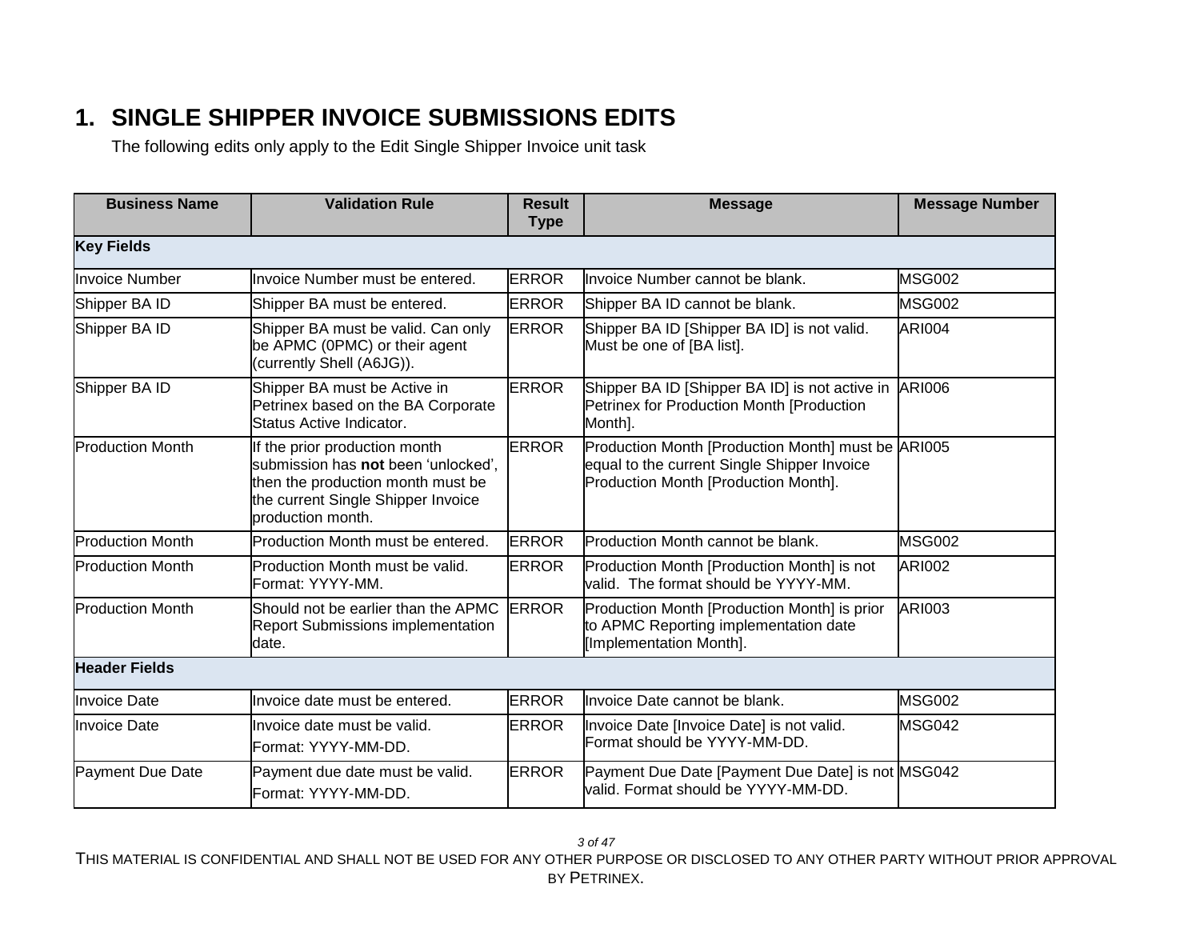# 1. SINGLE SHIPPER INVOICE SUBMISSIONS EDITS

The following edits only apply to the Edit Single Shipper Invoice unit task

| Business Name | Validation Rule | Result Type | Message | Message Number |
|---|---|---|---|---|
| **Key Fields** | | | | |
| Invoice Number | Invoice Number must be entered. | ERROR | Invoice Number cannot be blank. | MSG002 |
| Shipper BA ID | Shipper BA must be entered. | ERROR | Shipper BA ID cannot be blank. | MSG002 |
| Shipper BA ID | Shipper BA must be valid. Can only be APMC (0PMC) or their agent (currently Shell (A6JG)). | ERROR | Shipper BA ID [Shipper BA ID] is not valid. Must be one of [BA list]. | ARI004 |
| Shipper BA ID | Shipper BA must be Active in Petrinex based on the BA Corporate Status Active Indicator. | ERROR | Shipper BA ID [Shipper BA ID] is not active in Petrinex for Production Month [Production Month]. | ARI006 |
| Production Month | If the prior production month submission has **not** been 'unlocked', then the production month must be the current Single Shipper Invoice production month. | ERROR | Production Month [Production Month] must be equal to the current Single Shipper Invoice Production Month [Production Month]. | ARI005 |
| Production Month | Production Month must be entered. | ERROR | Production Month cannot be blank. | MSG002 |
| Production Month | Production Month must be valid. Format: YYYY-MM. | ERROR | Production Month [Production Month] is not valid. The format should be YYYY-MM. | ARI002 |
| Production Month | Should not be earlier than the APMC Report Submissions implementation date. | ERROR | Production Month [Production Month] is prior to APMC Reporting implementation date [Implementation Month]. | ARI003 |
| **Header Fields** | | | | |
| Invoice Date | Invoice date must be entered. | ERROR | Invoice Date cannot be blank. | MSG002 |
| Invoice Date | Invoice date must be valid. Format: YYYY-MM-DD. | ERROR | Invoice Date [Invoice Date] is not valid. Format should be YYYY-MM-DD. | MSG042 |
| Payment Due Date | Payment due date must be valid. Format: YYYY-MM-DD. | ERROR | Payment Due Date [Payment Due Date] is not valid. Format should be YYYY-MM-DD. | MSG042 |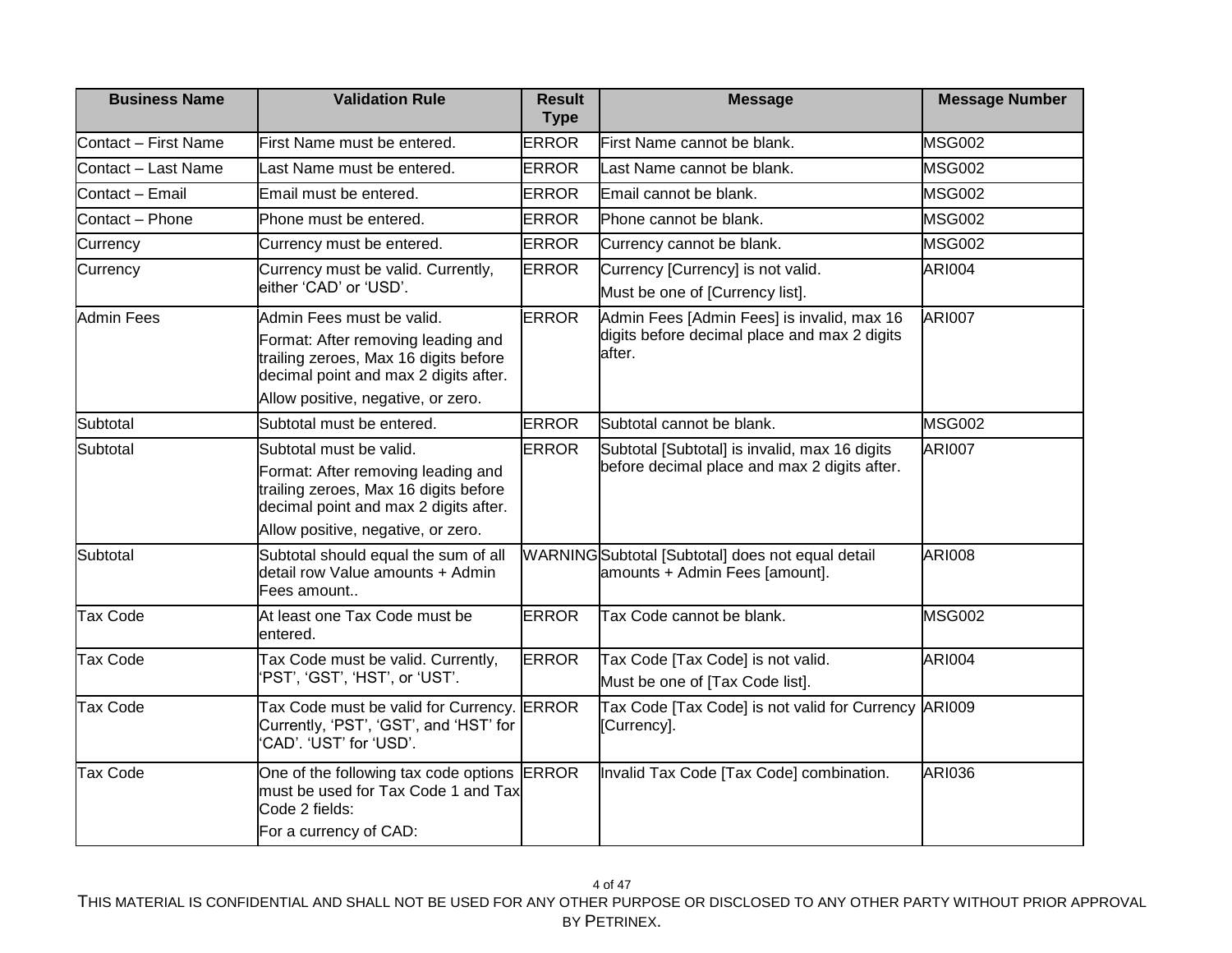| Business Name | Validation Rule | Result Type | Message | Message Number |
|---|---|---|---|---|
| Contact – First Name | First Name must be entered. | ERROR | First Name cannot be blank. | MSG002 |
| Contact – Last Name | Last Name must be entered. | ERROR | Last Name cannot be blank. | MSG002 |
| Contact – Email | Email must be entered. | ERROR | Email cannot be blank. | MSG002 |
| Contact – Phone | Phone must be entered. | ERROR | Phone cannot be blank. | MSG002 |
| Currency | Currency must be entered. | ERROR | Currency cannot be blank. | MSG002 |
| Currency | Currency must be valid. Currently, either 'CAD' or 'USD'. | ERROR | Currency [Currency] is not valid.<br>Must be one of [Currency list]. | ARI004 |
| Admin Fees | Admin Fees must be valid.<br>Format: After removing leading and trailing zeroes, Max 16 digits before decimal point and max 2 digits after.<br>Allow positive, negative, or zero. | ERROR | Admin Fees [Admin Fees] is invalid, max 16 digits before decimal place and max 2 digits after. | ARI007 |
| Subtotal | Subtotal must be entered. | ERROR | Subtotal cannot be blank. | MSG002 |
| Subtotal | Subtotal must be valid.<br>Format: After removing leading and trailing zeroes, Max 16 digits before decimal point and max 2 digits after.<br>Allow positive, negative, or zero. | ERROR | Subtotal [Subtotal] is invalid, max 16 digits before decimal place and max 2 digits after. | ARI007 |
| Subtotal | Subtotal should equal the sum of all detail row Value amounts + Admin Fees amount.. | WARNING | Subtotal [Subtotal] does not equal detail amounts + Admin Fees [amount]. | ARI008 |
| Tax Code | At least one Tax Code must be entered. | ERROR | Tax Code cannot be blank. | MSG002 |
| Tax Code | Tax Code must be valid. Currently, 'PST', 'GST', 'HST', or 'UST'. | ERROR | Tax Code [Tax Code] is not valid.<br>Must be one of [Tax Code list]. | ARI004 |
| Tax Code | Tax Code must be valid for Currency. Currently, 'PST', 'GST', and 'HST' for 'CAD'. 'UST' for 'USD'. | ERROR | Tax Code [Tax Code] is not valid for Currency [Currency]. | ARI009 |
| Tax Code | One of the following tax code options must be used for Tax Code 1 and Tax Code 2 fields:<br>For a currency of CAD: | ERROR | Invalid Tax Code [Tax Code] combination. | ARI036 |

THIS MATERIAL IS CONFIDENTIAL AND SHALL NOT BE USED FOR ANY OTHER PURPOSE OR DISCLOSED TO ANY OTHER PARTY WITHOUT PRIOR APPROVAL BY PETRINEX.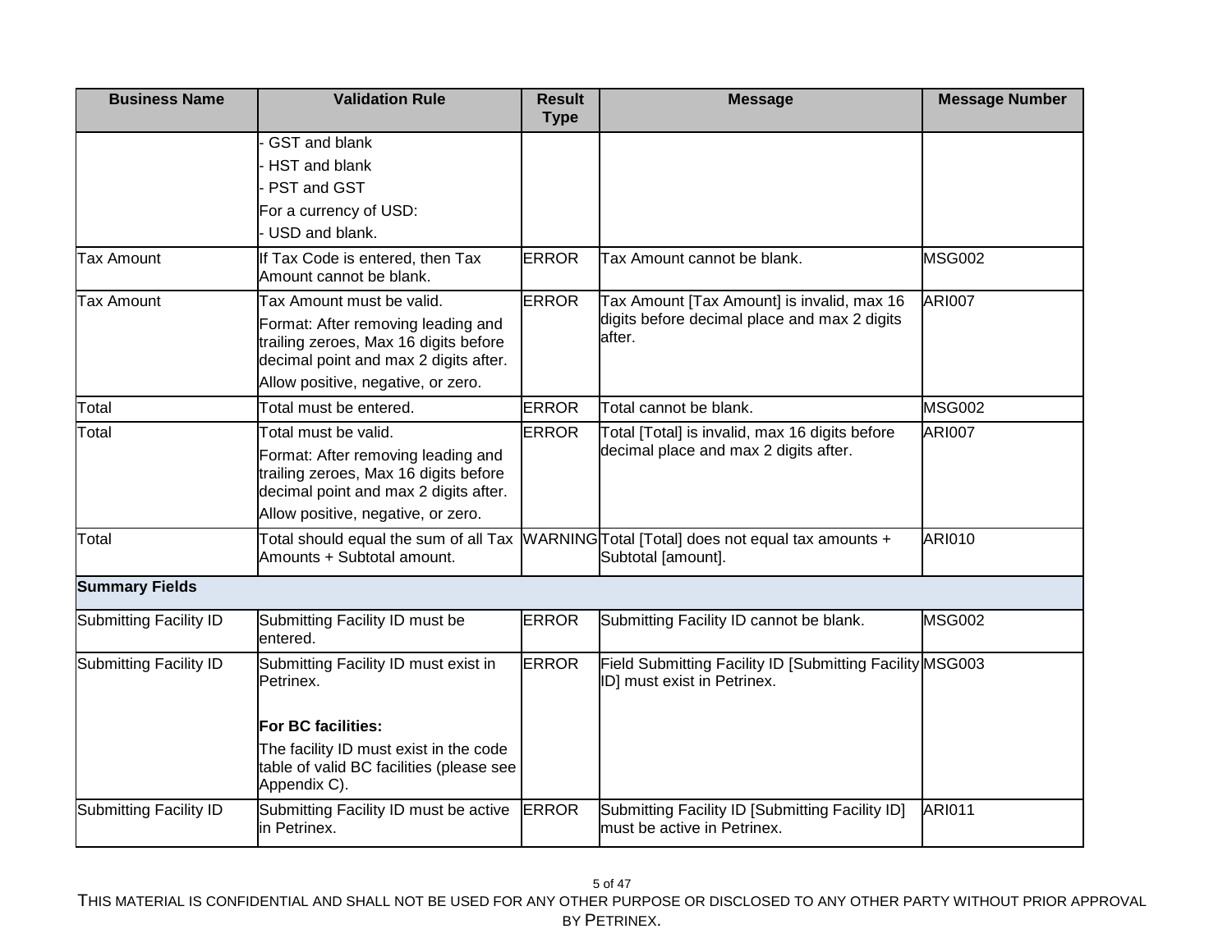| Business Name | Validation Rule | Result Type | Message | Message Number |
|---|---|---|---|---|
| | - GST and blank<br>- HST and blank<br>- PST and GST<br>For a currency of USD:<br>- USD and blank. | | | |
| Tax Amount | If Tax Code is entered, then Tax Amount cannot be blank. | ERROR | Tax Amount cannot be blank. | MSG002 |
| Tax Amount | Tax Amount must be valid.<br>Format: After removing leading and trailing zeroes, Max 16 digits before decimal point and max 2 digits after.<br>Allow positive, negative, or zero. | ERROR | Tax Amount [Tax Amount] is invalid, max 16 digits before decimal place and max 2 digits after. | ARI007 |
| Total | Total must be entered. | ERROR | Total cannot be blank. | MSG002 |
| Total | Total must be valid.<br>Format: After removing leading and trailing zeroes, Max 16 digits before decimal point and max 2 digits after.<br>Allow positive, negative, or zero. | ERROR | Total [Total] is invalid, max 16 digits before decimal place and max 2 digits after. | ARI007 |
| Total | Total should equal the sum of all Tax Amounts + Subtotal amount. | WARNING | Total [Total] does not equal tax amounts + Subtotal [amount]. | ARI010 |
| **Summary Fields** | | | | |
| Submitting Facility ID | Submitting Facility ID must be entered. | ERROR | Submitting Facility ID cannot be blank. | MSG002 |
| Submitting Facility ID | Submitting Facility ID must exist in Petrinex.<br><br>**For BC facilities:**<br>The facility ID must exist in the code table of valid BC facilities (please see Appendix C). | ERROR | Field Submitting Facility ID [Submitting Facility ID] must exist in Petrinex. | MSG003 |
| Submitting Facility ID | Submitting Facility ID must be active in Petrinex. | ERROR | Submitting Facility ID [Submitting Facility ID] must be active in Petrinex. | ARI011 |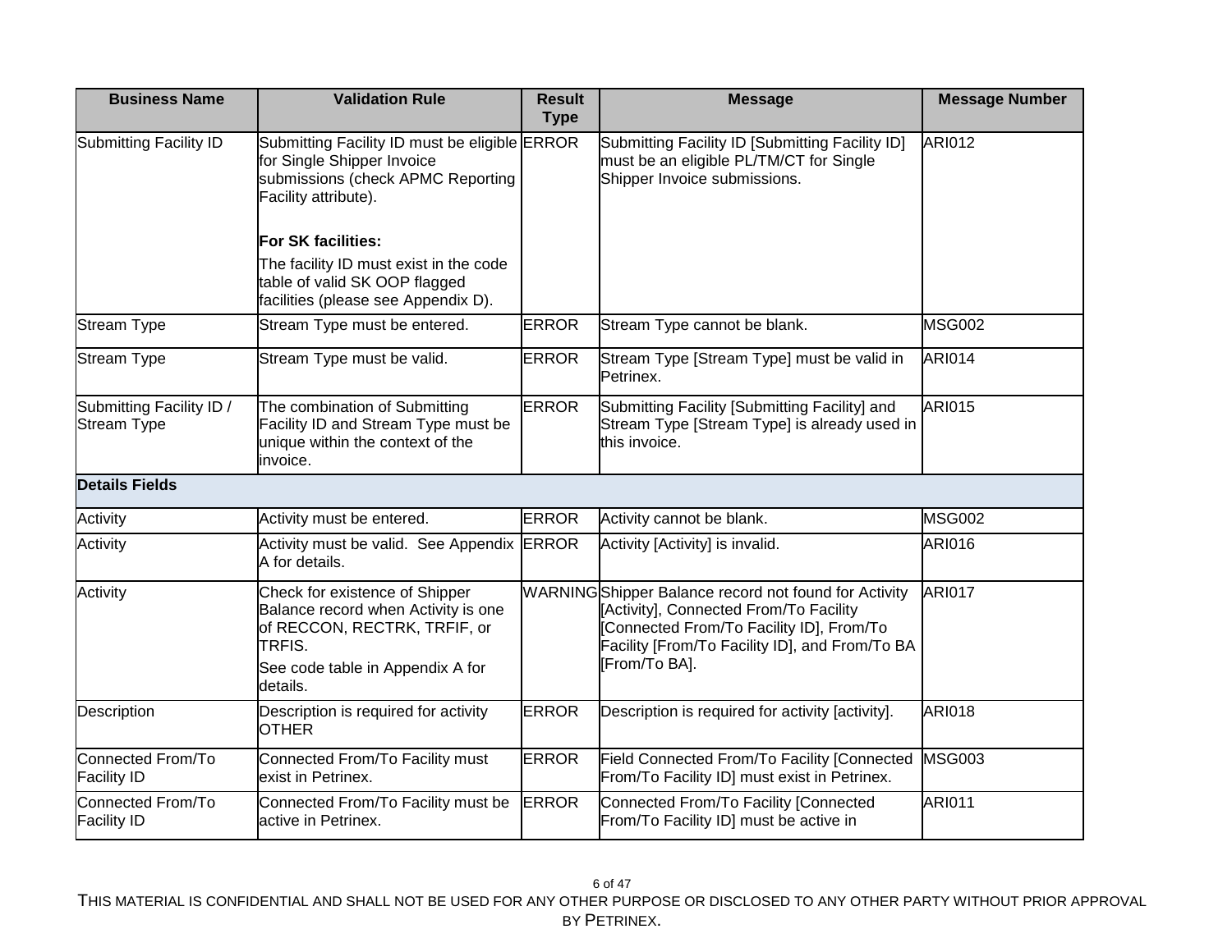| Business Name | Validation Rule | Result Type | Message | Message Number |
| --- | --- | --- | --- | --- |
| Submitting Facility ID | Submitting Facility ID must be eligible for Single Shipper Invoice submissions (check APMC Reporting Facility attribute).<br><br>**For SK facilities:**<br>The facility ID must exist in the code table of valid SK OOP flagged facilities (please see Appendix D). | ERROR | Submitting Facility ID [Submitting Facility ID] must be an eligible PL/TM/CT for Single Shipper Invoice submissions. | ARI012 |
| Stream Type | Stream Type must be entered. | ERROR | Stream Type cannot be blank. | MSG002 |
| Stream Type | Stream Type must be valid. | ERROR | Stream Type [Stream Type] must be valid in Petrinex. | ARI014 |
| Submitting Facility ID / Stream Type | The combination of Submitting Facility ID and Stream Type must be unique within the context of the invoice. | ERROR | Submitting Facility [Submitting Facility] and Stream Type [Stream Type] is already used in this invoice. | ARI015 |
| **Details Fields** | | | | |
| Activity | Activity must be entered. | ERROR | Activity cannot be blank. | MSG002 |
| Activity | Activity must be valid. See Appendix A for details. | ERROR | Activity [Activity] is invalid. | ARI016 |
| Activity | Check for existence of Shipper Balance record when Activity is one of RECCON, RECTRK, TRFIF, or TRFIS.<br>See code table in Appendix A for details. | WARNING | Shipper Balance record not found for Activity [Activity], Connected From/To Facility [Connected From/To Facility ID], From/To Facility [From/To Facility ID], and From/To BA [From/To BA]. | ARI017 |
| Description | Description is required for activity OTHER | ERROR | Description is required for activity [activity]. | ARI018 |
| Connected From/To Facility ID | Connected From/To Facility must exist in Petrinex. | ERROR | Field Connected From/To Facility [Connected From/To Facility ID] must exist in Petrinex. | MSG003 |
| Connected From/To Facility ID | Connected From/To Facility must be active in Petrinex. | ERROR | Connected From/To Facility [Connected From/To Facility ID] must be active in | ARI011 |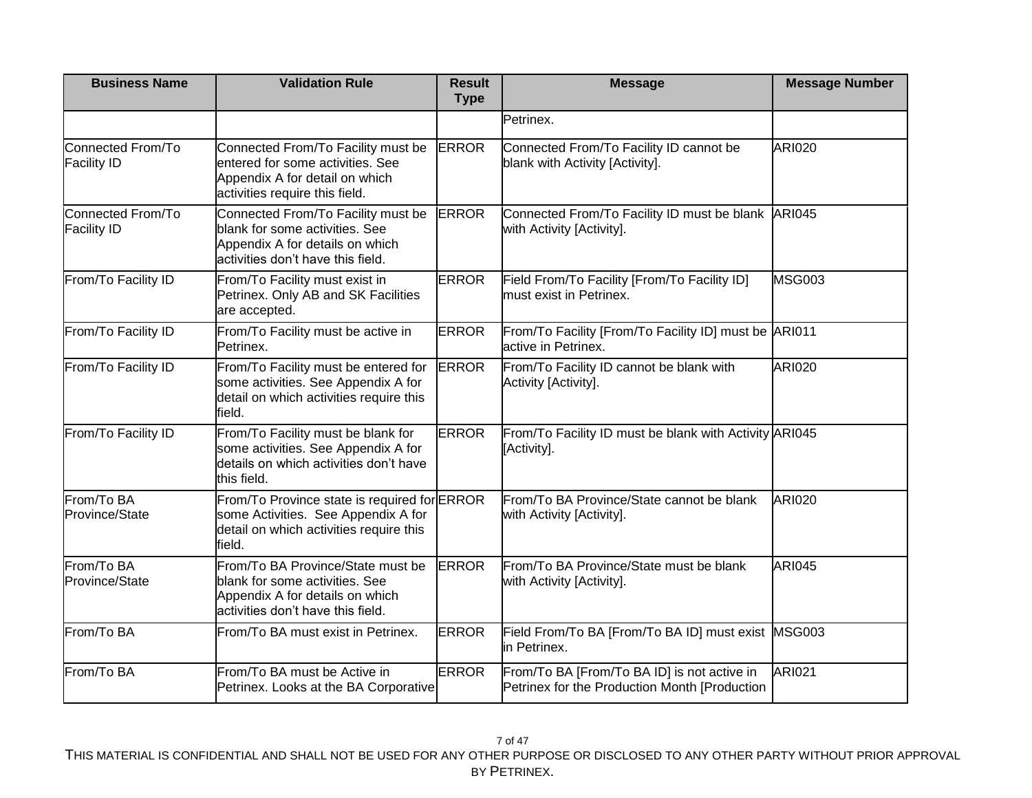| Business Name | Validation Rule | Result Type | Message | Message Number |
|---|---|---|---|---|
| | | | Petrinex. | |
| Connected From/To Facility ID | Connected From/To Facility must be entered for some activities. See Appendix A for detail on which activities require this field. | ERROR | Connected From/To Facility ID cannot be blank with Activity [Activity]. | ARI020 |
| Connected From/To Facility ID | Connected From/To Facility must be blank for some activities. See Appendix A for details on which activities don't have this field. | ERROR | Connected From/To Facility ID must be blank with Activity [Activity]. | ARI045 |
| From/To Facility ID | From/To Facility must exist in Petrinex. Only AB and SK Facilities are accepted. | ERROR | Field From/To Facility [From/To Facility ID] must exist in Petrinex. | MSG003 |
| From/To Facility ID | From/To Facility must be active in Petrinex. | ERROR | From/To Facility [From/To Facility ID] must be active in Petrinex. | ARI011 |
| From/To Facility ID | From/To Facility must be entered for some activities. See Appendix A for detail on which activities require this field. | ERROR | From/To Facility ID cannot be blank with Activity [Activity]. | ARI020 |
| From/To Facility ID | From/To Facility must be blank for some activities. See Appendix A for details on which activities don't have this field. | ERROR | From/To Facility ID must be blank with Activity [Activity]. | ARI045 |
| From/To BA Province/State | From/To Province state is required for some Activities. See Appendix A for detail on which activities require this field. | ERROR | From/To BA Province/State cannot be blank with Activity [Activity]. | ARI020 |
| From/To BA Province/State | From/To BA Province/State must be blank for some activities. See Appendix A for details on which activities don't have this field. | ERROR | From/To BA Province/State must be blank with Activity [Activity]. | ARI045 |
| From/To BA | From/To BA must exist in Petrinex. | ERROR | Field From/To BA [From/To BA ID] must exist in Petrinex. | MSG003 |
| From/To BA | From/To BA must be Active in Petrinex. Looks at the BA Corporative | ERROR | From/To BA [From/To BA ID] is not active in Petrinex for the Production Month [Production | ARI021 |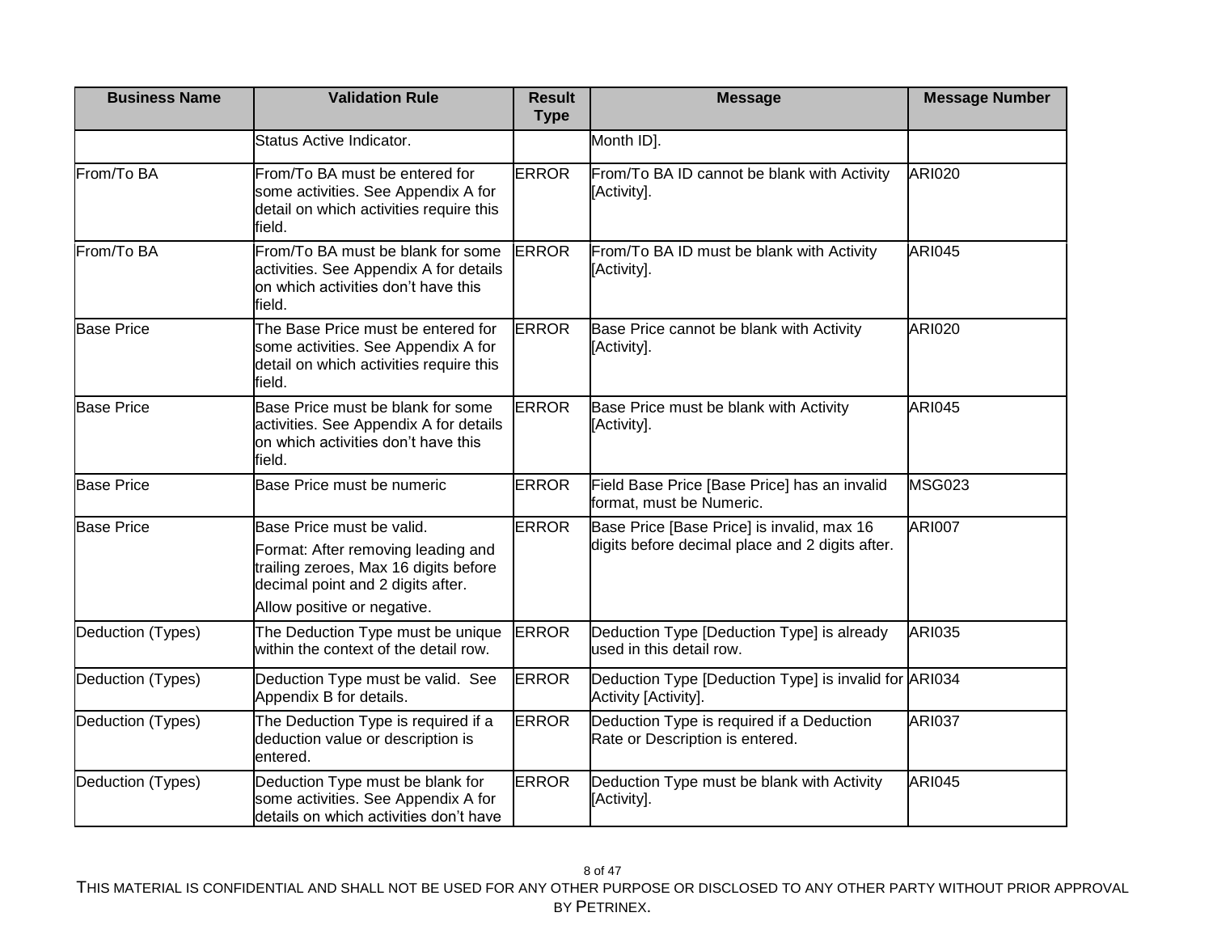| Business Name | Validation Rule | Result Type | Message | Message Number |
|---|---|---|---|---|
| | Status Active Indicator. | | Month ID]. | |
| From/To BA | From/To BA must be entered for some activities. See Appendix A for detail on which activities require this field. | ERROR | From/To BA ID cannot be blank with Activity [Activity]. | ARI020 |
| From/To BA | From/To BA must be blank for some activities. See Appendix A for details on which activities don't have this field. | ERROR | From/To BA ID must be blank with Activity [Activity]. | ARI045 |
| Base Price | The Base Price must be entered for some activities. See Appendix A for detail on which activities require this field. | ERROR | Base Price cannot be blank with Activity [Activity]. | ARI020 |
| Base Price | Base Price must be blank for some activities. See Appendix A for details on which activities don't have this field. | ERROR | Base Price must be blank with Activity [Activity]. | ARI045 |
| Base Price | Base Price must be numeric | ERROR | Field Base Price [Base Price] has an invalid format, must be Numeric. | MSG023 |
| Base Price | Base Price must be valid.<br>Format: After removing leading and trailing zeroes, Max 16 digits before decimal point and 2 digits after.<br>Allow positive or negative. | ERROR | Base Price [Base Price] is invalid, max 16 digits before decimal place and 2 digits after. | ARI007 |
| Deduction (Types) | The Deduction Type must be unique within the context of the detail row. | ERROR | Deduction Type [Deduction Type] is already used in this detail row. | ARI035 |
| Deduction (Types) | Deduction Type must be valid. See Appendix B for details. | ERROR | Deduction Type [Deduction Type] is invalid for Activity [Activity]. | ARI034 |
| Deduction (Types) | The Deduction Type is required if a deduction value or description is entered. | ERROR | Deduction Type is required if a Deduction Rate or Description is entered. | ARI037 |
| Deduction (Types) | Deduction Type must be blank for some activities. See Appendix A for details on which activities don't have | ERROR | Deduction Type must be blank with Activity [Activity]. | ARI045 |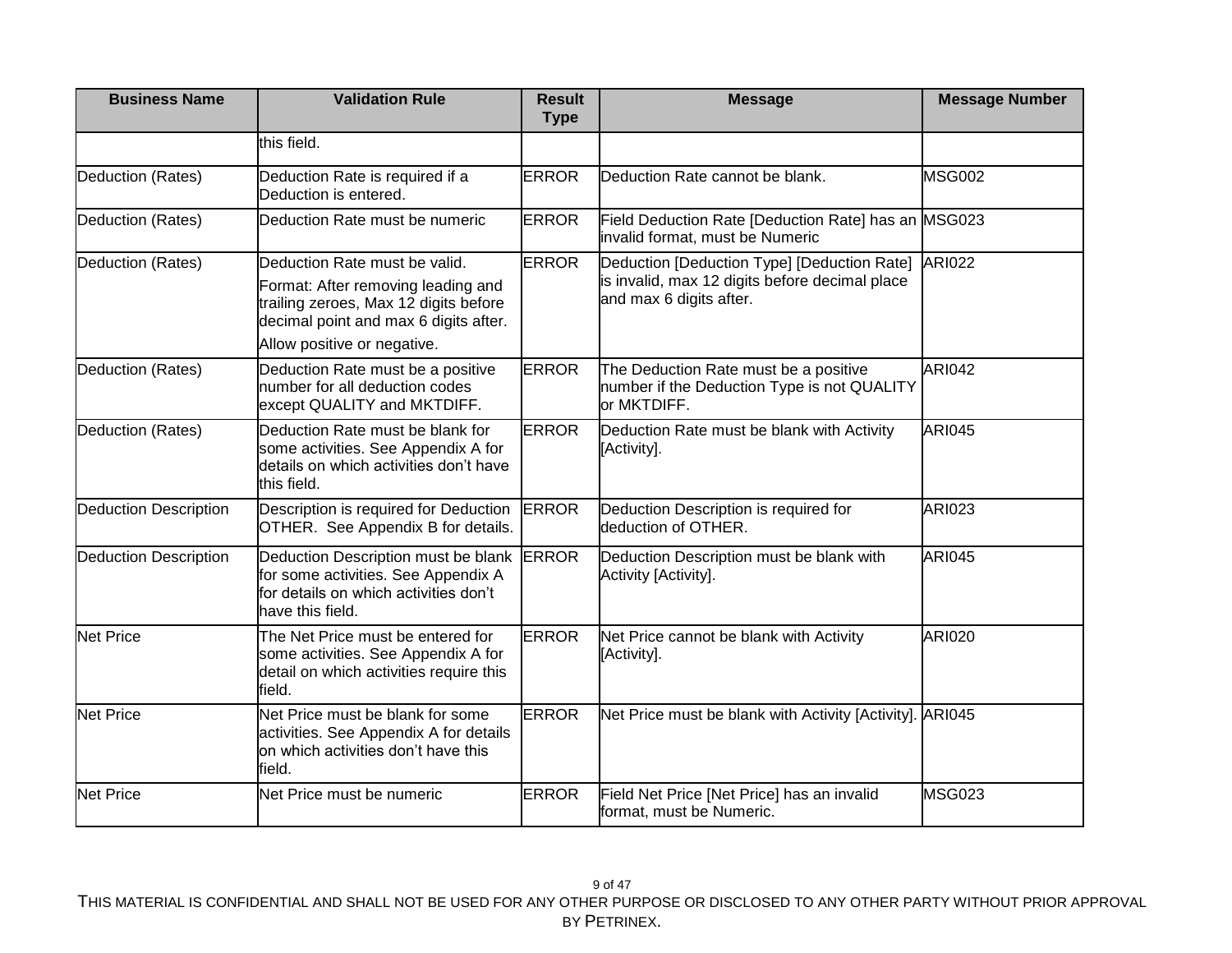| Business Name | Validation Rule | Result Type | Message | Message Number |
|---|---|---|---|---|
| | this field. | | | |
| Deduction (Rates) | Deduction Rate is required if a Deduction is entered. | ERROR | Deduction Rate cannot be blank. | MSG002 |
| Deduction (Rates) | Deduction Rate must be numeric | ERROR | Field Deduction Rate [Deduction Rate] has an invalid format, must be Numeric | MSG023 |
| Deduction (Rates) | Deduction Rate must be valid.<br>Format: After removing leading and trailing zeroes, Max 12 digits before decimal point and max 6 digits after.<br>Allow positive or negative. | ERROR | Deduction [Deduction Type] [Deduction Rate] is invalid, max 12 digits before decimal place and max 6 digits after. | ARI022 |
| Deduction (Rates) | Deduction Rate must be a positive number for all deduction codes except QUALITY and MKTDIFF. | ERROR | The Deduction Rate must be a positive number if the Deduction Type is not QUALITY or MKTDIFF. | ARI042 |
| Deduction (Rates) | Deduction Rate must be blank for some activities. See Appendix A for details on which activities don't have this field. | ERROR | Deduction Rate must be blank with Activity [Activity]. | ARI045 |
| Deduction Description | Description is required for Deduction OTHER. See Appendix B for details. | ERROR | Deduction Description is required for deduction of OTHER. | ARI023 |
| Deduction Description | Deduction Description must be blank for some activities. See Appendix A for details on which activities don't have this field. | ERROR | Deduction Description must be blank with Activity [Activity]. | ARI045 |
| Net Price | The Net Price must be entered for some activities. See Appendix A for detail on which activities require this field. | ERROR | Net Price cannot be blank with Activity [Activity]. | ARI020 |
| Net Price | Net Price must be blank for some activities. See Appendix A for details on which activities don't have this field. | ERROR | Net Price must be blank with Activity [Activity]. | ARI045 |
| Net Price | Net Price must be numeric | ERROR | Field Net Price [Net Price] has an invalid format, must be Numeric. | MSG023 |

THIS MATERIAL IS CONFIDENTIAL AND SHALL NOT BE USED FOR ANY OTHER PURPOSE OR DISCLOSED TO ANY OTHER PARTY WITHOUT PRIOR APPROVAL BY PETRINEX.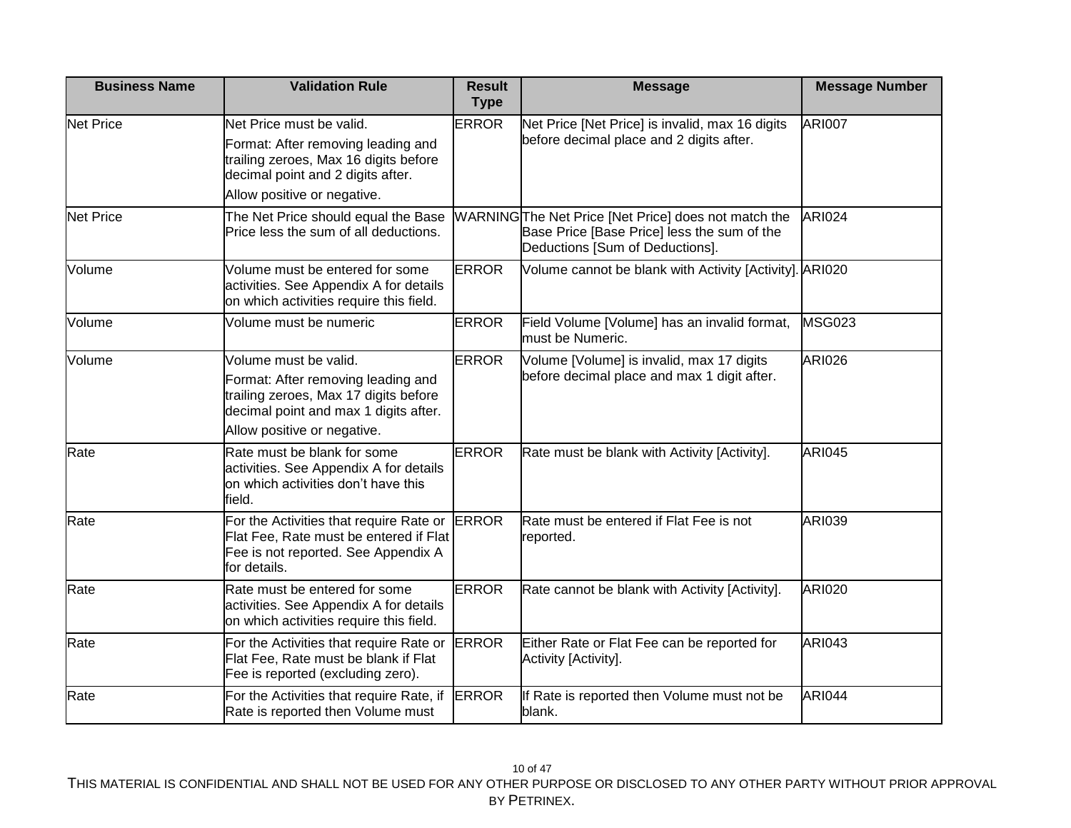| Business Name | Validation Rule | Result Type | Message | Message Number |
|---|---|---|---|---|
| Net Price | Net Price must be valid.<br>Format: After removing leading and trailing zeroes, Max 16 digits before decimal point and 2 digits after.<br>Allow positive or negative. | ERROR | Net Price [Net Price] is invalid, max 16 digits before decimal place and 2 digits after. | ARI007 |
| Net Price | The Net Price should equal the Base Price less the sum of all deductions. | WARNING | The Net Price [Net Price] does not match the Base Price [Base Price] less the sum of the Deductions [Sum of Deductions]. | ARI024 |
| Volume | Volume must be entered for some activities. See Appendix A for details on which activities require this field. | ERROR | Volume cannot be blank with Activity [Activity]. | ARI020 |
| Volume | Volume must be numeric | ERROR | Field Volume [Volume] has an invalid format, must be Numeric. | MSG023 |
| Volume | Volume must be valid.<br>Format: After removing leading and trailing zeroes, Max 17 digits before decimal point and max 1 digits after.<br>Allow positive or negative. | ERROR | Volume [Volume] is invalid, max 17 digits before decimal place and max 1 digit after. | ARI026 |
| Rate | Rate must be blank for some activities. See Appendix A for details on which activities don't have this field. | ERROR | Rate must be blank with Activity [Activity]. | ARI045 |
| Rate | For the Activities that require Rate or Flat Fee, Rate must be entered if Flat Fee is not reported. See Appendix A for details. | ERROR | Rate must be entered if Flat Fee is not reported. | ARI039 |
| Rate | Rate must be entered for some activities. See Appendix A for details on which activities require this field. | ERROR | Rate cannot be blank with Activity [Activity]. | ARI020 |
| Rate | For the Activities that require Rate or Flat Fee, Rate must be blank if Flat Fee is reported (excluding zero). | ERROR | Either Rate or Flat Fee can be reported for Activity [Activity]. | ARI043 |
| Rate | For the Activities that require Rate, if Rate is reported then Volume must | ERROR | If Rate is reported then Volume must not be blank. | ARI044 |

THIS MATERIAL IS CONFIDENTIAL AND SHALL NOT BE USED FOR ANY OTHER PURPOSE OR DISCLOSED TO ANY OTHER PARTY WITHOUT PRIOR APPROVAL BY PETRINEX.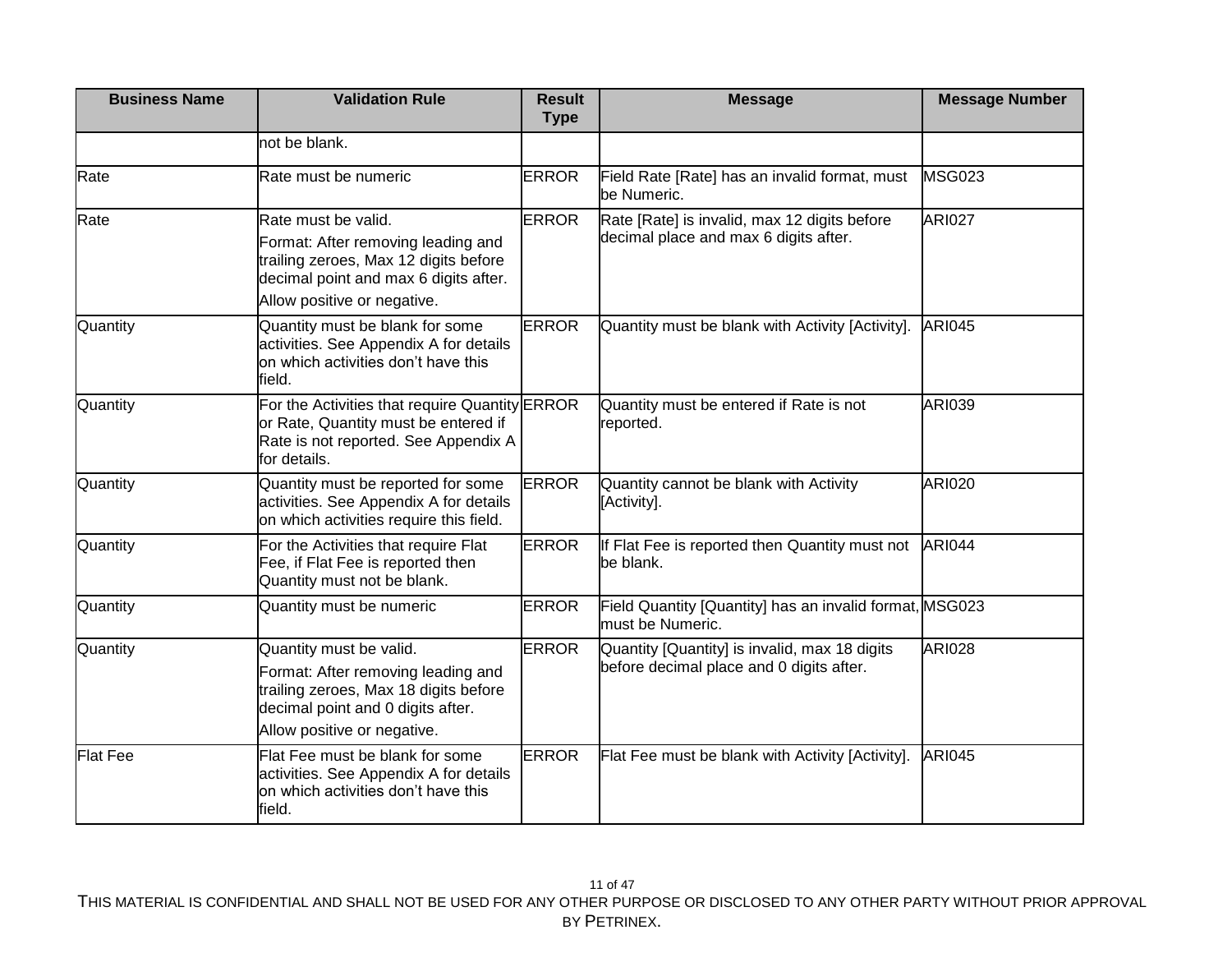| Business Name | Validation Rule | Result Type | Message | Message Number |
|---|---|---|---|---|
| | not be blank. | | | |
| Rate | Rate must be numeric | ERROR | Field Rate [Rate] has an invalid format, must be Numeric. | MSG023 |
| Rate | Rate must be valid.<br>Format: After removing leading and trailing zeroes, Max 12 digits before decimal point and max 6 digits after.<br>Allow positive or negative. | ERROR | Rate [Rate] is invalid, max 12 digits before decimal place and max 6 digits after. | ARI027 |
| Quantity | Quantity must be blank for some activities. See Appendix A for details on which activities don’t have this field. | ERROR | Quantity must be blank with Activity [Activity]. | ARI045 |
| Quantity | For the Activities that require Quantity or Rate, Quantity must be entered if Rate is not reported. See Appendix A for details. | ERROR | Quantity must be entered if Rate is not reported. | ARI039 |
| Quantity | Quantity must be reported for some activities. See Appendix A for details on which activities require this field. | ERROR | Quantity cannot be blank with Activity [Activity]. | ARI020 |
| Quantity | For the Activities that require Flat Fee, if Flat Fee is reported then Quantity must not be blank. | ERROR | If Flat Fee is reported then Quantity must not be blank. | ARI044 |
| Quantity | Quantity must be numeric | ERROR | Field Quantity [Quantity] has an invalid format, must be Numeric. | MSG023 |
| Quantity | Quantity must be valid.<br>Format: After removing leading and trailing zeroes, Max 18 digits before decimal point and 0 digits after.<br>Allow positive or negative. | ERROR | Quantity [Quantity] is invalid, max 18 digits before decimal place and 0 digits after. | ARI028 |
| Flat Fee | Flat Fee must be blank for some activities. See Appendix A for details on which activities don’t have this field. | ERROR | Flat Fee must be blank with Activity [Activity]. | ARI045 |

THIS MATERIAL IS CONFIDENTIAL AND SHALL NOT BE USED FOR ANY OTHER PURPOSE OR DISCLOSED TO ANY OTHER PARTY WITHOUT PRIOR APPROVAL BY PETRINEX.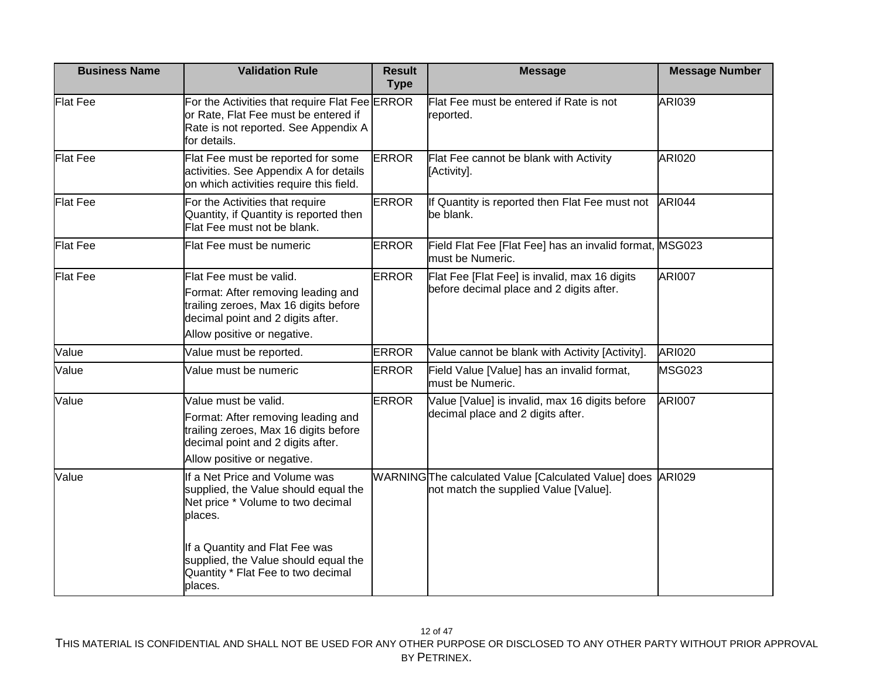| Business Name | Validation Rule | Result Type | Message | Message Number |
|---|---|---|---|---|
| Flat Fee | For the Activities that require Flat Fee or Rate, Flat Fee must be entered if Rate is not reported. See Appendix A for details. | ERROR | Flat Fee must be entered if Rate is not reported. | ARI039 |
| Flat Fee | Flat Fee must be reported for some activities. See Appendix A for details on which activities require this field. | ERROR | Flat Fee cannot be blank with Activity [Activity]. | ARI020 |
| Flat Fee | For the Activities that require Quantity, if Quantity is reported then Flat Fee must not be blank. | ERROR | If Quantity is reported then Flat Fee must not be blank. | ARI044 |
| Flat Fee | Flat Fee must be numeric | ERROR | Field Flat Fee [Flat Fee] has an invalid format, must be Numeric. | MSG023 |
| Flat Fee | Flat Fee must be valid.<br>Format: After removing leading and trailing zeroes, Max 16 digits before decimal point and 2 digits after.<br>Allow positive or negative. | ERROR | Flat Fee [Flat Fee] is invalid, max 16 digits before decimal place and 2 digits after. | ARI007 |
| Value | Value must be reported. | ERROR | Value cannot be blank with Activity [Activity]. | ARI020 |
| Value | Value must be numeric | ERROR | Field Value [Value] has an invalid format, must be Numeric. | MSG023 |
| Value | Value must be valid.<br>Format: After removing leading and trailing zeroes, Max 16 digits before decimal point and 2 digits after.<br>Allow positive or negative. | ERROR | Value [Value] is invalid, max 16 digits before decimal place and 2 digits after. | ARI007 |
| Value | If a Net Price and Volume was supplied, the Value should equal the Net price * Volume to two decimal places.<br><br>If a Quantity and Flat Fee was supplied, the Value should equal the Quantity * Flat Fee to two decimal places. | WARNING | The calculated Value [Calculated Value] does not match the supplied Value [Value]. | ARI029 |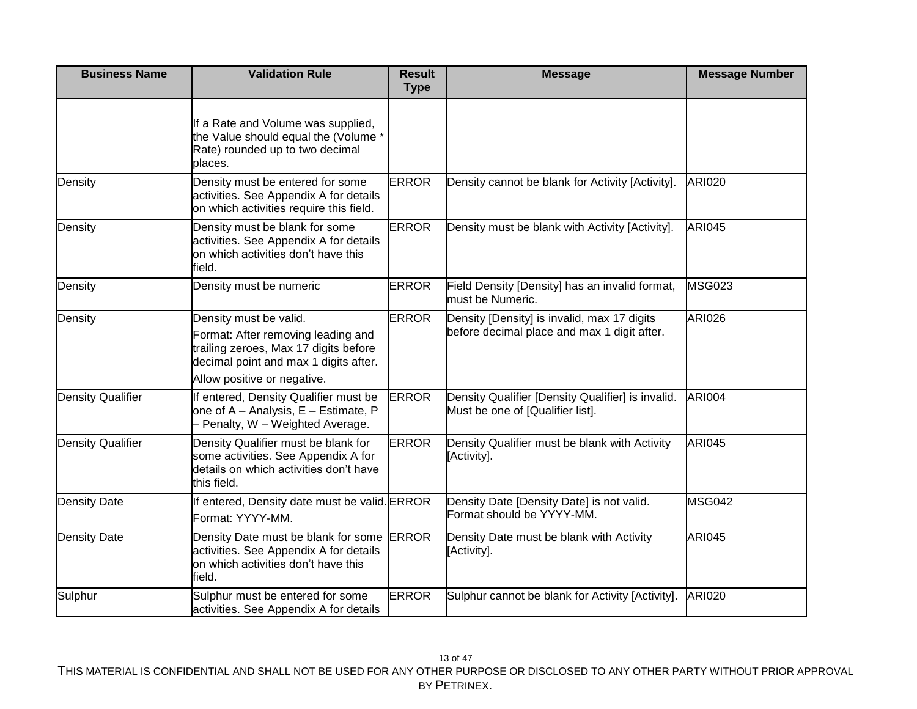| Business Name | Validation Rule | Result Type | Message | Message Number |
|---|---|---|---|---|
| | If a Rate and Volume was supplied, the Value should equal the (Volume * Rate) rounded up to two decimal places. | | | |
| Density | Density must be entered for some activities. See Appendix A for details on which activities require this field. | ERROR | Density cannot be blank for Activity [Activity]. | ARI020 |
| Density | Density must be blank for some activities. See Appendix A for details on which activities don't have this field. | ERROR | Density must be blank with Activity [Activity]. | ARI045 |
| Density | Density must be numeric | ERROR | Field Density [Density] has an invalid format, must be Numeric. | MSG023 |
| Density | Density must be valid.<br>Format: After removing leading and trailing zeroes, Max 17 digits before decimal point and max 1 digits after.<br>Allow positive or negative. | ERROR | Density [Density] is invalid, max 17 digits before decimal place and max 1 digit after. | ARI026 |
| Density Qualifier | If entered, Density Qualifier must be one of A – Analysis, E – Estimate, P – Penalty, W – Weighted Average. | ERROR | Density Qualifier [Density Qualifier] is invalid. Must be one of [Qualifier list]. | ARI004 |
| Density Qualifier | Density Qualifier must be blank for some activities. See Appendix A for details on which activities don't have this field. | ERROR | Density Qualifier must be blank with Activity [Activity]. | ARI045 |
| Density Date | If entered, Density date must be valid.<br>Format: YYYY-MM. | ERROR | Density Date [Density Date] is not valid. Format should be YYYY-MM. | MSG042 |
| Density Date | Density Date must be blank for some activities. See Appendix A for details on which activities don't have this field. | ERROR | Density Date must be blank with Activity [Activity]. | ARI045 |
| Sulphur | Sulphur must be entered for some activities. See Appendix A for details | ERROR | Sulphur cannot be blank for Activity [Activity]. | ARI020 |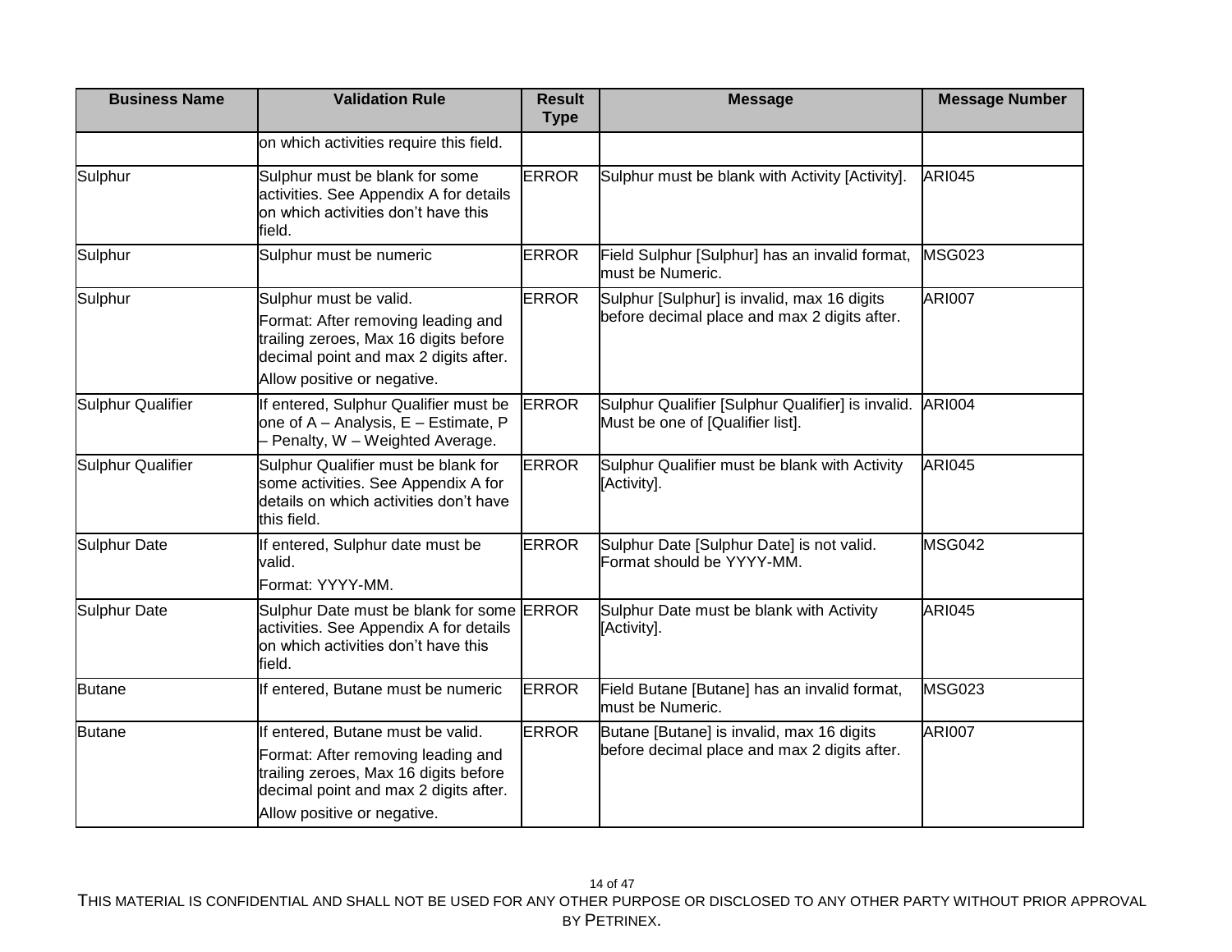| Business Name | Validation Rule | Result Type | Message | Message Number |
|---|---|---|---|---|
| | on which activities require this field. | | | |
| Sulphur | Sulphur must be blank for some activities. See Appendix A for details on which activities don't have this field. | ERROR | Sulphur must be blank with Activity [Activity]. | ARI045 |
| Sulphur | Sulphur must be numeric | ERROR | Field Sulphur [Sulphur] has an invalid format, must be Numeric. | MSG023 |
| Sulphur | Sulphur must be valid.<br>Format: After removing leading and trailing zeroes, Max 16 digits before decimal point and max 2 digits after.<br>Allow positive or negative. | ERROR | Sulphur [Sulphur] is invalid, max 16 digits before decimal place and max 2 digits after. | ARI007 |
| Sulphur Qualifier | If entered, Sulphur Qualifier must be one of A – Analysis, E – Estimate, P – Penalty, W – Weighted Average. | ERROR | Sulphur Qualifier [Sulphur Qualifier] is invalid. Must be one of [Qualifier list]. | ARI004 |
| Sulphur Qualifier | Sulphur Qualifier must be blank for some activities. See Appendix A for details on which activities don't have this field. | ERROR | Sulphur Qualifier must be blank with Activity [Activity]. | ARI045 |
| Sulphur Date | If entered, Sulphur date must be valid.<br>Format: YYYY-MM. | ERROR | Sulphur Date [Sulphur Date] is not valid. Format should be YYYY-MM. | MSG042 |
| Sulphur Date | Sulphur Date must be blank for some activities. See Appendix A for details on which activities don't have this field. | ERROR | Sulphur Date must be blank with Activity [Activity]. | ARI045 |
| Butane | If entered, Butane must be numeric | ERROR | Field Butane [Butane] has an invalid format, must be Numeric. | MSG023 |
| Butane | If entered, Butane must be valid.<br>Format: After removing leading and trailing zeroes, Max 16 digits before decimal point and max 2 digits after.<br>Allow positive or negative. | ERROR | Butane [Butane] is invalid, max 16 digits before decimal place and max 2 digits after. | ARI007 |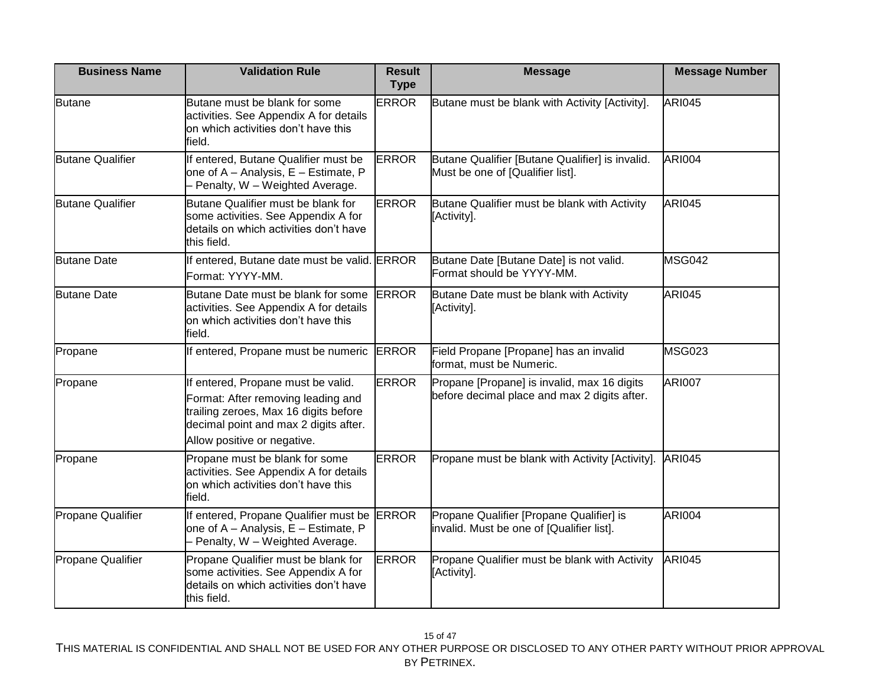| Business Name | Validation Rule | Result Type | Message | Message Number |
|---|---|---|---|---|
| Butane | Butane must be blank for some activities. See Appendix A for details on which activities don't have this field. | ERROR | Butane must be blank with Activity [Activity]. | ARI045 |
| Butane Qualifier | If entered, Butane Qualifier must be one of A – Analysis, E – Estimate, P – Penalty, W – Weighted Average. | ERROR | Butane Qualifier [Butane Qualifier] is invalid. Must be one of [Qualifier list]. | ARI004 |
| Butane Qualifier | Butane Qualifier must be blank for some activities. See Appendix A for details on which activities don't have this field. | ERROR | Butane Qualifier must be blank with Activity [Activity]. | ARI045 |
| Butane Date | If entered, Butane date must be valid. Format: YYYY-MM. | ERROR | Butane Date [Butane Date] is not valid. Format should be YYYY-MM. | MSG042 |
| Butane Date | Butane Date must be blank for some activities. See Appendix A for details on which activities don't have this field. | ERROR | Butane Date must be blank with Activity [Activity]. | ARI045 |
| Propane | If entered, Propane must be numeric | ERROR | Field Propane [Propane] has an invalid format, must be Numeric. | MSG023 |
| Propane | If entered, Propane must be valid. Format: After removing leading and trailing zeroes, Max 16 digits before decimal point and max 2 digits after. Allow positive or negative. | ERROR | Propane [Propane] is invalid, max 16 digits before decimal place and max 2 digits after. | ARI007 |
| Propane | Propane must be blank for some activities. See Appendix A for details on which activities don't have this field. | ERROR | Propane must be blank with Activity [Activity]. | ARI045 |
| Propane Qualifier | If entered, Propane Qualifier must be one of A – Analysis, E – Estimate, P – Penalty, W – Weighted Average. | ERROR | Propane Qualifier [Propane Qualifier] is invalid. Must be one of [Qualifier list]. | ARI004 |
| Propane Qualifier | Propane Qualifier must be blank for some activities. See Appendix A for details on which activities don't have this field. | ERROR | Propane Qualifier must be blank with Activity [Activity]. | ARI045 |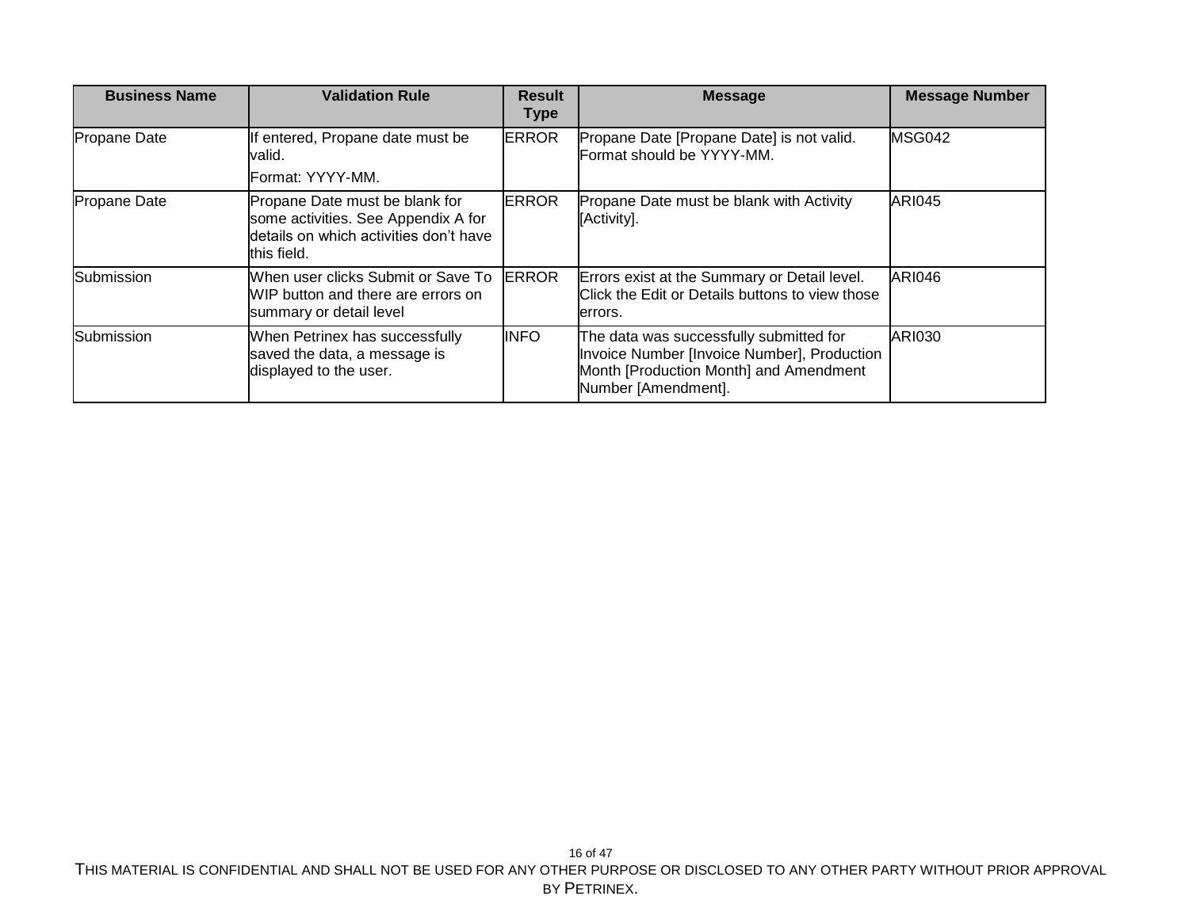| Business Name | Validation Rule | Result Type | Message | Message Number |
|---|---|---|---|---|
| Propane Date | If entered, Propane date must be valid.<br>Format: YYYY-MM. | ERROR | Propane Date [Propane Date] is not valid. Format should be YYYY-MM. | MSG042 |
| Propane Date | Propane Date must be blank for some activities. See Appendix A for details on which activities don't have this field. | ERROR | Propane Date must be blank with Activity [Activity]. | ARI045 |
| Submission | When user clicks Submit or Save To WIP button and there are errors on summary or detail level | ERROR | Errors exist at the Summary or Detail level. Click the Edit or Details buttons to view those errors. | ARI046 |
| Submission | When Petrinex has successfully saved the data, a message is displayed to the user. | INFO | The data was successfully submitted for Invoice Number [Invoice Number], Production Month [Production Month] and Amendment Number [Amendment]. | ARI030 |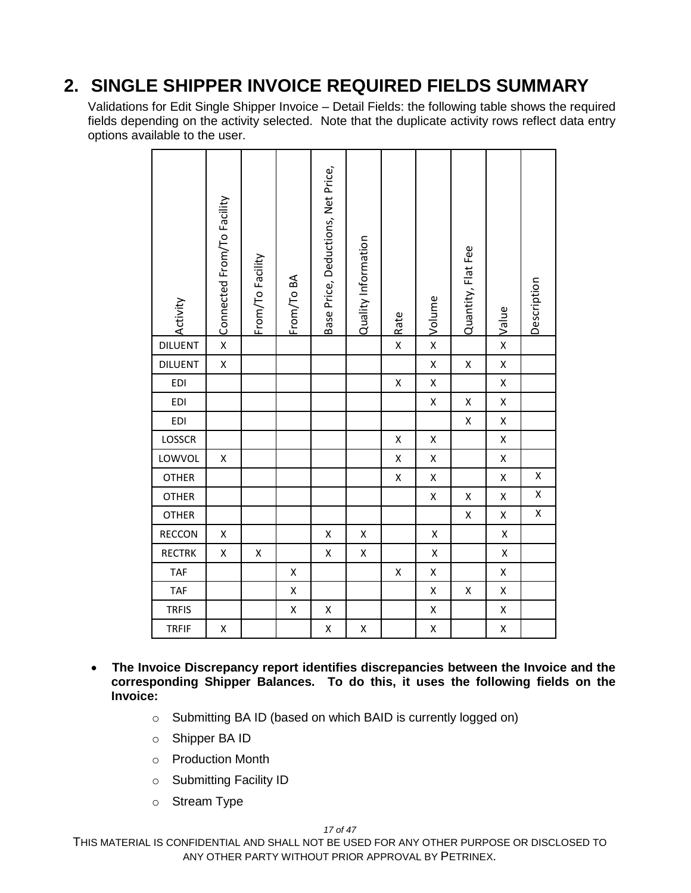## 2. SINGLE SHIPPER INVOICE REQUIRED FIELDS SUMMARY

Validations for Edit Single Shipper Invoice – Detail Fields: the following table shows the required fields depending on the activity selected. Note that the duplicate activity rows reflect data entry options available to the user.

| Activity | Connected From/To Facility | From/To Facility | From/To BA | Base Price, Deductions, Net Price, | Quality Information | Rate | Volume | Quantity, Flat Fee | Value | Description |
|---|---|---|---|---|---|---|---|---|---|---|
| DILUENT | X | | | | | X | X | | X | |
| DILUENT | X | | | | | | X | X | X | |
| EDI | | | | | | X | X | | X | |
| EDI | | | | | | | X | X | X | |
| EDI | | | | | | | | X | X | |
| LOSSCR | | | | | | X | X | | X | |
| LOWVOL | X | | | | | X | X | | X | |
| OTHER | | | | | | X | X | | X | X |
| OTHER | | | | | | | X | X | X | X |
| OTHER | | | | | | | | X | X | X |
| RECCON | X | | | X | X | | X | | X | |
| RECTRK | X | X | | X | X | | X | | X | |
| TAF | | | X | | | X | X | | X | |
| TAF | | | X | | | | X | X | X | |
| TRFIS | | | X | X | | | X | | X | |
| TRFIF | X | | | X | X | | X | | X | |

- **The Invoice Discrepancy report identifies discrepancies between the Invoice and the corresponding Shipper Balances. To do this, it uses the following fields on the Invoice:**
  - Submitting BA ID (based on which BAID is currently logged on)
  - Shipper BA ID
  - Production Month
  - Submitting Facility ID
  - Stream Type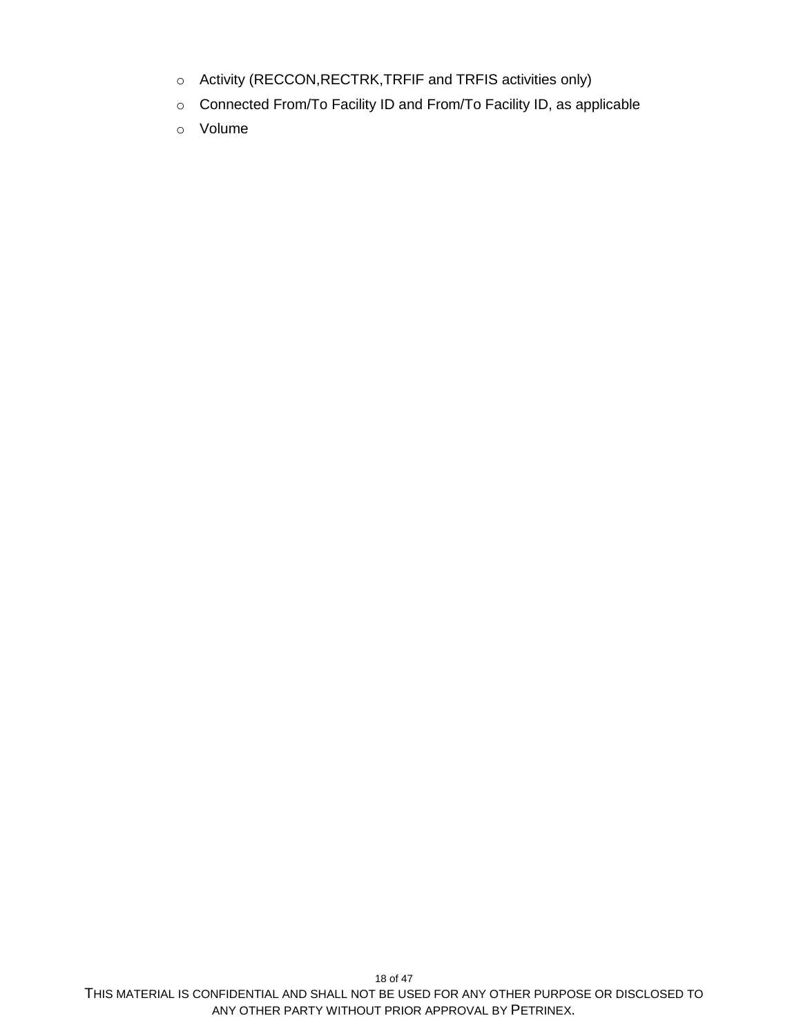- Activity (RECCON,RECTRK,TRFIF and TRFIS activities only)
- Connected From/To Facility ID and From/To Facility ID, as applicable
- Volume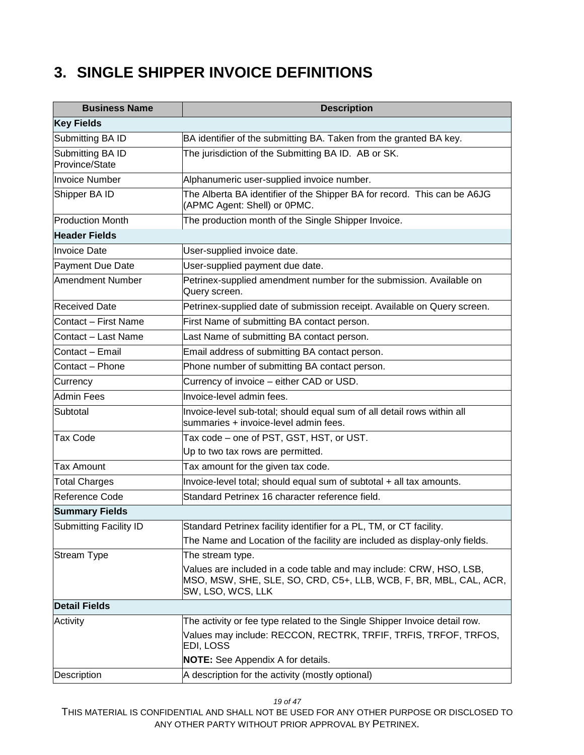# 3. SINGLE SHIPPER INVOICE DEFINITIONS

| Business Name | Description |
|---|---|
| **Key Fields** | |
| Submitting BA ID | BA identifier of the submitting BA. Taken from the granted BA key. |
| Submitting BA ID Province/State | The jurisdiction of the Submitting BA ID. AB or SK. |
| Invoice Number | Alphanumeric user-supplied invoice number. |
| Shipper BA ID | The Alberta BA identifier of the Shipper BA for record. This can be A6JG (APMC Agent: Shell) or 0PMC. |
| Production Month | The production month of the Single Shipper Invoice. |
| **Header Fields** | |
| Invoice Date | User-supplied invoice date. |
| Payment Due Date | User-supplied payment due date. |
| Amendment Number | Petrinex-supplied amendment number for the submission. Available on Query screen. |
| Received Date | Petrinex-supplied date of submission receipt. Available on Query screen. |
| Contact – First Name | First Name of submitting BA contact person. |
| Contact – Last Name | Last Name of submitting BA contact person. |
| Contact – Email | Email address of submitting BA contact person. |
| Contact – Phone | Phone number of submitting BA contact person. |
| Currency | Currency of invoice – either CAD or USD. |
| Admin Fees | Invoice-level admin fees. |
| Subtotal | Invoice-level sub-total; should equal sum of all detail rows within all summaries + invoice-level admin fees. |
| Tax Code | Tax code – one of PST, GST, HST, or UST.<br>Up to two tax rows are permitted. |
| Tax Amount | Tax amount for the given tax code. |
| Total Charges | Invoice-level total; should equal sum of subtotal + all tax amounts. |
| Reference Code | Standard Petrinex 16 character reference field. |
| **Summary Fields** | |
| Submitting Facility ID | Standard Petrinex facility identifier for a PL, TM, or CT facility.<br>The Name and Location of the facility are included as display-only fields. |
| Stream Type | The stream type.<br>Values are included in a code table and may include: CRW, HSO, LSB, MSO, MSW, SHE, SLE, SO, CRD, C5+, LLB, WCB, F, BR, MBL, CAL, ACR, SW, LSO, WCS, LLK |
| **Detail Fields** | |
| Activity | The activity or fee type related to the Single Shipper Invoice detail row.<br>Values may include: RECCON, RECTRK, TRFIF, TRFIS, TRFOF, TRFOS, EDI, LOSS<br>**NOTE:** See Appendix A for details. |
| Description | A description for the activity (mostly optional) |

THIS MATERIAL IS CONFIDENTIAL AND SHALL NOT BE USED FOR ANY OTHER PURPOSE OR DISCLOSED TO ANY OTHER PARTY WITHOUT PRIOR APPROVAL BY PETRINEX.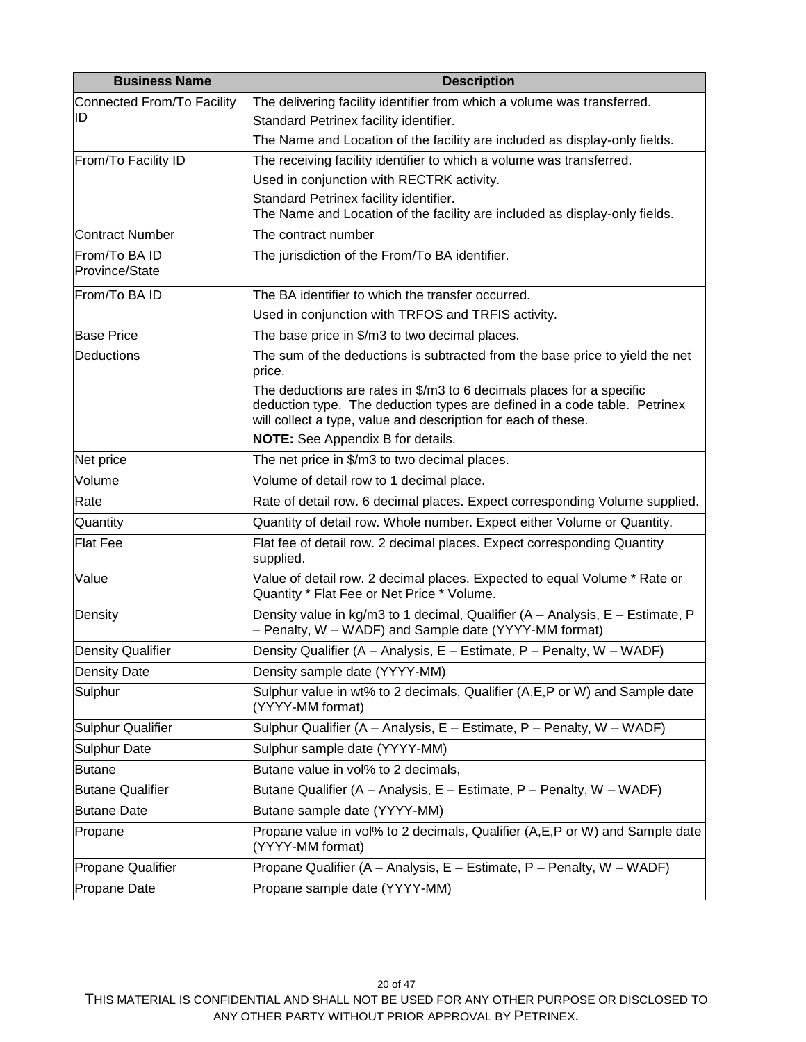| Business Name | Description |
|---|---|
| Connected From/To Facility ID | The delivering facility identifier from which a volume was transferred.<br>Standard Petrinex facility identifier.<br>The Name and Location of the facility are included as display-only fields. |
| From/To Facility ID | The receiving facility identifier to which a volume was transferred.<br>Used in conjunction with RECTRK activity.<br>Standard Petrinex facility identifier.<br>The Name and Location of the facility are included as display-only fields. |
| Contract Number | The contract number |
| From/To BA ID Province/State | The jurisdiction of the From/To BA identifier. |
| From/To BA ID | The BA identifier to which the transfer occurred.<br>Used in conjunction with TRFOS and TRFIS activity. |
| Base Price | The base price in $/m3 to two decimal places. |
| Deductions | The sum of the deductions is subtracted from the base price to yield the net price.<br>The deductions are rates in $/m3 to 6 decimals places for a specific deduction type. The deduction types are defined in a code table. Petrinex will collect a type, value and description for each of these.<br>**NOTE:** See Appendix B for details. |
| Net price | The net price in $/m3 to two decimal places. |
| Volume | Volume of detail row to 1 decimal place. |
| Rate | Rate of detail row. 6 decimal places. Expect corresponding Volume supplied. |
| Quantity | Quantity of detail row. Whole number. Expect either Volume or Quantity. |
| Flat Fee | Flat fee of detail row. 2 decimal places. Expect corresponding Quantity supplied. |
| Value | Value of detail row. 2 decimal places. Expected to equal Volume * Rate or Quantity * Flat Fee or Net Price * Volume. |
| Density | Density value in kg/m3 to 1 decimal, Qualifier (A – Analysis, E – Estimate, P – Penalty, W – WADF) and Sample date (YYYY-MM format) |
| Density Qualifier | Density Qualifier (A – Analysis, E – Estimate, P – Penalty, W – WADF) |
| Density Date | Density sample date (YYYY-MM) |
| Sulphur | Sulphur value in wt% to 2 decimals, Qualifier (A,E,P or W) and Sample date (YYYY-MM format) |
| Sulphur Qualifier | Sulphur Qualifier (A – Analysis, E – Estimate, P – Penalty, W – WADF) |
| Sulphur Date | Sulphur sample date (YYYY-MM) |
| Butane | Butane value in vol% to 2 decimals, |
| Butane Qualifier | Butane Qualifier (A – Analysis, E – Estimate, P – Penalty, W – WADF) |
| Butane Date | Butane sample date (YYYY-MM) |
| Propane | Propane value in vol% to 2 decimals, Qualifier (A,E,P or W) and Sample date (YYYY-MM format) |
| Propane Qualifier | Propane Qualifier (A – Analysis, E – Estimate, P – Penalty, W – WADF) |
| Propane Date | Propane sample date (YYYY-MM) |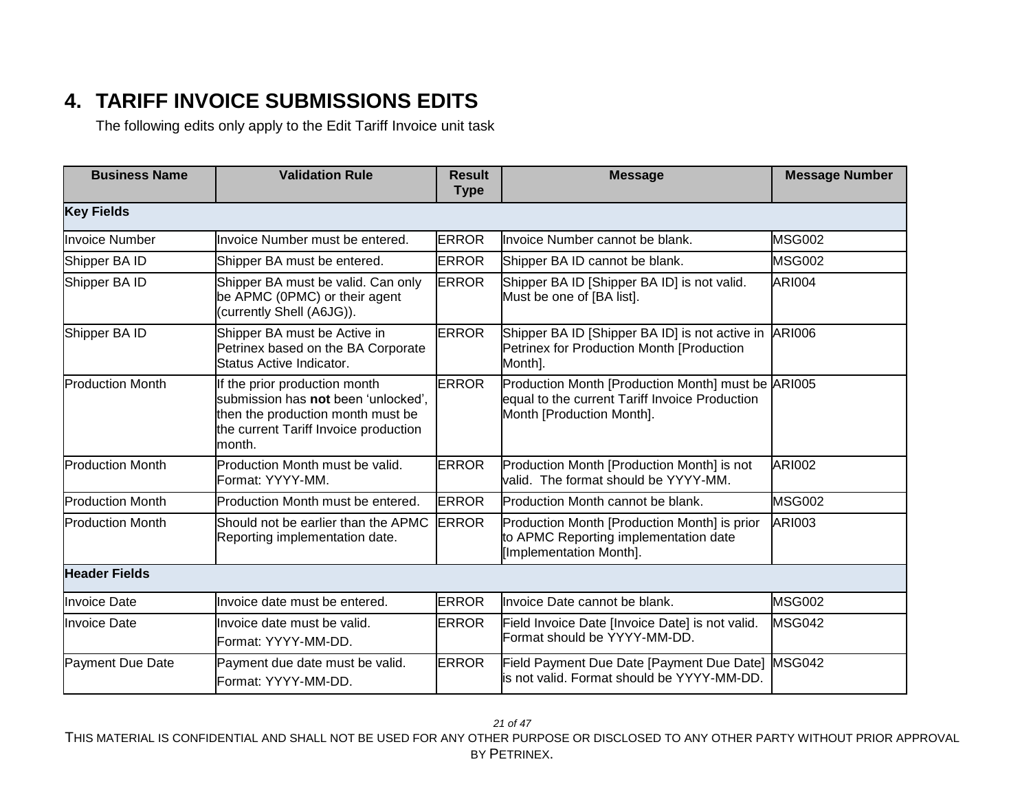# 4. TARIFF INVOICE SUBMISSIONS EDITS

The following edits only apply to the Edit Tariff Invoice unit task

| Business Name | Validation Rule | Result Type | Message | Message Number |
|---|---|---|---|---|
| **Key Fields** | | | | |
| Invoice Number | Invoice Number must be entered. | ERROR | Invoice Number cannot be blank. | MSG002 |
| Shipper BA ID | Shipper BA must be entered. | ERROR | Shipper BA ID cannot be blank. | MSG002 |
| Shipper BA ID | Shipper BA must be valid. Can only be APMC (0PMC) or their agent (currently Shell (A6JG)). | ERROR | Shipper BA ID [Shipper BA ID] is not valid. Must be one of [BA list]. | ARI004 |
| Shipper BA ID | Shipper BA must be Active in Petrinex based on the BA Corporate Status Active Indicator. | ERROR | Shipper BA ID [Shipper BA ID] is not active in Petrinex for Production Month [Production Month]. | ARI006 |
| Production Month | If the prior production month submission has **not** been 'unlocked', then the production month must be the current Tariff Invoice production month. | ERROR | Production Month [Production Month] must be equal to the current Tariff Invoice Production Month [Production Month]. | ARI005 |
| Production Month | Production Month must be valid. Format: YYYY-MM. | ERROR | Production Month [Production Month] is not valid. The format should be YYYY-MM. | ARI002 |
| Production Month | Production Month must be entered. | ERROR | Production Month cannot be blank. | MSG002 |
| Production Month | Should not be earlier than the APMC Reporting implementation date. | ERROR | Production Month [Production Month] is prior to APMC Reporting implementation date [Implementation Month]. | ARI003 |
| **Header Fields** | | | | |
| Invoice Date | Invoice date must be entered. | ERROR | Invoice Date cannot be blank. | MSG002 |
| Invoice Date | Invoice date must be valid. Format: YYYY-MM-DD. | ERROR | Field Invoice Date [Invoice Date] is not valid. Format should be YYYY-MM-DD. | MSG042 |
| Payment Due Date | Payment due date must be valid. Format: YYYY-MM-DD. | ERROR | Field Payment Due Date [Payment Due Date] is not valid. Format should be YYYY-MM-DD. | MSG042 |

THIS MATERIAL IS CONFIDENTIAL AND SHALL NOT BE USED FOR ANY OTHER PURPOSE OR DISCLOSED TO ANY OTHER PARTY WITHOUT PRIOR APPROVAL BY PETRINEX.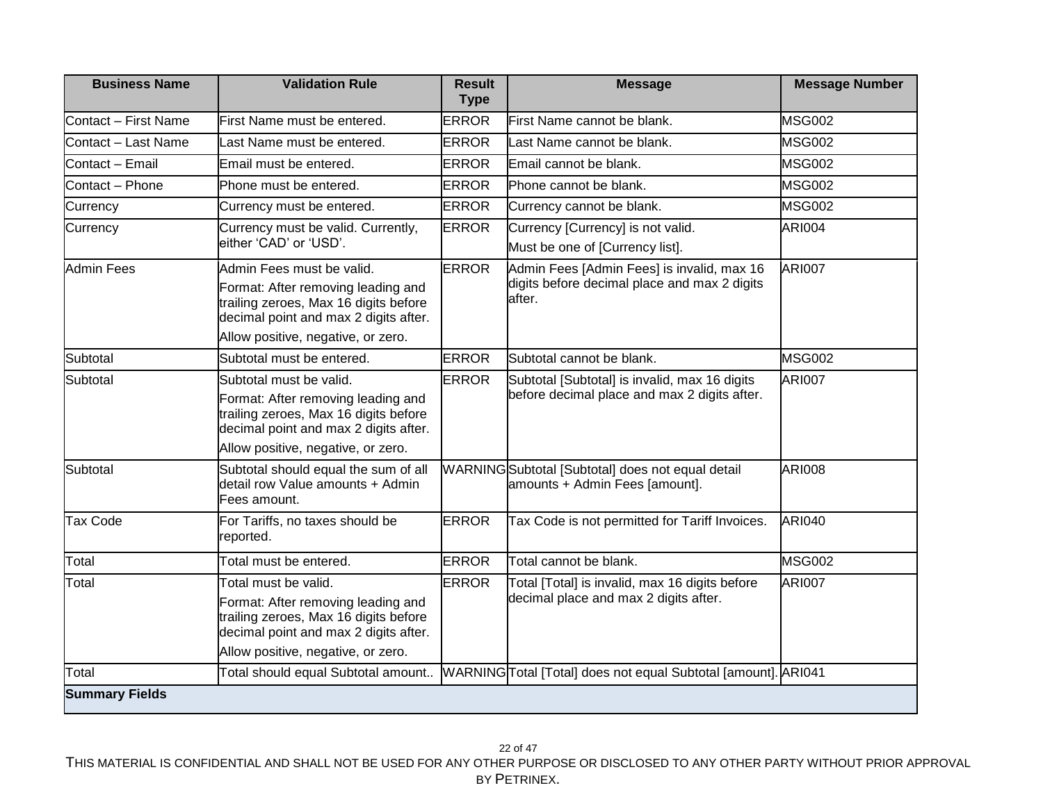| Business Name | Validation Rule | Result Type | Message | Message Number |
|---|---|---|---|---|
| Contact – First Name | First Name must be entered. | ERROR | First Name cannot be blank. | MSG002 |
| Contact – Last Name | Last Name must be entered. | ERROR | Last Name cannot be blank. | MSG002 |
| Contact – Email | Email must be entered. | ERROR | Email cannot be blank. | MSG002 |
| Contact – Phone | Phone must be entered. | ERROR | Phone cannot be blank. | MSG002 |
| Currency | Currency must be entered. | ERROR | Currency cannot be blank. | MSG002 |
| Currency | Currency must be valid. Currently, either 'CAD' or 'USD'. | ERROR | Currency [Currency] is not valid.<br>Must be one of [Currency list]. | ARI004 |
| Admin Fees | Admin Fees must be valid.<br>Format: After removing leading and trailing zeroes, Max 16 digits before decimal point and max 2 digits after.<br>Allow positive, negative, or zero. | ERROR | Admin Fees [Admin Fees] is invalid, max 16 digits before decimal place and max 2 digits after. | ARI007 |
| Subtotal | Subtotal must be entered. | ERROR | Subtotal cannot be blank. | MSG002 |
| Subtotal | Subtotal must be valid.<br>Format: After removing leading and trailing zeroes, Max 16 digits before decimal point and max 2 digits after.<br>Allow positive, negative, or zero. | ERROR | Subtotal [Subtotal] is invalid, max 16 digits before decimal place and max 2 digits after. | ARI007 |
| Subtotal | Subtotal should equal the sum of all detail row Value amounts + Admin Fees amount. | WARNING | Subtotal [Subtotal] does not equal detail amounts + Admin Fees [amount]. | ARI008 |
| Tax Code | For Tariffs, no taxes should be reported. | ERROR | Tax Code is not permitted for Tariff Invoices. | ARI040 |
| Total | Total must be entered. | ERROR | Total cannot be blank. | MSG002 |
| Total | Total must be valid.<br>Format: After removing leading and trailing zeroes, Max 16 digits before decimal point and max 2 digits after.<br>Allow positive, negative, or zero. | ERROR | Total [Total] is invalid, max 16 digits before decimal place and max 2 digits after. | ARI007 |
| Total | Total should equal Subtotal amount.. | WARNING | Total [Total] does not equal Subtotal [amount]. | ARI041 |
| **Summary Fields** | | | | |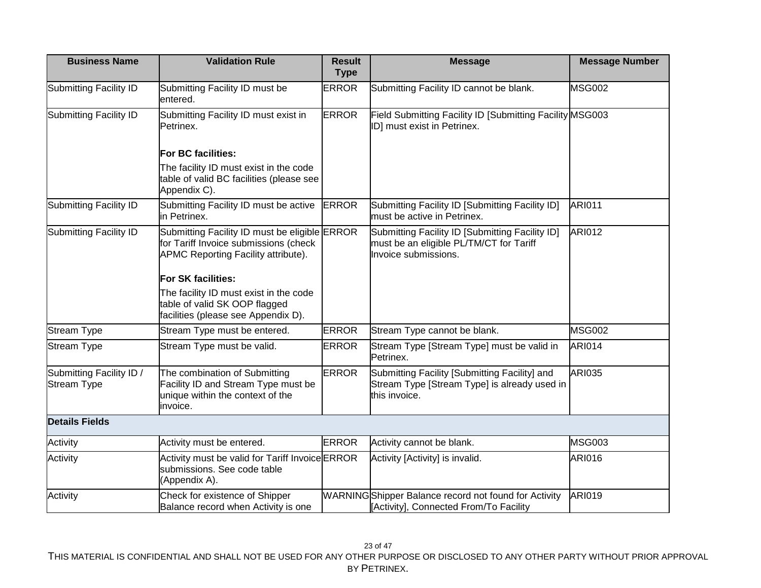| Business Name | Validation Rule | Result Type | Message | Message Number |
|---|---|---|---|---|
| Submitting Facility ID | Submitting Facility ID must be entered. | ERROR | Submitting Facility ID cannot be blank. | MSG002 |
| Submitting Facility ID | Submitting Facility ID must exist in Petrinex.<br><br>**For BC facilities:**<br>The facility ID must exist in the code table of valid BC facilities (please see Appendix C). | ERROR | Field Submitting Facility ID [Submitting Facility ID] must exist in Petrinex. | MSG003 |
| Submitting Facility ID | Submitting Facility ID must be active in Petrinex. | ERROR | Submitting Facility ID [Submitting Facility ID] must be active in Petrinex. | ARI011 |
| Submitting Facility ID | Submitting Facility ID must be eligible for Tariff Invoice submissions (check APMC Reporting Facility attribute).<br><br>**For SK facilities:**<br>The facility ID must exist in the code table of valid SK OOP flagged facilities (please see Appendix D). | ERROR | Submitting Facility ID [Submitting Facility ID] must be an eligible PL/TM/CT for Tariff Invoice submissions. | ARI012 |
| Stream Type | Stream Type must be entered. | ERROR | Stream Type cannot be blank. | MSG002 |
| Stream Type | Stream Type must be valid. | ERROR | Stream Type [Stream Type] must be valid in Petrinex. | ARI014 |
| Submitting Facility ID / Stream Type | The combination of Submitting Facility ID and Stream Type must be unique within the context of the invoice. | ERROR | Submitting Facility [Submitting Facility] and Stream Type [Stream Type] is already used in this invoice. | ARI035 |
| **Details Fields** | | | | |
| Activity | Activity must be entered. | ERROR | Activity cannot be blank. | MSG003 |
| Activity | Activity must be valid for Tariff Invoice submissions. See code table (Appendix A). | ERROR | Activity [Activity] is invalid. | ARI016 |
| Activity | Check for existence of Shipper Balance record when Activity is one | WARNING | Shipper Balance record not found for Activity [Activity], Connected From/To Facility | ARI019 |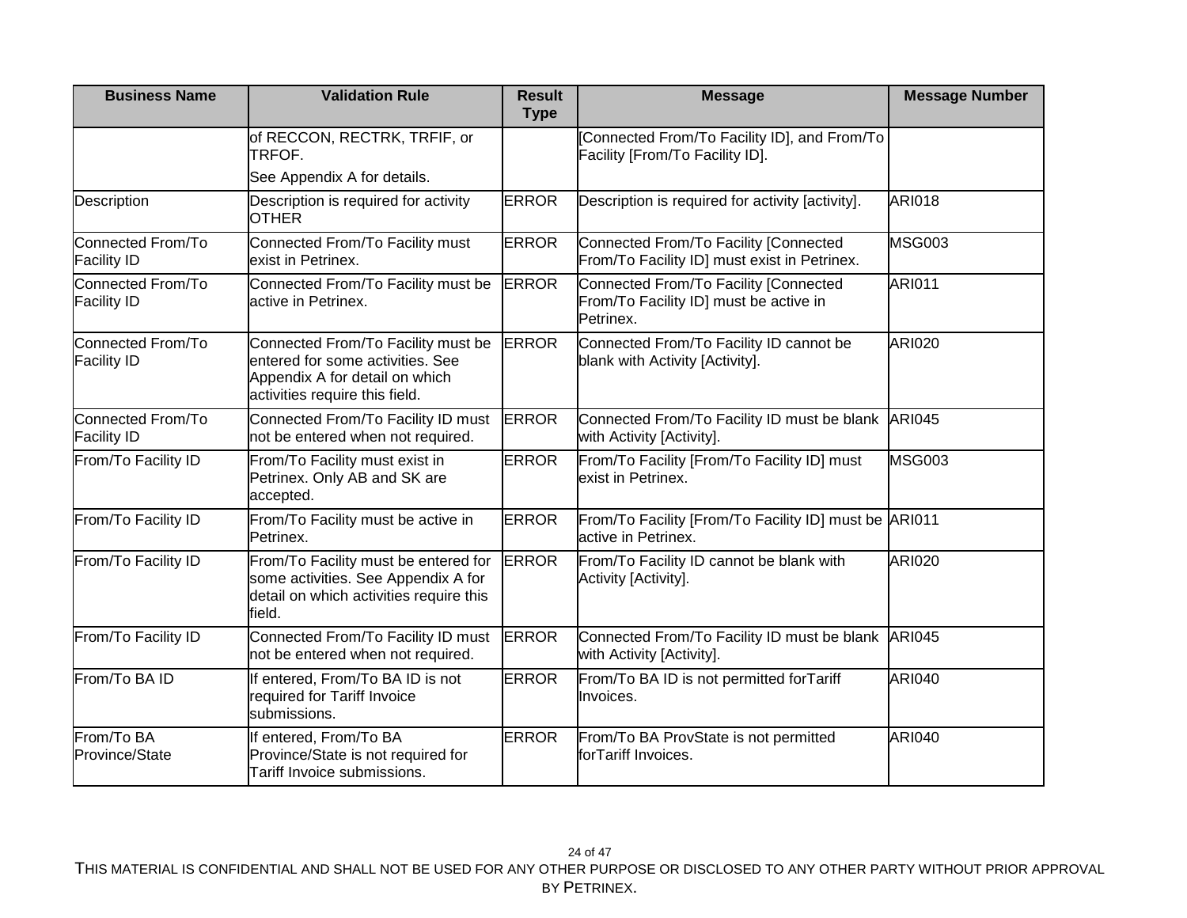| Business Name | Validation Rule | Result Type | Message | Message Number |
|---|---|---|---|---|
| | of RECCON, RECTRK, TRFIF, or TRFOF. See Appendix A for details. | | [Connected From/To Facility ID], and From/To Facility [From/To Facility ID]. | |
| Description | Description is required for activity OTHER | ERROR | Description is required for activity [activity]. | ARI018 |
| Connected From/To Facility ID | Connected From/To Facility must exist in Petrinex. | ERROR | Connected From/To Facility [Connected From/To Facility ID] must exist in Petrinex. | MSG003 |
| Connected From/To Facility ID | Connected From/To Facility must be active in Petrinex. | ERROR | Connected From/To Facility [Connected From/To Facility ID] must be active in Petrinex. | ARI011 |
| Connected From/To Facility ID | Connected From/To Facility must be entered for some activities. See Appendix A for detail on which activities require this field. | ERROR | Connected From/To Facility ID cannot be blank with Activity [Activity]. | ARI020 |
| Connected From/To Facility ID | Connected From/To Facility ID must not be entered when not required. | ERROR | Connected From/To Facility ID must be blank with Activity [Activity]. | ARI045 |
| From/To Facility ID | From/To Facility must exist in Petrinex. Only AB and SK are accepted. | ERROR | From/To Facility [From/To Facility ID] must exist in Petrinex. | MSG003 |
| From/To Facility ID | From/To Facility must be active in Petrinex. | ERROR | From/To Facility [From/To Facility ID] must be active in Petrinex. | ARI011 |
| From/To Facility ID | From/To Facility must be entered for some activities. See Appendix A for detail on which activities require this field. | ERROR | From/To Facility ID cannot be blank with Activity [Activity]. | ARI020 |
| From/To Facility ID | Connected From/To Facility ID must not be entered when not required. | ERROR | Connected From/To Facility ID must be blank with Activity [Activity]. | ARI045 |
| From/To BA ID | If entered, From/To BA ID is not required for Tariff Invoice submissions. | ERROR | From/To BA ID is not permitted forTariff Invoices. | ARI040 |
| From/To BA Province/State | If entered, From/To BA Province/State is not required for Tariff Invoice submissions. | ERROR | From/To BA ProvState is not permitted forTariff Invoices. | ARI040 |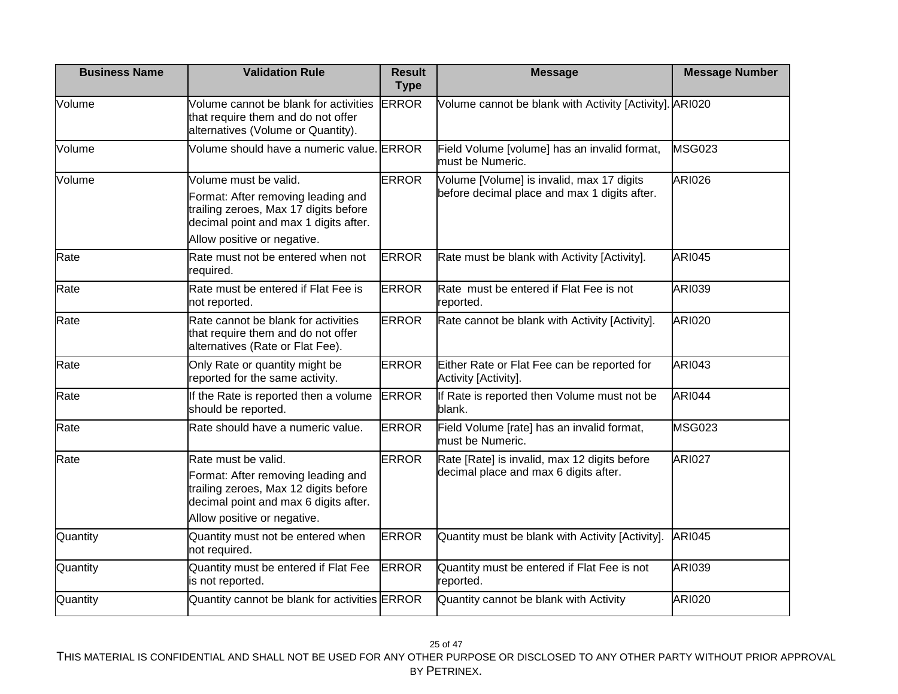| Business Name | Validation Rule | Result Type | Message | Message Number |
|---|---|---|---|---|
| Volume | Volume cannot be blank for activities that require them and do not offer alternatives (Volume or Quantity). | ERROR | Volume cannot be blank with Activity [Activity]. | ARI020 |
| Volume | Volume should have a numeric value. | ERROR | Field Volume [volume] has an invalid format, must be Numeric. | MSG023 |
| Volume | Volume must be valid.<br>Format: After removing leading and trailing zeroes, Max 17 digits before decimal point and max 1 digits after.<br>Allow positive or negative. | ERROR | Volume [Volume] is invalid, max 17 digits before decimal place and max 1 digits after. | ARI026 |
| Rate | Rate must not be entered when not required. | ERROR | Rate must be blank with Activity [Activity]. | ARI045 |
| Rate | Rate must be entered if Flat Fee is not reported. | ERROR | Rate  must be entered if Flat Fee is not reported. | ARI039 |
| Rate | Rate cannot be blank for activities that require them and do not offer alternatives (Rate or Flat Fee). | ERROR | Rate cannot be blank with Activity [Activity]. | ARI020 |
| Rate | Only Rate or quantity might be reported for the same activity. | ERROR | Either Rate or Flat Fee can be reported for Activity [Activity]. | ARI043 |
| Rate | If the Rate is reported then a volume should be reported. | ERROR | If Rate is reported then Volume must not be blank. | ARI044 |
| Rate | Rate should have a numeric value. | ERROR | Field Volume [rate] has an invalid format, must be Numeric. | MSG023 |
| Rate | Rate must be valid.<br>Format: After removing leading and trailing zeroes, Max 12 digits before decimal point and max 6 digits after.<br>Allow positive or negative. | ERROR | Rate [Rate] is invalid, max 12 digits before decimal place and max 6 digits after. | ARI027 |
| Quantity | Quantity must not be entered when not required. | ERROR | Quantity must be blank with Activity [Activity]. | ARI045 |
| Quantity | Quantity must be entered if Flat Fee is not reported. | ERROR | Quantity must be entered if Flat Fee is not reported. | ARI039 |
| Quantity | Quantity cannot be blank for activities | ERROR | Quantity cannot be blank with Activity | ARI020 |

THIS MATERIAL IS CONFIDENTIAL AND SHALL NOT BE USED FOR ANY OTHER PURPOSE OR DISCLOSED TO ANY OTHER PARTY WITHOUT PRIOR APPROVAL BY PETRINEX.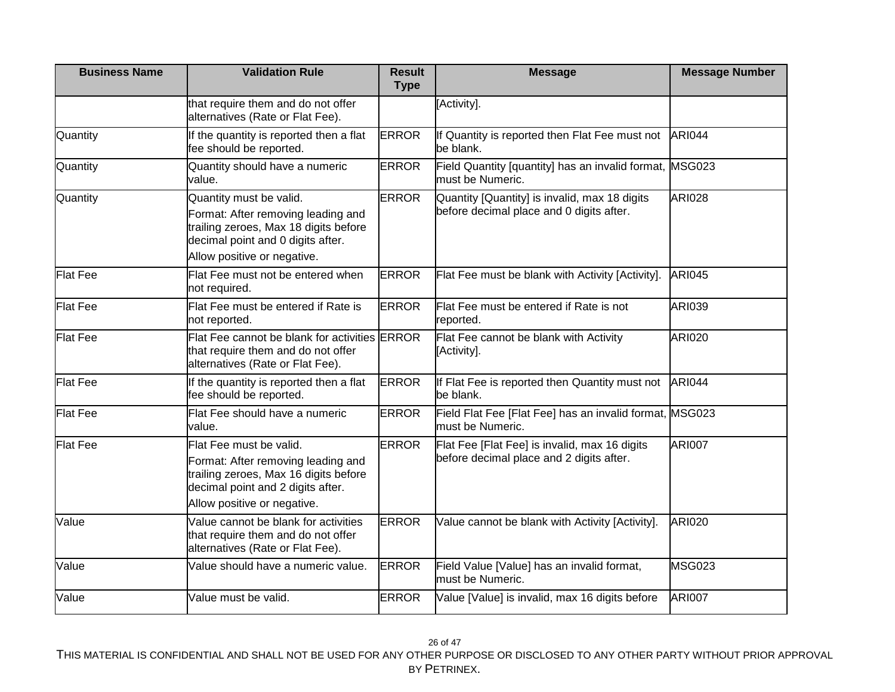| Business Name | Validation Rule | Result Type | Message | Message Number |
|---|---|---|---|---|
| | that require them and do not offer alternatives (Rate or Flat Fee). | | [Activity]. | |
| Quantity | If the quantity is reported then a flat fee should be reported. | ERROR | If Quantity is reported then Flat Fee must not be blank. | ARI044 |
| Quantity | Quantity should have a numeric value. | ERROR | Field Quantity [quantity] has an invalid format, must be Numeric. | MSG023 |
| Quantity | Quantity must be valid.<br>Format: After removing leading and trailing zeroes, Max 18 digits before decimal point and 0 digits after.<br>Allow positive or negative. | ERROR | Quantity [Quantity] is invalid, max 18 digits before decimal place and 0 digits after. | ARI028 |
| Flat Fee | Flat Fee must not be entered when not required. | ERROR | Flat Fee must be blank with Activity [Activity]. | ARI045 |
| Flat Fee | Flat Fee must be entered if Rate is not reported. | ERROR | Flat Fee must be entered if Rate is not reported. | ARI039 |
| Flat Fee | Flat Fee cannot be blank for activities that require them and do not offer alternatives (Rate or Flat Fee). | ERROR | Flat Fee cannot be blank with Activity [Activity]. | ARI020 |
| Flat Fee | If the quantity is reported then a flat fee should be reported. | ERROR | If Flat Fee is reported then Quantity must not be blank. | ARI044 |
| Flat Fee | Flat Fee should have a numeric value. | ERROR | Field Flat Fee [Flat Fee] has an invalid format, must be Numeric. | MSG023 |
| Flat Fee | Flat Fee must be valid.<br>Format: After removing leading and trailing zeroes, Max 16 digits before decimal point and 2 digits after.<br>Allow positive or negative. | ERROR | Flat Fee [Flat Fee] is invalid, max 16 digits before decimal place and 2 digits after. | ARI007 |
| Value | Value cannot be blank for activities that require them and do not offer alternatives (Rate or Flat Fee). | ERROR | Value cannot be blank with Activity [Activity]. | ARI020 |
| Value | Value should have a numeric value. | ERROR | Field Value [Value] has an invalid format, must be Numeric. | MSG023 |
| Value | Value must be valid. | ERROR | Value [Value] is invalid, max 16 digits before | ARI007 |

THIS MATERIAL IS CONFIDENTIAL AND SHALL NOT BE USED FOR ANY OTHER PURPOSE OR DISCLOSED TO ANY OTHER PARTY WITHOUT PRIOR APPROVAL BY PETRINEX.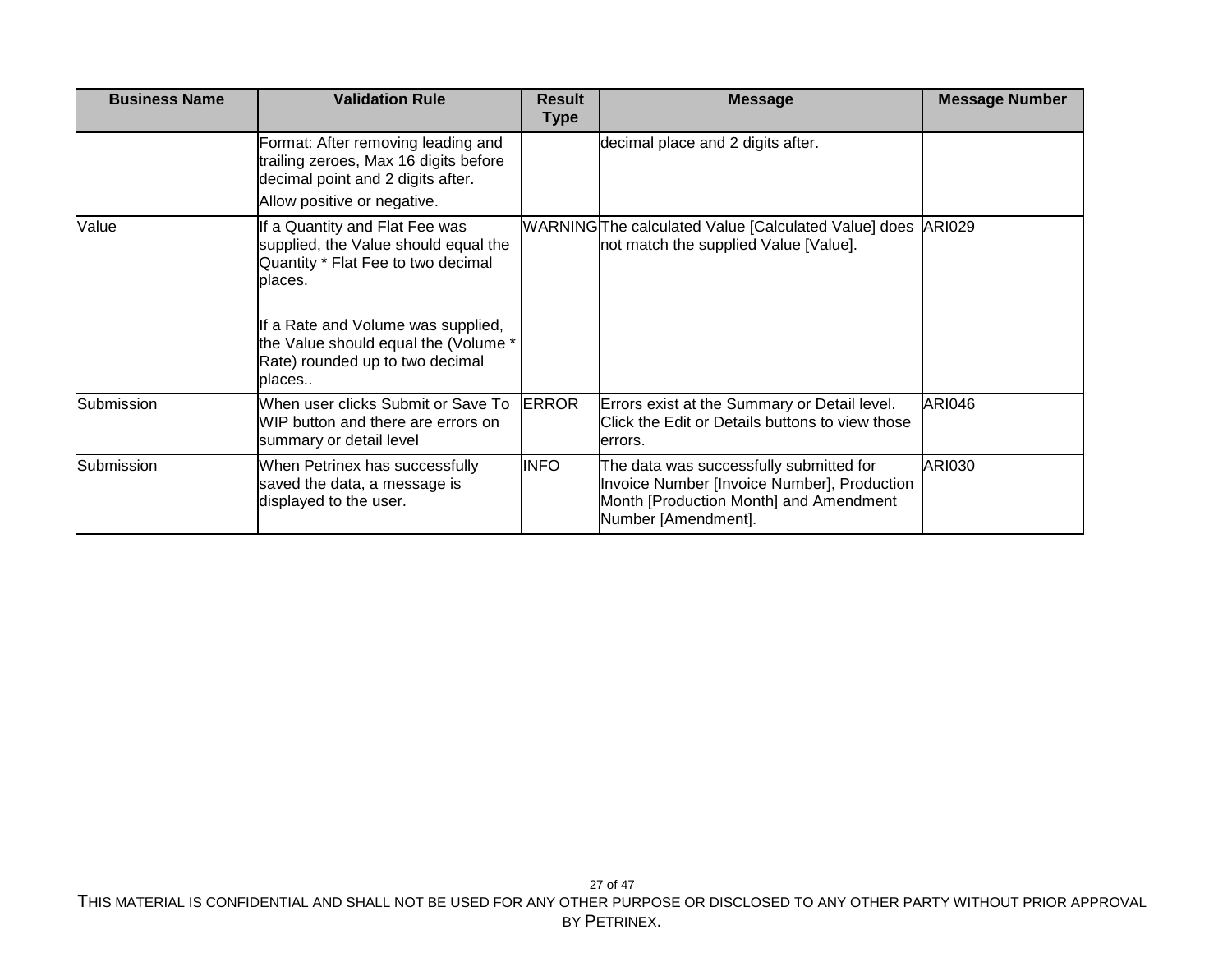| Business Name | Validation Rule | Result Type | Message | Message Number |
|---|---|---|---|---|
| | Format: After removing leading and trailing zeroes, Max 16 digits before decimal point and 2 digits after.<br>Allow positive or negative. | | decimal place and 2 digits after. | |
| Value | If a Quantity and Flat Fee was supplied, the Value should equal the Quantity * Flat Fee to two decimal places.<br><br>If a Rate and Volume was supplied, the Value should equal the (Volume * Rate) rounded up to two decimal places.. | WARNING | The calculated Value [Calculated Value] does not match the supplied Value [Value]. | ARI029 |
| Submission | When user clicks Submit or Save To WIP button and there are errors on summary or detail level | ERROR | Errors exist at the Summary or Detail level. Click the Edit or Details buttons to view those errors. | ARI046 |
| Submission | When Petrinex has successfully saved the data, a message is displayed to the user. | INFO | The data was successfully submitted for Invoice Number [Invoice Number], Production Month [Production Month] and Amendment Number [Amendment]. | ARI030 |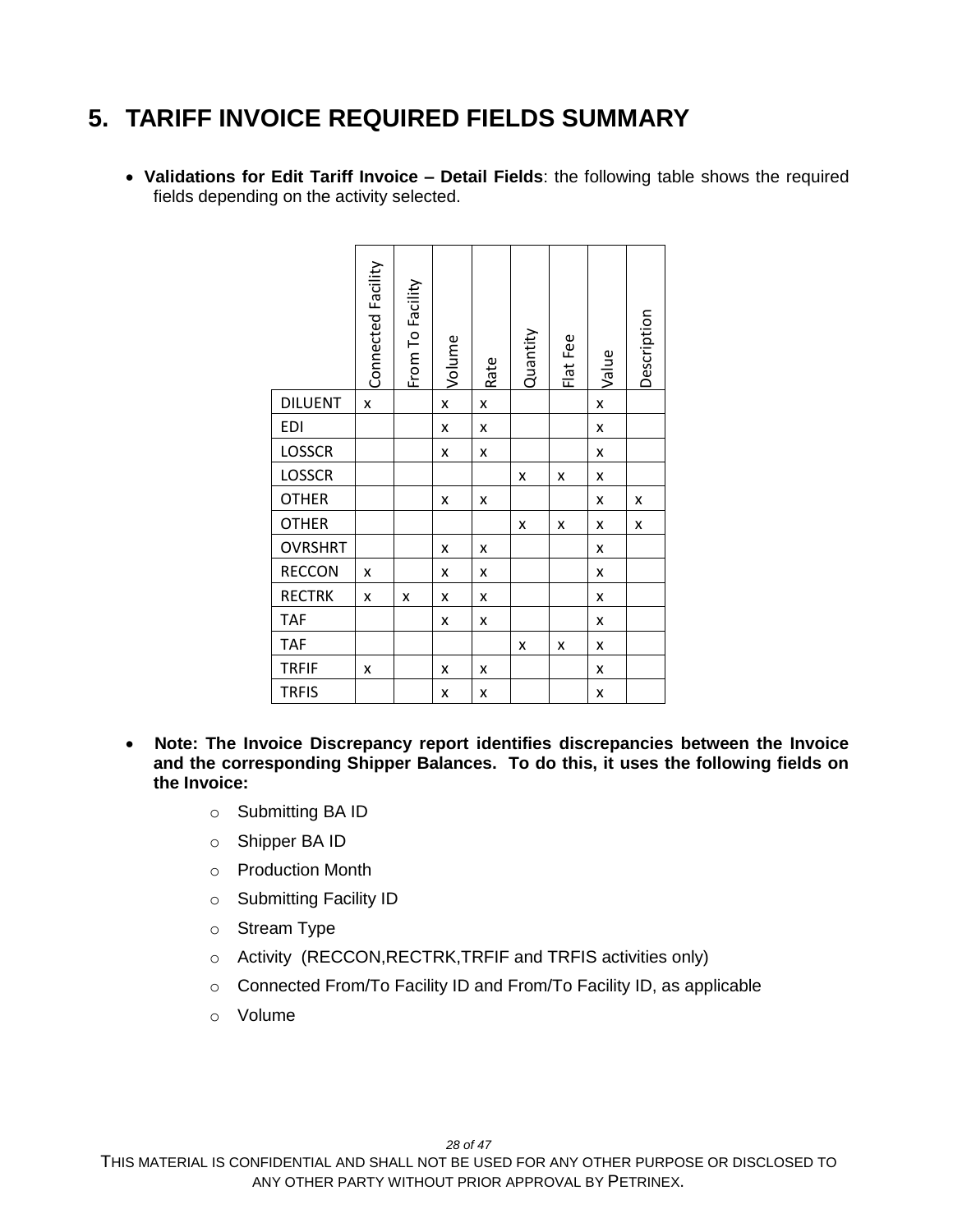# 5. TARIFF INVOICE REQUIRED FIELDS SUMMARY

- **Validations for Edit Tariff Invoice – Detail Fields**: the following table shows the required fields depending on the activity selected.

| | Connected Facility | From To Facility | Volume | Rate | Quantity | Flat Fee | Value | Description |
|---|---|---|---|---|---|---|---|---|
| DILUENT | x | | x | x | | | x | |
| EDI | | | x | x | | | x | |
| LOSSCR | | | x | x | | | x | |
| LOSSCR | | | | | x | x | x | |
| OTHER | | | x | x | | | x | x |
| OTHER | | | | | x | x | x | x |
| OVRSHRT | | | x | x | | | x | |
| RECCON | x | | x | x | | | x | |
| RECTRK | x | x | x | x | | | x | |
| TAF | | | x | x | | | x | |
| TAF | | | | | x | x | x | |
| TRFIF | x | | x | x | | | x | |
| TRFIS | | | x | x | | | x | |

- **Note: The Invoice Discrepancy report identifies discrepancies between the Invoice and the corresponding Shipper Balances. To do this, it uses the following fields on the Invoice:**
  - Submitting BA ID
  - Shipper BA ID
  - Production Month
  - Submitting Facility ID
  - Stream Type
  - Activity (RECCON,RECTRK,TRFIF and TRFIS activities only)
  - Connected From/To Facility ID and From/To Facility ID, as applicable
  - Volume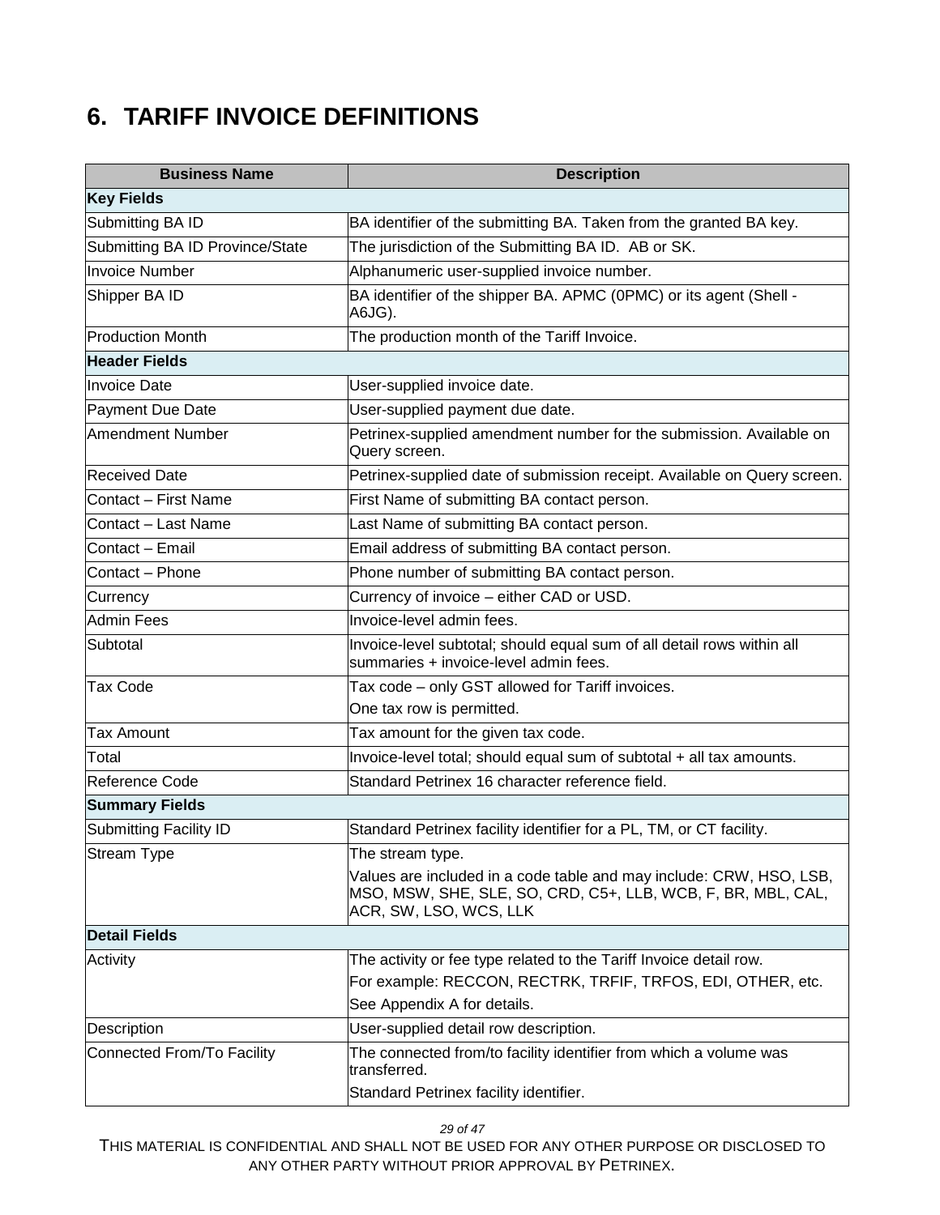# 6. TARIFF INVOICE DEFINITIONS

| Business Name | Description |
|---|---|
| **Key Fields** | |
| Submitting BA ID | BA identifier of the submitting BA. Taken from the granted BA key. |
| Submitting BA ID Province/State | The jurisdiction of the Submitting BA ID. AB or SK. |
| Invoice Number | Alphanumeric user-supplied invoice number. |
| Shipper BA ID | BA identifier of the shipper BA. APMC (0PMC) or its agent (Shell - A6JG). |
| Production Month | The production month of the Tariff Invoice. |
| **Header Fields** | |
| Invoice Date | User-supplied invoice date. |
| Payment Due Date | User-supplied payment due date. |
| Amendment Number | Petrinex-supplied amendment number for the submission. Available on Query screen. |
| Received Date | Petrinex-supplied date of submission receipt. Available on Query screen. |
| Contact – First Name | First Name of submitting BA contact person. |
| Contact – Last Name | Last Name of submitting BA contact person. |
| Contact – Email | Email address of submitting BA contact person. |
| Contact – Phone | Phone number of submitting BA contact person. |
| Currency | Currency of invoice – either CAD or USD. |
| Admin Fees | Invoice-level admin fees. |
| Subtotal | Invoice-level subtotal; should equal sum of all detail rows within all summaries + invoice-level admin fees. |
| Tax Code | Tax code – only GST allowed for Tariff invoices.<br>One tax row is permitted. |
| Tax Amount | Tax amount for the given tax code. |
| Total | Invoice-level total; should equal sum of subtotal + all tax amounts. |
| Reference Code | Standard Petrinex 16 character reference field. |
| **Summary Fields** | |
| Submitting Facility ID | Standard Petrinex facility identifier for a PL, TM, or CT facility. |
| Stream Type | The stream type.<br>Values are included in a code table and may include: CRW, HSO, LSB, MSO, MSW, SHE, SLE, SO, CRD, C5+, LLB, WCB, F, BR, MBL, CAL, ACR, SW, LSO, WCS, LLK |
| **Detail Fields** | |
| Activity | The activity or fee type related to the Tariff Invoice detail row.<br>For example: RECCON, RECTRK, TRFIF, TRFOS, EDI, OTHER, etc.<br>See Appendix A for details. |
| Description | User-supplied detail row description. |
| Connected From/To Facility | The connected from/to facility identifier from which a volume was transferred.<br>Standard Petrinex facility identifier. |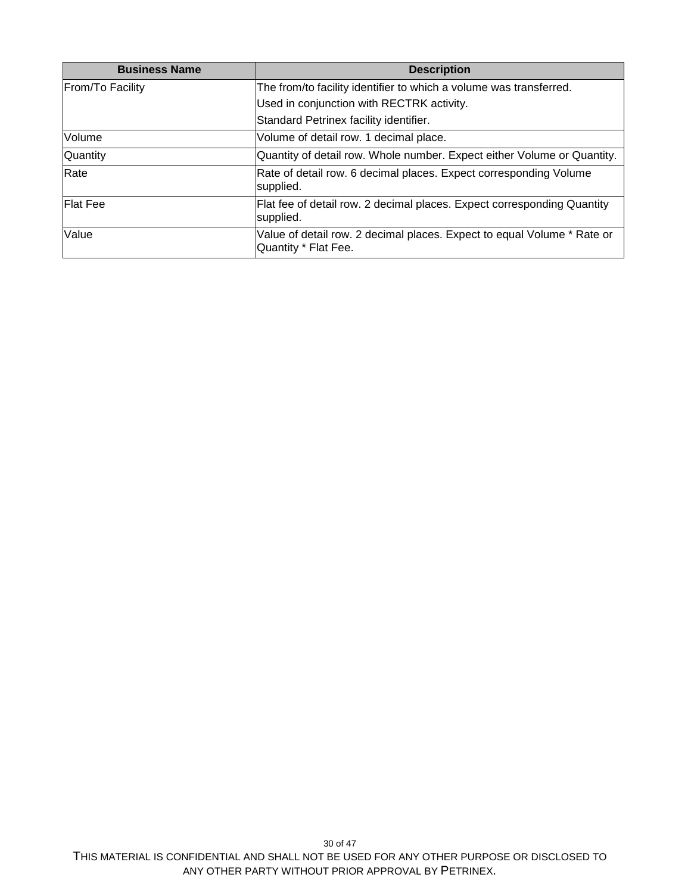| Business Name | Description |
|---|---|
| From/To Facility | The from/to facility identifier to which a volume was transferred.<br>Used in conjunction with RECTRK activity.<br>Standard Petrinex facility identifier. |
| Volume | Volume of detail row. 1 decimal place. |
| Quantity | Quantity of detail row. Whole number. Expect either Volume or Quantity. |
| Rate | Rate of detail row. 6 decimal places. Expect corresponding Volume supplied. |
| Flat Fee | Flat fee of detail row. 2 decimal places. Expect corresponding Quantity supplied. |
| Value | Value of detail row. 2 decimal places. Expect to equal Volume * Rate or Quantity * Flat Fee. |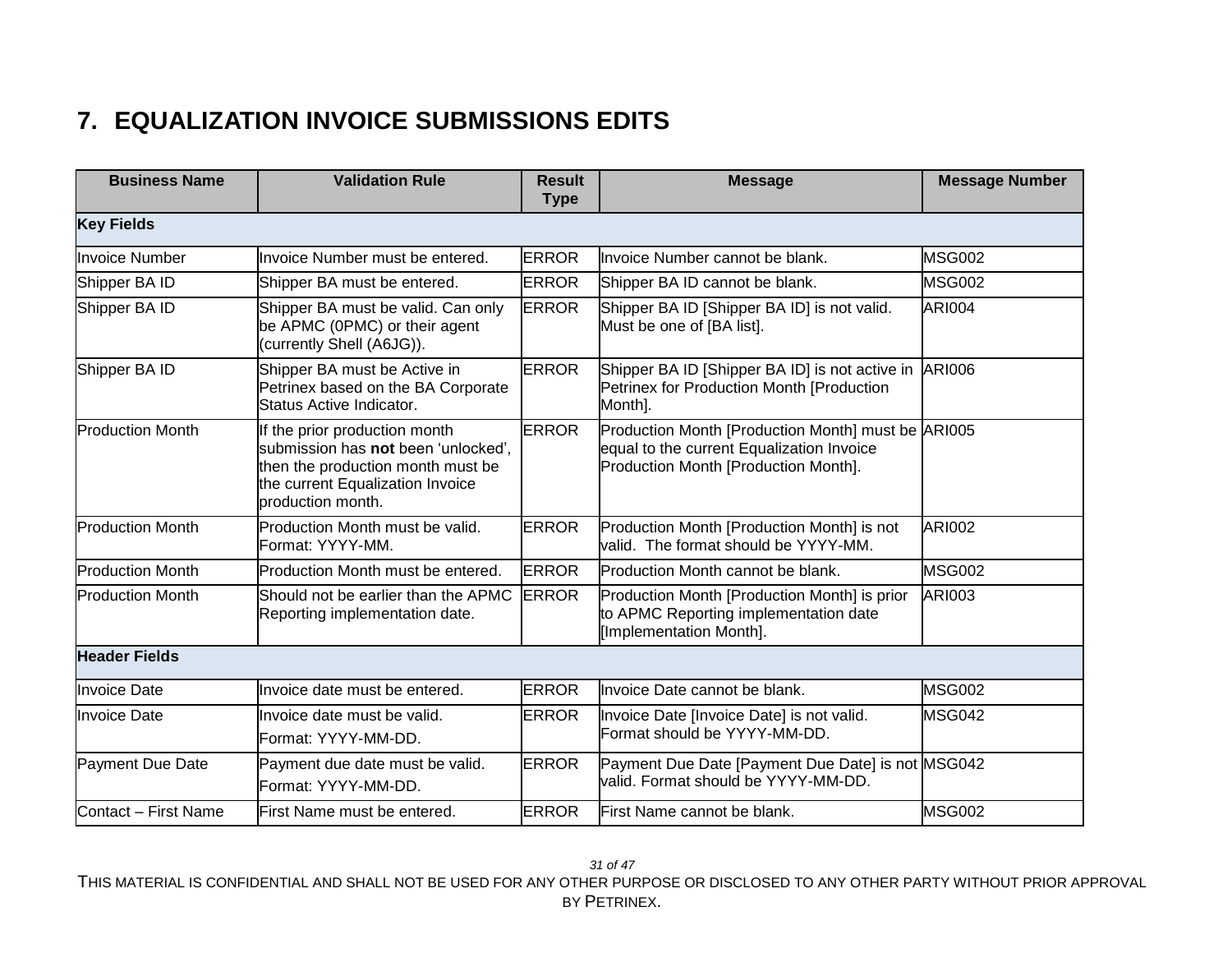# 7. EQUALIZATION INVOICE SUBMISSIONS EDITS

| Business Name | Validation Rule | Result Type | Message | Message Number |
|---|---|---|---|---|
| **Key Fields** | | | | |
| Invoice Number | Invoice Number must be entered. | ERROR | Invoice Number cannot be blank. | MSG002 |
| Shipper BA ID | Shipper BA must be entered. | ERROR | Shipper BA ID cannot be blank. | MSG002 |
| Shipper BA ID | Shipper BA must be valid. Can only be APMC (0PMC) or their agent (currently Shell (A6JG)). | ERROR | Shipper BA ID [Shipper BA ID] is not valid. Must be one of [BA list]. | ARI004 |
| Shipper BA ID | Shipper BA must be Active in Petrinex based on the BA Corporate Status Active Indicator. | ERROR | Shipper BA ID [Shipper BA ID] is not active in Petrinex for Production Month [Production Month]. | ARI006 |
| Production Month | If the prior production month submission has **not** been 'unlocked', then the production month must be the current Equalization Invoice production month. | ERROR | Production Month [Production Month] must be equal to the current Equalization Invoice Production Month [Production Month]. | ARI005 |
| Production Month | Production Month must be valid. Format: YYYY-MM. | ERROR | Production Month [Production Month] is not valid. The format should be YYYY-MM. | ARI002 |
| Production Month | Production Month must be entered. | ERROR | Production Month cannot be blank. | MSG002 |
| Production Month | Should not be earlier than the APMC Reporting implementation date. | ERROR | Production Month [Production Month] is prior to APMC Reporting implementation date [Implementation Month]. | ARI003 |
| **Header Fields** | | | | |
| Invoice Date | Invoice date must be entered. | ERROR | Invoice Date cannot be blank. | MSG002 |
| Invoice Date | Invoice date must be valid. Format: YYYY-MM-DD. | ERROR | Invoice Date [Invoice Date] is not valid. Format should be YYYY-MM-DD. | MSG042 |
| Payment Due Date | Payment due date must be valid. Format: YYYY-MM-DD. | ERROR | Payment Due Date [Payment Due Date] is not valid. Format should be YYYY-MM-DD. | MSG042 |
| Contact – First Name | First Name must be entered. | ERROR | First Name cannot be blank. | MSG002 |

THIS MATERIAL IS CONFIDENTIAL AND SHALL NOT BE USED FOR ANY OTHER PURPOSE OR DISCLOSED TO ANY OTHER PARTY WITHOUT PRIOR APPROVAL BY PETRINEX.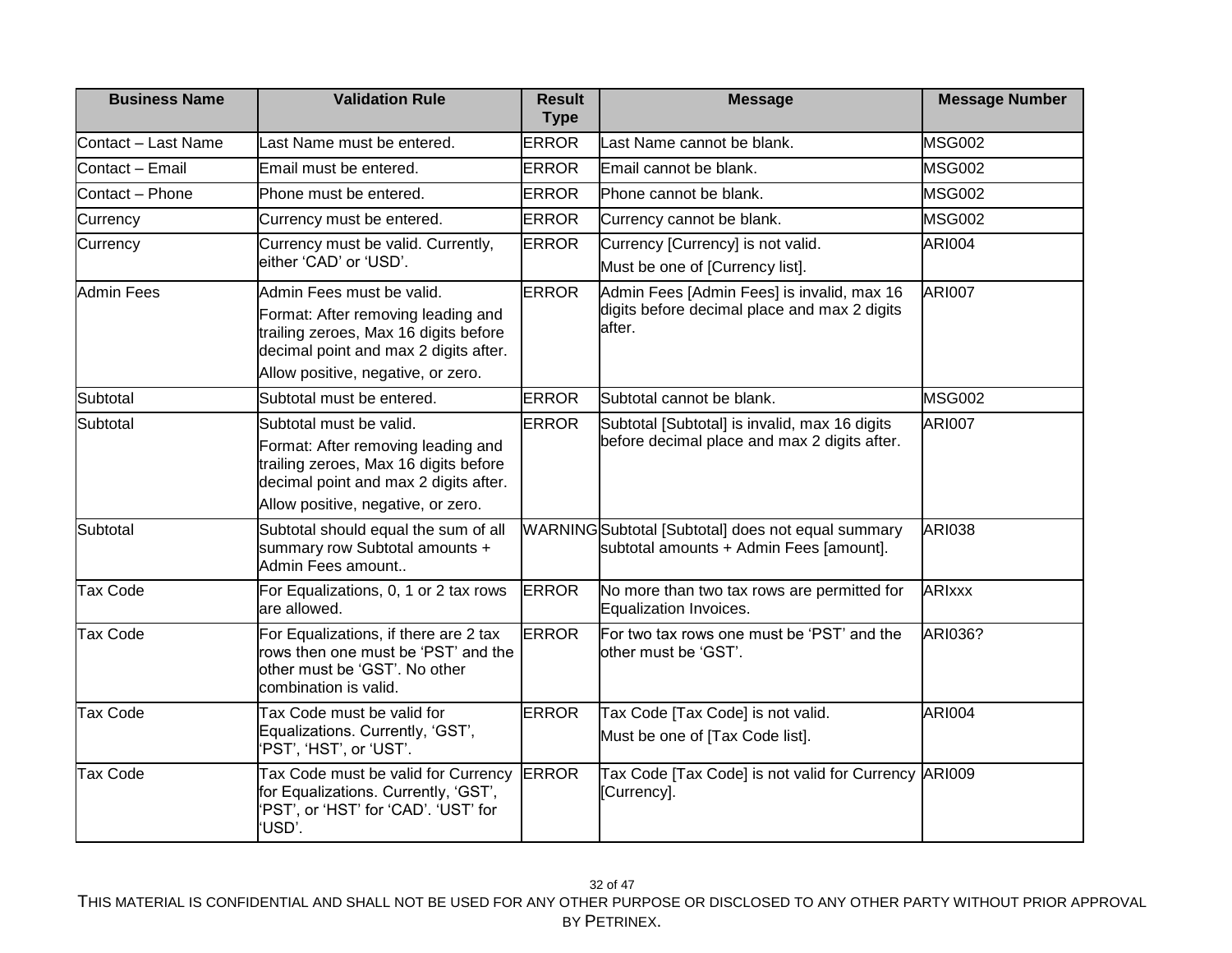| Business Name | Validation Rule | Result Type | Message | Message Number |
| --- | --- | --- | --- | --- |
| Contact – Last Name | Last Name must be entered. | ERROR | Last Name cannot be blank. | MSG002 |
| Contact – Email | Email must be entered. | ERROR | Email cannot be blank. | MSG002 |
| Contact – Phone | Phone must be entered. | ERROR | Phone cannot be blank. | MSG002 |
| Currency | Currency must be entered. | ERROR | Currency cannot be blank. | MSG002 |
| Currency | Currency must be valid. Currently, either 'CAD' or 'USD'. | ERROR | Currency [Currency] is not valid.<br>Must be one of [Currency list]. | ARI004 |
| Admin Fees | Admin Fees must be valid.<br>Format: After removing leading and trailing zeroes, Max 16 digits before decimal point and max 2 digits after.<br>Allow positive, negative, or zero. | ERROR | Admin Fees [Admin Fees] is invalid, max 16 digits before decimal place and max 2 digits after. | ARI007 |
| Subtotal | Subtotal must be entered. | ERROR | Subtotal cannot be blank. | MSG002 |
| Subtotal | Subtotal must be valid.<br>Format: After removing leading and trailing zeroes, Max 16 digits before decimal point and max 2 digits after.<br>Allow positive, negative, or zero. | ERROR | Subtotal [Subtotal] is invalid, max 16 digits before decimal place and max 2 digits after. | ARI007 |
| Subtotal | Subtotal should equal the sum of all summary row Subtotal amounts + Admin Fees amount.. | WARNING | Subtotal [Subtotal] does not equal summary subtotal amounts + Admin Fees [amount]. | ARI038 |
| Tax Code | For Equalizations, 0, 1 or 2 tax rows are allowed. | ERROR | No more than two tax rows are permitted for Equalization Invoices. | ARIxxx |
| Tax Code | For Equalizations, if there are 2 tax rows then one must be 'PST' and the other must be 'GST'. No other combination is valid. | ERROR | For two tax rows one must be 'PST' and the other must be 'GST'. | ARI036? |
| Tax Code | Tax Code must be valid for Equalizations. Currently, 'GST', 'PST', 'HST', or 'UST'. | ERROR | Tax Code [Tax Code] is not valid.<br>Must be one of [Tax Code list]. | ARI004 |
| Tax Code | Tax Code must be valid for Currency for Equalizations. Currently, 'GST', 'PST', or 'HST' for 'CAD'. 'UST' for 'USD'. | ERROR | Tax Code [Tax Code] is not valid for Currency [Currency]. | ARI009 |

THIS MATERIAL IS CONFIDENTIAL AND SHALL NOT BE USED FOR ANY OTHER PURPOSE OR DISCLOSED TO ANY OTHER PARTY WITHOUT PRIOR APPROVAL BY PETRINEX.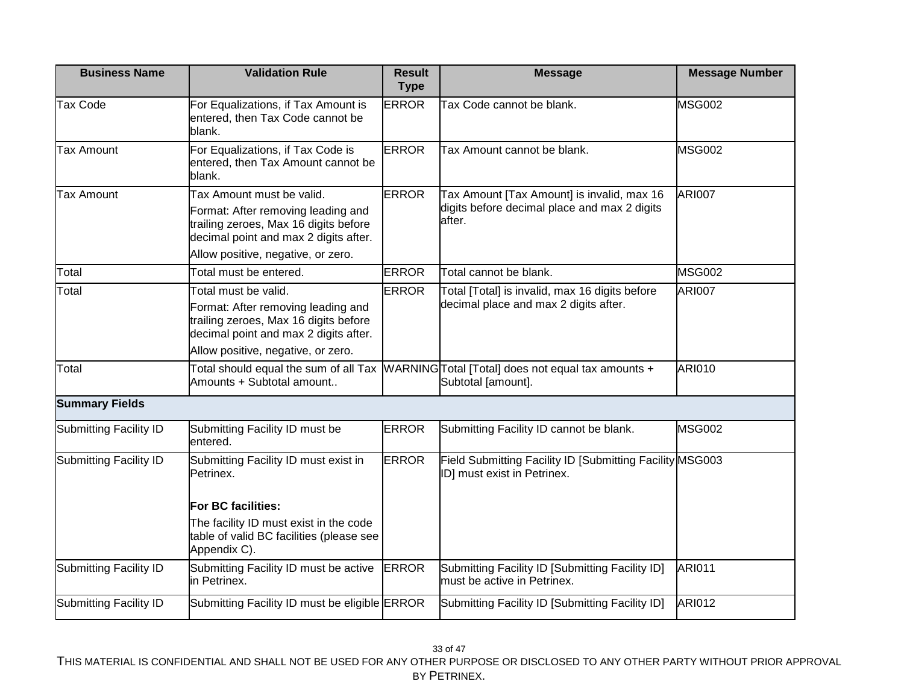| Business Name | Validation Rule | Result Type | Message | Message Number |
|---|---|---|---|---|
| Tax Code | For Equalizations, if Tax Amount is entered, then Tax Code cannot be blank. | ERROR | Tax Code cannot be blank. | MSG002 |
| Tax Amount | For Equalizations, if Tax Code is entered, then Tax Amount cannot be blank. | ERROR | Tax Amount cannot be blank. | MSG002 |
| Tax Amount | Tax Amount must be valid.<br>Format: After removing leading and trailing zeroes, Max 16 digits before decimal point and max 2 digits after.<br>Allow positive, negative, or zero. | ERROR | Tax Amount [Tax Amount] is invalid, max 16 digits before decimal place and max 2 digits after. | ARI007 |
| Total | Total must be entered. | ERROR | Total cannot be blank. | MSG002 |
| Total | Total must be valid.<br>Format: After removing leading and trailing zeroes, Max 16 digits before decimal point and max 2 digits after.<br>Allow positive, negative, or zero. | ERROR | Total [Total] is invalid, max 16 digits before decimal place and max 2 digits after. | ARI007 |
| Total | Total should equal the sum of all Tax Amounts + Subtotal amount.. | WARNING | Total [Total] does not equal tax amounts + Subtotal [amount]. | ARI010 |
| **Summary Fields** | | | | |
| Submitting Facility ID | Submitting Facility ID must be entered. | ERROR | Submitting Facility ID cannot be blank. | MSG002 |
| Submitting Facility ID | Submitting Facility ID must exist in Petrinex.<br><br>**For BC facilities:**<br>The facility ID must exist in the code table of valid BC facilities (please see Appendix C). | ERROR | Field Submitting Facility ID [Submitting Facility ID] must exist in Petrinex. | MSG003 |
| Submitting Facility ID | Submitting Facility ID must be active in Petrinex. | ERROR | Submitting Facility ID [Submitting Facility ID] must be active in Petrinex. | ARI011 |
| Submitting Facility ID | Submitting Facility ID must be eligible | ERROR | Submitting Facility ID [Submitting Facility ID] | ARI012 |

THIS MATERIAL IS CONFIDENTIAL AND SHALL NOT BE USED FOR ANY OTHER PURPOSE OR DISCLOSED TO ANY OTHER PARTY WITHOUT PRIOR APPROVAL BY PETRINEX.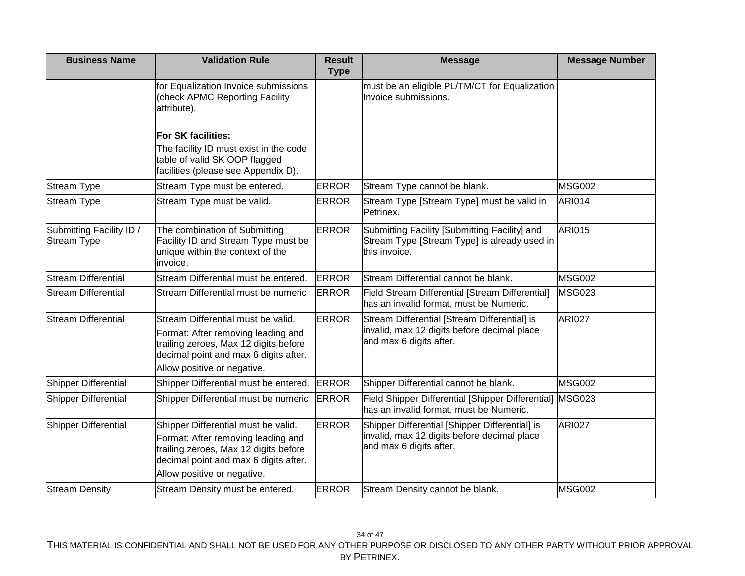| Business Name | Validation Rule | Result Type | Message | Message Number |
|---|---|---|---|---|
| | for Equalization Invoice submissions (check APMC Reporting Facility attribute).<br><br>**For SK facilities:**<br>The facility ID must exist in the code table of valid SK OOP flagged facilities (please see Appendix D). | | must be an eligible PL/TM/CT for Equalization Invoice submissions. | |
| Stream Type | Stream Type must be entered. | ERROR | Stream Type cannot be blank. | MSG002 |
| Stream Type | Stream Type must be valid. | ERROR | Stream Type [Stream Type] must be valid in Petrinex. | ARI014 |
| Submitting Facility ID / Stream Type | The combination of Submitting Facility ID and Stream Type must be unique within the context of the invoice. | ERROR | Submitting Facility [Submitting Facility] and Stream Type [Stream Type] is already used in this invoice. | ARI015 |
| Stream Differential | Stream Differential must be entered. | ERROR | Stream Differential cannot be blank. | MSG002 |
| Stream Differential | Stream Differential must be numeric | ERROR | Field Stream Differential [Stream Differential] has an invalid format, must be Numeric. | MSG023 |
| Stream Differential | Stream Differential must be valid.<br>Format: After removing leading and trailing zeroes, Max 12 digits before decimal point and max 6 digits after.<br>Allow positive or negative. | ERROR | Stream Differential [Stream Differential] is invalid, max 12 digits before decimal place and max 6 digits after. | ARI027 |
| Shipper Differential | Shipper Differential must be entered. | ERROR | Shipper Differential cannot be blank. | MSG002 |
| Shipper Differential | Shipper Differential must be numeric | ERROR | Field Shipper Differential [Shipper Differential] has an invalid format, must be Numeric. | MSG023 |
| Shipper Differential | Shipper Differential must be valid.<br>Format: After removing leading and trailing zeroes, Max 12 digits before decimal point and max 6 digits after.<br>Allow positive or negative. | ERROR | Shipper Differential [Shipper Differential] is invalid, max 12 digits before decimal place and max 6 digits after. | ARI027 |
| Stream Density | Stream Density must be entered. | ERROR | Stream Density cannot be blank. | MSG002 |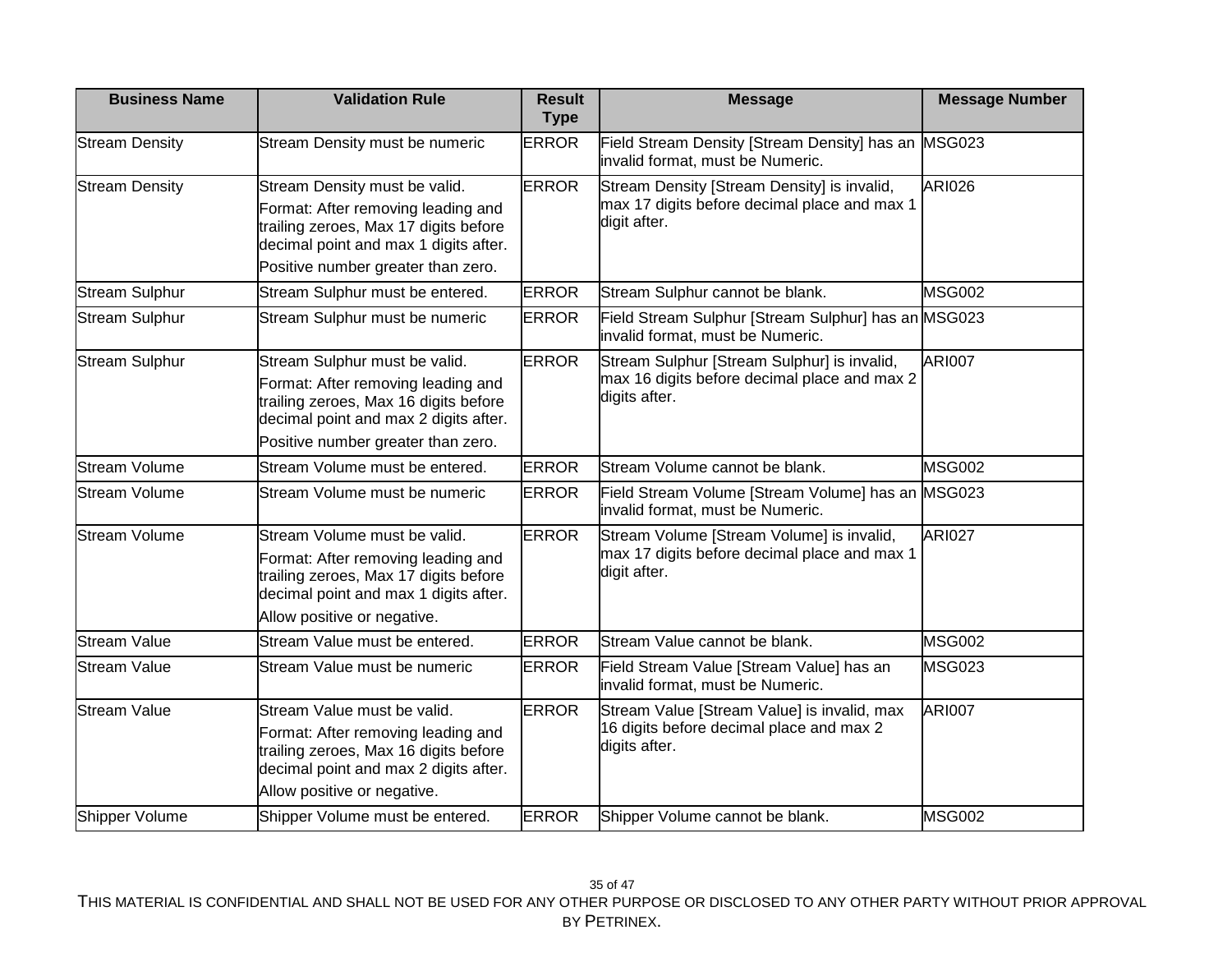| Business Name | Validation Rule | Result Type | Message | Message Number |
| --- | --- | --- | --- | --- |
| Stream Density | Stream Density must be numeric | ERROR | Field Stream Density [Stream Density] has an invalid format, must be Numeric. | MSG023 |
| Stream Density | Stream Density must be valid.<br>Format: After removing leading and trailing zeroes, Max 17 digits before decimal point and max 1 digits after.<br>Positive number greater than zero. | ERROR | Stream Density [Stream Density] is invalid, max 17 digits before decimal place and max 1 digit after. | ARI026 |
| Stream Sulphur | Stream Sulphur must be entered. | ERROR | Stream Sulphur cannot be blank. | MSG002 |
| Stream Sulphur | Stream Sulphur must be numeric | ERROR | Field Stream Sulphur [Stream Sulphur] has an invalid format, must be Numeric. | MSG023 |
| Stream Sulphur | Stream Sulphur must be valid.<br>Format: After removing leading and trailing zeroes, Max 16 digits before decimal point and max 2 digits after.<br>Positive number greater than zero. | ERROR | Stream Sulphur [Stream Sulphur] is invalid, max 16 digits before decimal place and max 2 digits after. | ARI007 |
| Stream Volume | Stream Volume must be entered. | ERROR | Stream Volume cannot be blank. | MSG002 |
| Stream Volume | Stream Volume must be numeric | ERROR | Field Stream Volume [Stream Volume] has an invalid format, must be Numeric. | MSG023 |
| Stream Volume | Stream Volume must be valid.<br>Format: After removing leading and trailing zeroes, Max 17 digits before decimal point and max 1 digits after.<br>Allow positive or negative. | ERROR | Stream Volume [Stream Volume] is invalid, max 17 digits before decimal place and max 1 digit after. | ARI027 |
| Stream Value | Stream Value must be entered. | ERROR | Stream Value cannot be blank. | MSG002 |
| Stream Value | Stream Value must be numeric | ERROR | Field Stream Value [Stream Value] has an invalid format, must be Numeric. | MSG023 |
| Stream Value | Stream Value must be valid.<br>Format: After removing leading and trailing zeroes, Max 16 digits before decimal point and max 2 digits after.<br>Allow positive or negative. | ERROR | Stream Value [Stream Value] is invalid, max 16 digits before decimal place and max 2 digits after. | ARI007 |
| Shipper Volume | Shipper Volume must be entered. | ERROR | Shipper Volume cannot be blank. | MSG002 |

THIS MATERIAL IS CONFIDENTIAL AND SHALL NOT BE USED FOR ANY OTHER PURPOSE OR DISCLOSED TO ANY OTHER PARTY WITHOUT PRIOR APPROVAL BY PETRINEX.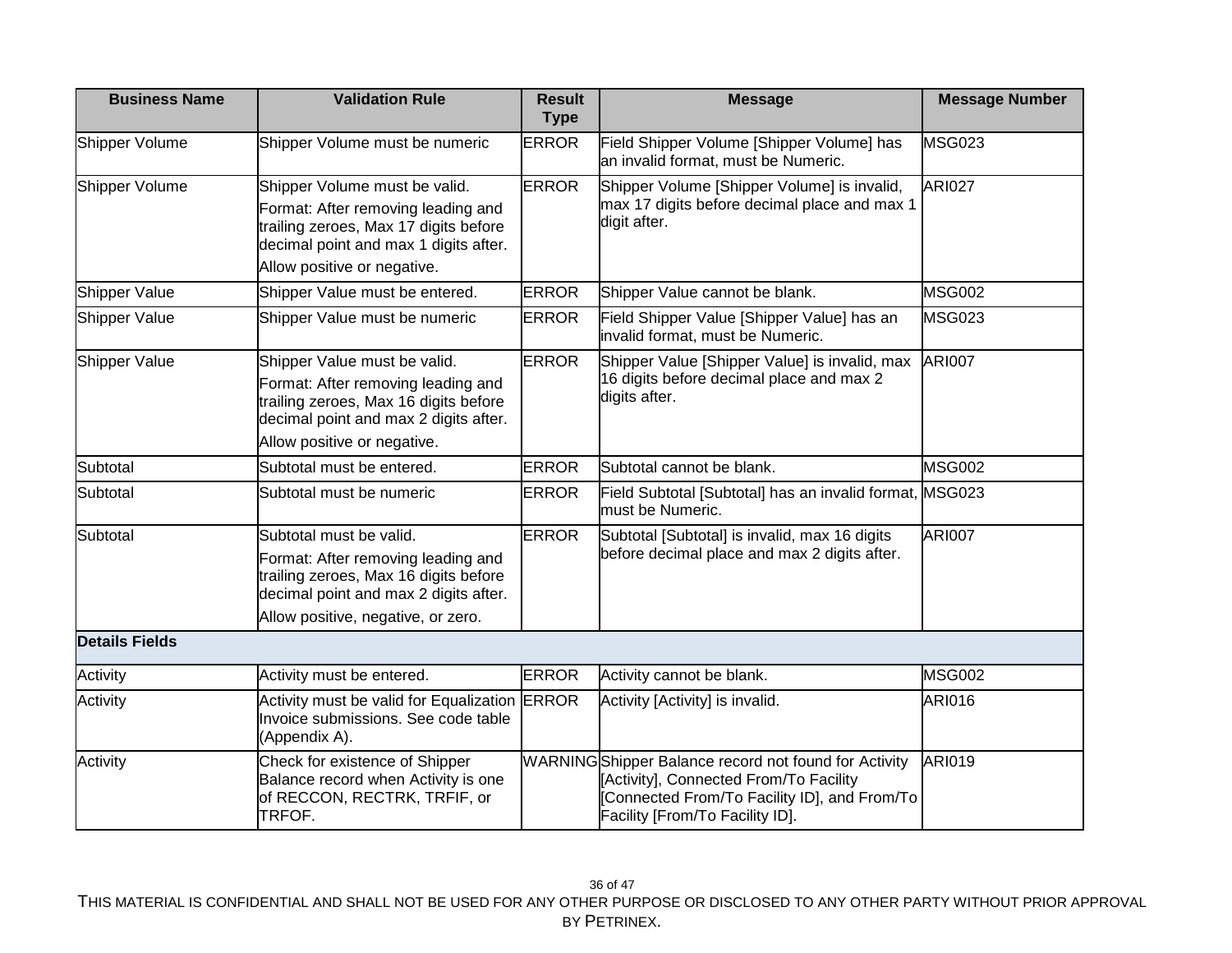| Business Name | Validation Rule | Result Type | Message | Message Number |
|---|---|---|---|---|
| Shipper Volume | Shipper Volume must be numeric | ERROR | Field Shipper Volume [Shipper Volume] has an invalid format, must be Numeric. | MSG023 |
| Shipper Volume | Shipper Volume must be valid.<br>Format: After removing leading and trailing zeroes, Max 17 digits before decimal point and max 1 digits after.<br>Allow positive or negative. | ERROR | Shipper Volume [Shipper Volume] is invalid, max 17 digits before decimal place and max 1 digit after. | ARI027 |
| Shipper Value | Shipper Value must be entered. | ERROR | Shipper Value cannot be blank. | MSG002 |
| Shipper Value | Shipper Value must be numeric | ERROR | Field Shipper Value [Shipper Value] has an invalid format, must be Numeric. | MSG023 |
| Shipper Value | Shipper Value must be valid.<br>Format: After removing leading and trailing zeroes, Max 16 digits before decimal point and max 2 digits after.<br>Allow positive or negative. | ERROR | Shipper Value [Shipper Value] is invalid, max 16 digits before decimal place and max 2 digits after. | ARI007 |
| Subtotal | Subtotal must be entered. | ERROR | Subtotal cannot be blank. | MSG002 |
| Subtotal | Subtotal must be numeric | ERROR | Field Subtotal [Subtotal] has an invalid format, must be Numeric. | MSG023 |
| Subtotal | Subtotal must be valid.<br>Format: After removing leading and trailing zeroes, Max 16 digits before decimal point and max 2 digits after.<br>Allow positive, negative, or zero. | ERROR | Subtotal [Subtotal] is invalid, max 16 digits before decimal place and max 2 digits after. | ARI007 |
| **Details Fields** | | | | |
| Activity | Activity must be entered. | ERROR | Activity cannot be blank. | MSG002 |
| Activity | Activity must be valid for Equalization Invoice submissions. See code table (Appendix A). | ERROR | Activity [Activity] is invalid. | ARI016 |
| Activity | Check for existence of Shipper Balance record when Activity is one of RECCON, RECTRK, TRFIF, or TRFOF. | WARNING | Shipper Balance record not found for Activity [Activity], Connected From/To Facility [Connected From/To Facility ID], and From/To Facility [From/To Facility ID]. | ARI019 |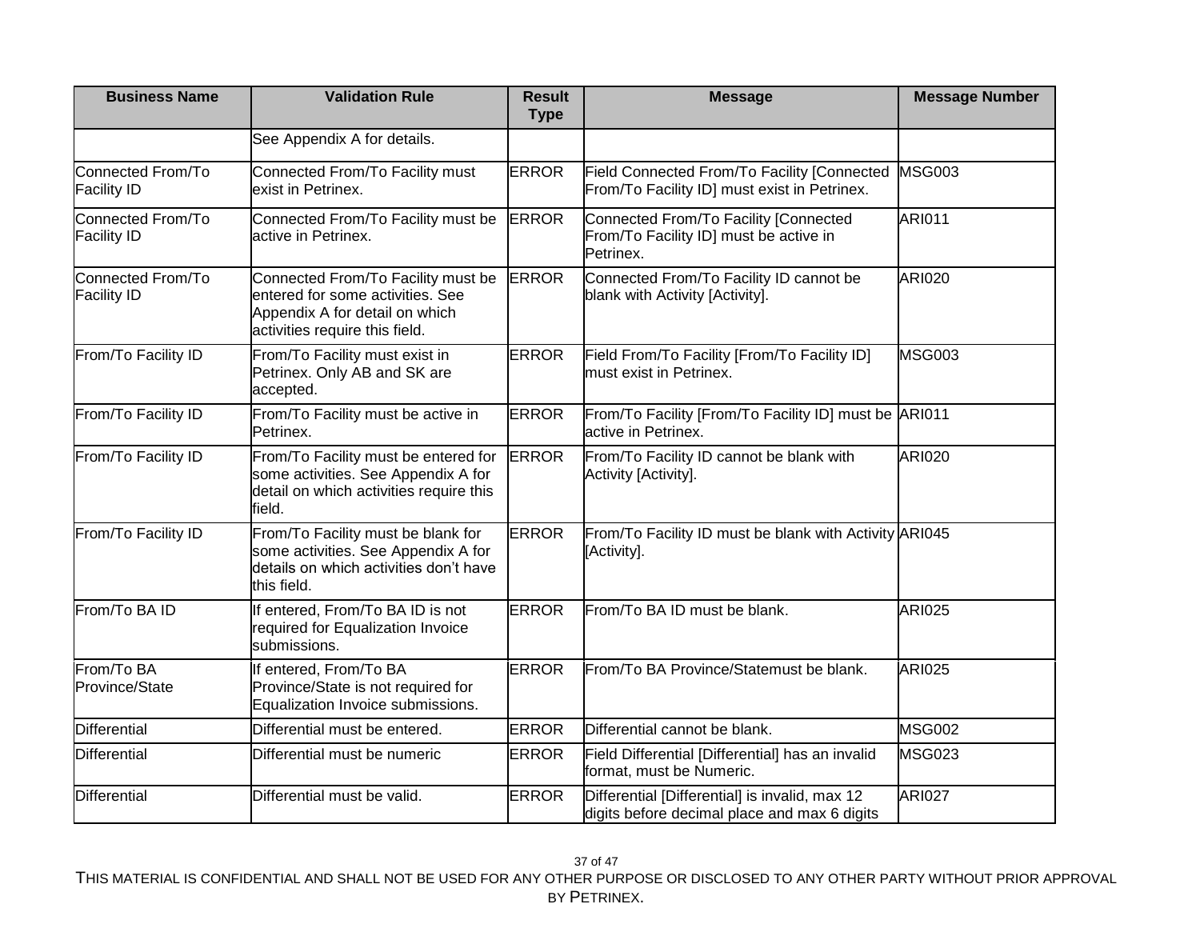| Business Name | Validation Rule | Result Type | Message | Message Number |
|---|---|---|---|---|
| | See Appendix A for details. | | | |
| Connected From/To Facility ID | Connected From/To Facility must exist in Petrinex. | ERROR | Field Connected From/To Facility [Connected From/To Facility ID] must exist in Petrinex. | MSG003 |
| Connected From/To Facility ID | Connected From/To Facility must be active in Petrinex. | ERROR | Connected From/To Facility [Connected From/To Facility ID] must be active in Petrinex. | ARI011 |
| Connected From/To Facility ID | Connected From/To Facility must be entered for some activities. See Appendix A for detail on which activities require this field. | ERROR | Connected From/To Facility ID cannot be blank with Activity [Activity]. | ARI020 |
| From/To Facility ID | From/To Facility must exist in Petrinex. Only AB and SK are accepted. | ERROR | Field From/To Facility [From/To Facility ID] must exist in Petrinex. | MSG003 |
| From/To Facility ID | From/To Facility must be active in Petrinex. | ERROR | From/To Facility [From/To Facility ID] must be active in Petrinex. | ARI011 |
| From/To Facility ID | From/To Facility must be entered for some activities. See Appendix A for detail on which activities require this field. | ERROR | From/To Facility ID cannot be blank with Activity [Activity]. | ARI020 |
| From/To Facility ID | From/To Facility must be blank for some activities. See Appendix A for details on which activities don't have this field. | ERROR | From/To Facility ID must be blank with Activity [Activity]. | ARI045 |
| From/To BA ID | If entered, From/To BA ID is not required for Equalization Invoice submissions. | ERROR | From/To BA ID must be blank. | ARI025 |
| From/To BA Province/State | If entered, From/To BA Province/State is not required for Equalization Invoice submissions. | ERROR | From/To BA Province/Statemust be blank. | ARI025 |
| Differential | Differential must be entered. | ERROR | Differential cannot be blank. | MSG002 |
| Differential | Differential must be numeric | ERROR | Field Differential [Differential] has an invalid format, must be Numeric. | MSG023 |
| Differential | Differential must be valid. | ERROR | Differential [Differential] is invalid, max 12 digits before decimal place and max 6 digits | ARI027 |

THIS MATERIAL IS CONFIDENTIAL AND SHALL NOT BE USED FOR ANY OTHER PURPOSE OR DISCLOSED TO ANY OTHER PARTY WITHOUT PRIOR APPROVAL BY PETRINEX.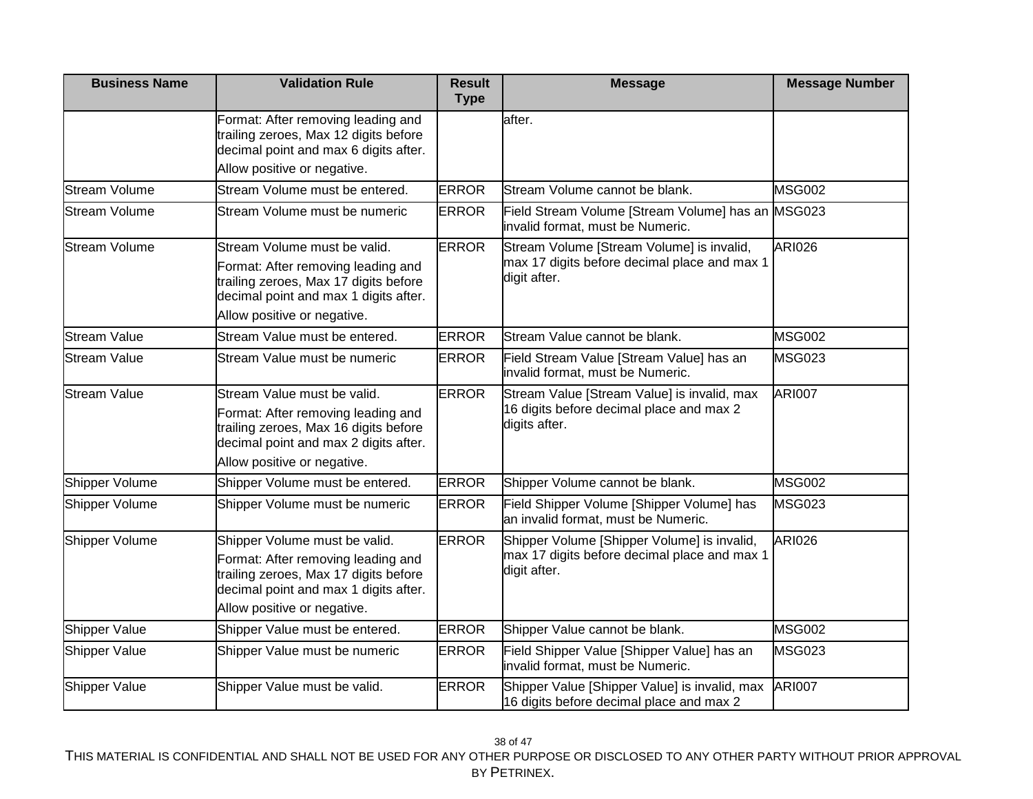| Business Name | Validation Rule | Result Type | Message | Message Number |
|---|---|---|---|---|
| | Format: After removing leading and trailing zeroes, Max 12 digits before decimal point and max 6 digits after. Allow positive or negative. | | after. | |
| Stream Volume | Stream Volume must be entered. | ERROR | Stream Volume cannot be blank. | MSG002 |
| Stream Volume | Stream Volume must be numeric | ERROR | Field Stream Volume [Stream Volume] has an invalid format, must be Numeric. | MSG023 |
| Stream Volume | Stream Volume must be valid. Format: After removing leading and trailing zeroes, Max 17 digits before decimal point and max 1 digits after. Allow positive or negative. | ERROR | Stream Volume [Stream Volume] is invalid, max 17 digits before decimal place and max 1 digit after. | ARI026 |
| Stream Value | Stream Value must be entered. | ERROR | Stream Value cannot be blank. | MSG002 |
| Stream Value | Stream Value must be numeric | ERROR | Field Stream Value [Stream Value] has an invalid format, must be Numeric. | MSG023 |
| Stream Value | Stream Value must be valid. Format: After removing leading and trailing zeroes, Max 16 digits before decimal point and max 2 digits after. Allow positive or negative. | ERROR | Stream Value [Stream Value] is invalid, max 16 digits before decimal place and max 2 digits after. | ARI007 |
| Shipper Volume | Shipper Volume must be entered. | ERROR | Shipper Volume cannot be blank. | MSG002 |
| Shipper Volume | Shipper Volume must be numeric | ERROR | Field Shipper Volume [Shipper Volume] has an invalid format, must be Numeric. | MSG023 |
| Shipper Volume | Shipper Volume must be valid. Format: After removing leading and trailing zeroes, Max 17 digits before decimal point and max 1 digits after. Allow positive or negative. | ERROR | Shipper Volume [Shipper Volume] is invalid, max 17 digits before decimal place and max 1 digit after. | ARI026 |
| Shipper Value | Shipper Value must be entered. | ERROR | Shipper Value cannot be blank. | MSG002 |
| Shipper Value | Shipper Value must be numeric | ERROR | Field Shipper Value [Shipper Value] has an invalid format, must be Numeric. | MSG023 |
| Shipper Value | Shipper Value must be valid. | ERROR | Shipper Value [Shipper Value] is invalid, max 16 digits before decimal place and max 2 | ARI007 |

THIS MATERIAL IS CONFIDENTIAL AND SHALL NOT BE USED FOR ANY OTHER PURPOSE OR DISCLOSED TO ANY OTHER PARTY WITHOUT PRIOR APPROVAL BY PETRINEX.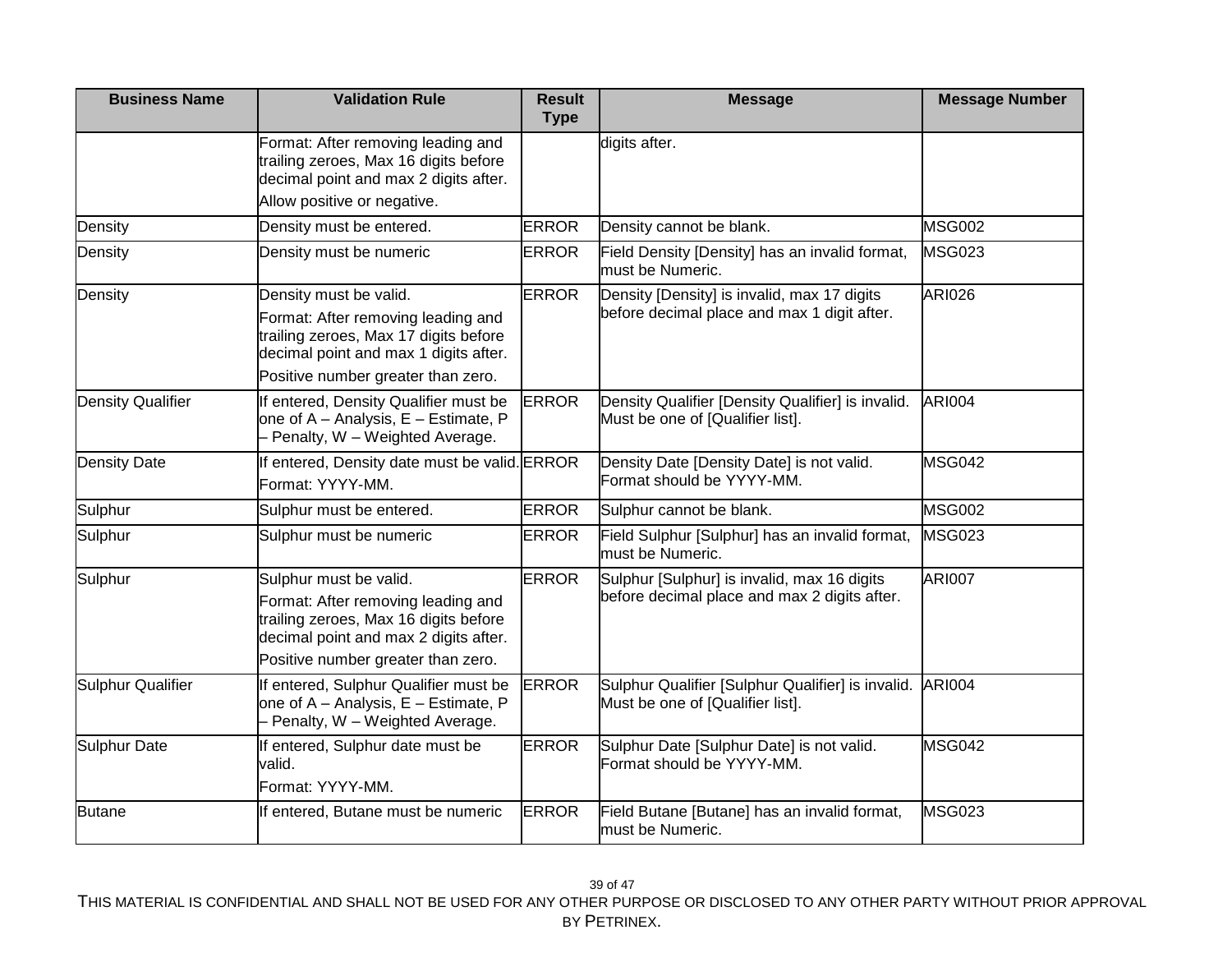| Business Name | Validation Rule | Result Type | Message | Message Number |
| --- | --- | --- | --- | --- |
| | Format: After removing leading and trailing zeroes, Max 16 digits before decimal point and max 2 digits after.<br>Allow positive or negative. | | digits after. | |
| Density | Density must be entered. | ERROR | Density cannot be blank. | MSG002 |
| Density | Density must be numeric | ERROR | Field Density [Density] has an invalid format, must be Numeric. | MSG023 |
| Density | Density must be valid.<br>Format: After removing leading and trailing zeroes, Max 17 digits before decimal point and max 1 digits after.<br>Positive number greater than zero. | ERROR | Density [Density] is invalid, max 17 digits before decimal place and max 1 digit after. | ARI026 |
| Density Qualifier | If entered, Density Qualifier must be one of A – Analysis, E – Estimate, P – Penalty, W – Weighted Average. | ERROR | Density Qualifier [Density Qualifier] is invalid. Must be one of [Qualifier list]. | ARI004 |
| Density Date | If entered, Density date must be valid.<br>Format: YYYY-MM. | ERROR | Density Date [Density Date] is not valid. Format should be YYYY-MM. | MSG042 |
| Sulphur | Sulphur must be entered. | ERROR | Sulphur cannot be blank. | MSG002 |
| Sulphur | Sulphur must be numeric | ERROR | Field Sulphur [Sulphur] has an invalid format, must be Numeric. | MSG023 |
| Sulphur | Sulphur must be valid.<br>Format: After removing leading and trailing zeroes, Max 16 digits before decimal point and max 2 digits after.<br>Positive number greater than zero. | ERROR | Sulphur [Sulphur] is invalid, max 16 digits before decimal place and max 2 digits after. | ARI007 |
| Sulphur Qualifier | If entered, Sulphur Qualifier must be one of A – Analysis, E – Estimate, P – Penalty, W – Weighted Average. | ERROR | Sulphur Qualifier [Sulphur Qualifier] is invalid. Must be one of [Qualifier list]. | ARI004 |
| Sulphur Date | If entered, Sulphur date must be valid.<br>Format: YYYY-MM. | ERROR | Sulphur Date [Sulphur Date] is not valid. Format should be YYYY-MM. | MSG042 |
| Butane | If entered, Butane must be numeric | ERROR | Field Butane [Butane] has an invalid format, must be Numeric. | MSG023 |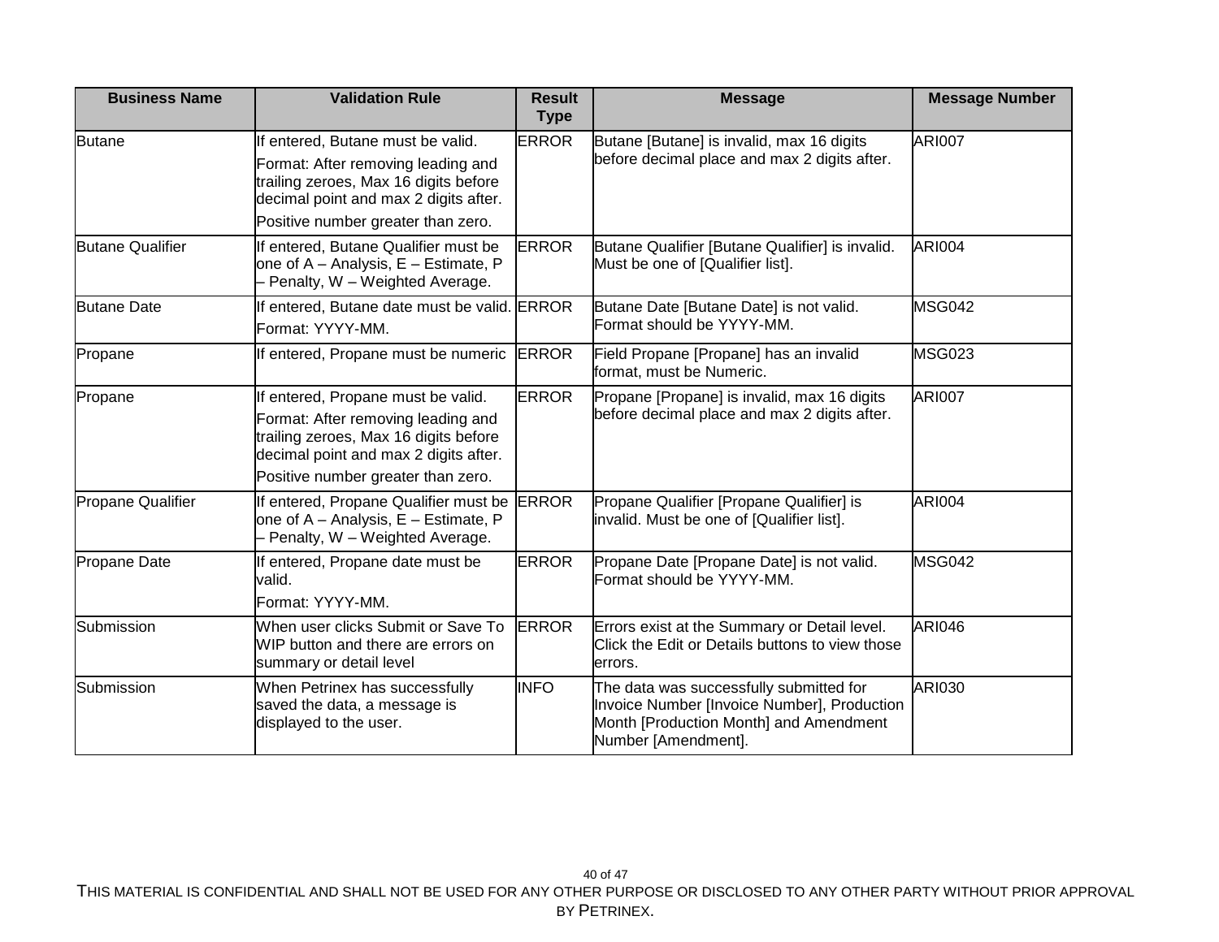| Business Name | Validation Rule | Result Type | Message | Message Number |
|---|---|---|---|---|
| Butane | If entered, Butane must be valid. Format: After removing leading and trailing zeroes, Max 16 digits before decimal point and max 2 digits after. Positive number greater than zero. | ERROR | Butane [Butane] is invalid, max 16 digits before decimal place and max 2 digits after. | ARI007 |
| Butane Qualifier | If entered, Butane Qualifier must be one of A – Analysis, E – Estimate, P – Penalty, W – Weighted Average. | ERROR | Butane Qualifier [Butane Qualifier] is invalid. Must be one of [Qualifier list]. | ARI004 |
| Butane Date | If entered, Butane date must be valid. Format: YYYY-MM. | ERROR | Butane Date [Butane Date] is not valid. Format should be YYYY-MM. | MSG042 |
| Propane | If entered, Propane must be numeric | ERROR | Field Propane [Propane] has an invalid format, must be Numeric. | MSG023 |
| Propane | If entered, Propane must be valid. Format: After removing leading and trailing zeroes, Max 16 digits before decimal point and max 2 digits after. Positive number greater than zero. | ERROR | Propane [Propane] is invalid, max 16 digits before decimal place and max 2 digits after. | ARI007 |
| Propane Qualifier | If entered, Propane Qualifier must be one of A – Analysis, E – Estimate, P – Penalty, W – Weighted Average. | ERROR | Propane Qualifier [Propane Qualifier] is invalid. Must be one of [Qualifier list]. | ARI004 |
| Propane Date | If entered, Propane date must be valid. Format: YYYY-MM. | ERROR | Propane Date [Propane Date] is not valid. Format should be YYYY-MM. | MSG042 |
| Submission | When user clicks Submit or Save To WIP button and there are errors on summary or detail level | ERROR | Errors exist at the Summary or Detail level. Click the Edit or Details buttons to view those errors. | ARI046 |
| Submission | When Petrinex has successfully saved the data, a message is displayed to the user. | INFO | The data was successfully submitted for Invoice Number [Invoice Number], Production Month [Production Month] and Amendment Number [Amendment]. | ARI030 |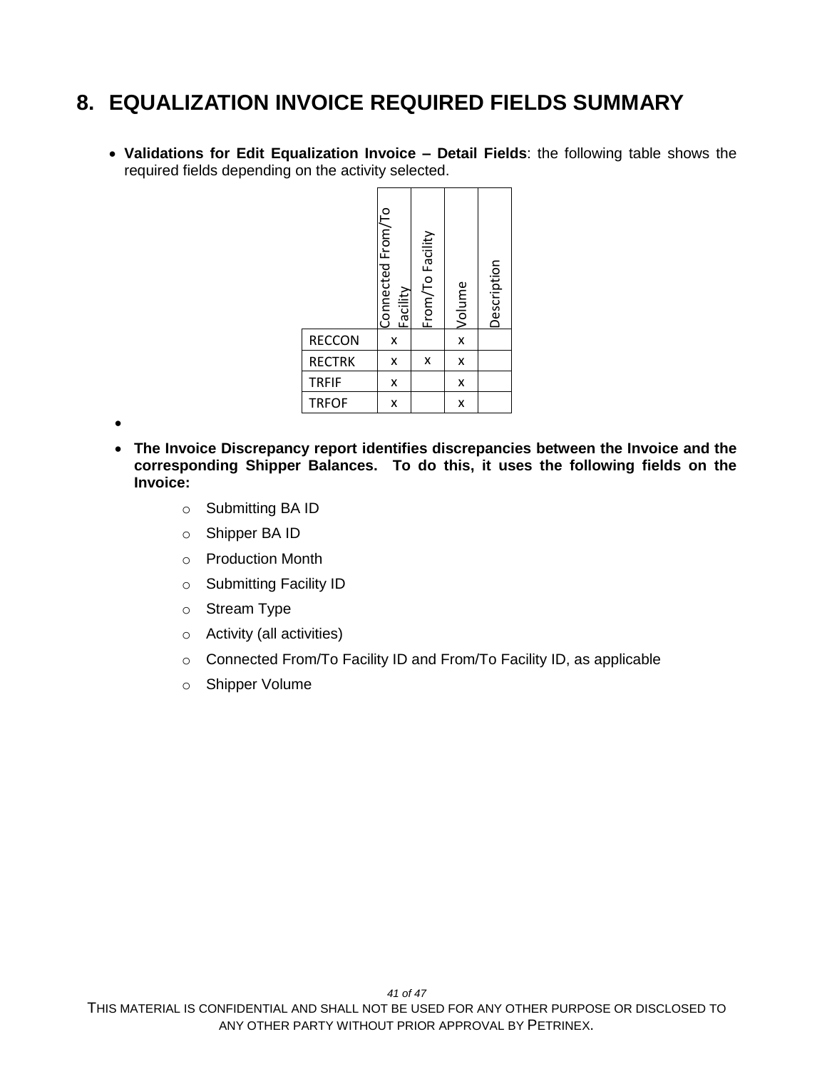# 8. EQUALIZATION INVOICE REQUIRED FIELDS SUMMARY

- **Validations for Edit Equalization Invoice – Detail Fields**: the following table shows the required fields depending on the activity selected.

| | Connected From/To Facility | From/To Facility | Volume | Description |
|---|---|---|---|---|
| RECCON | x | | x | |
| RECTRK | x | x | x | |
| TRFIF | x | | x | |
| TRFOF | x | | x | |

- **The Invoice Discrepancy report identifies discrepancies between the Invoice and the corresponding Shipper Balances. To do this, it uses the following fields on the Invoice:**
  - Submitting BA ID
  - Shipper BA ID
  - Production Month
  - Submitting Facility ID
  - Stream Type
  - Activity (all activities)
  - Connected From/To Facility ID and From/To Facility ID, as applicable
  - Shipper Volume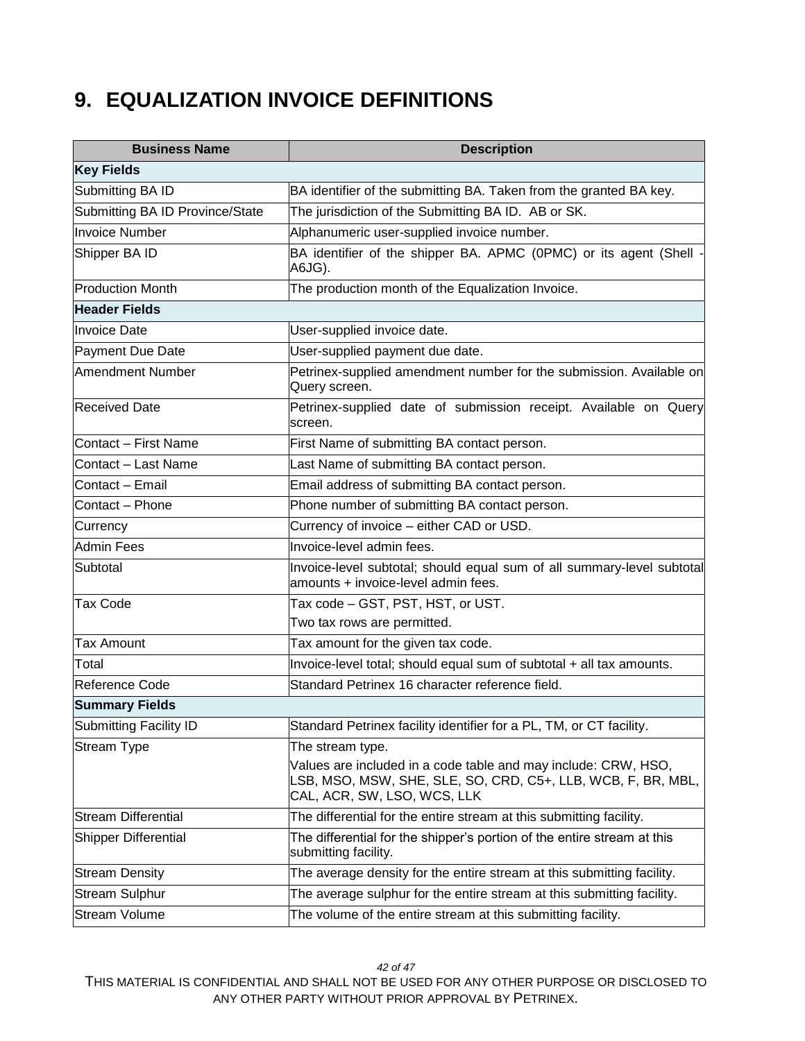# 9. EQUALIZATION INVOICE DEFINITIONS

| Business Name | Description |
|---|---|
| **Key Fields** | |
| Submitting BA ID | BA identifier of the submitting BA. Taken from the granted BA key. |
| Submitting BA ID Province/State | The jurisdiction of the Submitting BA ID. AB or SK. |
| Invoice Number | Alphanumeric user-supplied invoice number. |
| Shipper BA ID | BA identifier of the shipper BA. APMC (0PMC) or its agent (Shell - A6JG). |
| Production Month | The production month of the Equalization Invoice. |
| **Header Fields** | |
| Invoice Date | User-supplied invoice date. |
| Payment Due Date | User-supplied payment due date. |
| Amendment Number | Petrinex-supplied amendment number for the submission. Available on Query screen. |
| Received Date | Petrinex-supplied date of submission receipt. Available on Query screen. |
| Contact – First Name | First Name of submitting BA contact person. |
| Contact – Last Name | Last Name of submitting BA contact person. |
| Contact – Email | Email address of submitting BA contact person. |
| Contact – Phone | Phone number of submitting BA contact person. |
| Currency | Currency of invoice – either CAD or USD. |
| Admin Fees | Invoice-level admin fees. |
| Subtotal | Invoice-level subtotal; should equal sum of all summary-level subtotal amounts + invoice-level admin fees. |
| Tax Code | Tax code – GST, PST, HST, or UST.<br>Two tax rows are permitted. |
| Tax Amount | Tax amount for the given tax code. |
| Total | Invoice-level total; should equal sum of subtotal + all tax amounts. |
| Reference Code | Standard Petrinex 16 character reference field. |
| **Summary Fields** | |
| Submitting Facility ID | Standard Petrinex facility identifier for a PL, TM, or CT facility. |
| Stream Type | The stream type.<br>Values are included in a code table and may include: CRW, HSO, LSB, MSO, MSW, SHE, SLE, SO, CRD, C5+, LLB, WCB, F, BR, MBL, CAL, ACR, SW, LSO, WCS, LLK |
| Stream Differential | The differential for the entire stream at this submitting facility. |
| Shipper Differential | The differential for the shipper's portion of the entire stream at this submitting facility. |
| Stream Density | The average density for the entire stream at this submitting facility. |
| Stream Sulphur | The average sulphur for the entire stream at this submitting facility. |
| Stream Volume | The volume of the entire stream at this submitting facility. |

THIS MATERIAL IS CONFIDENTIAL AND SHALL NOT BE USED FOR ANY OTHER PURPOSE OR DISCLOSED TO ANY OTHER PARTY WITHOUT PRIOR APPROVAL BY PETRINEX.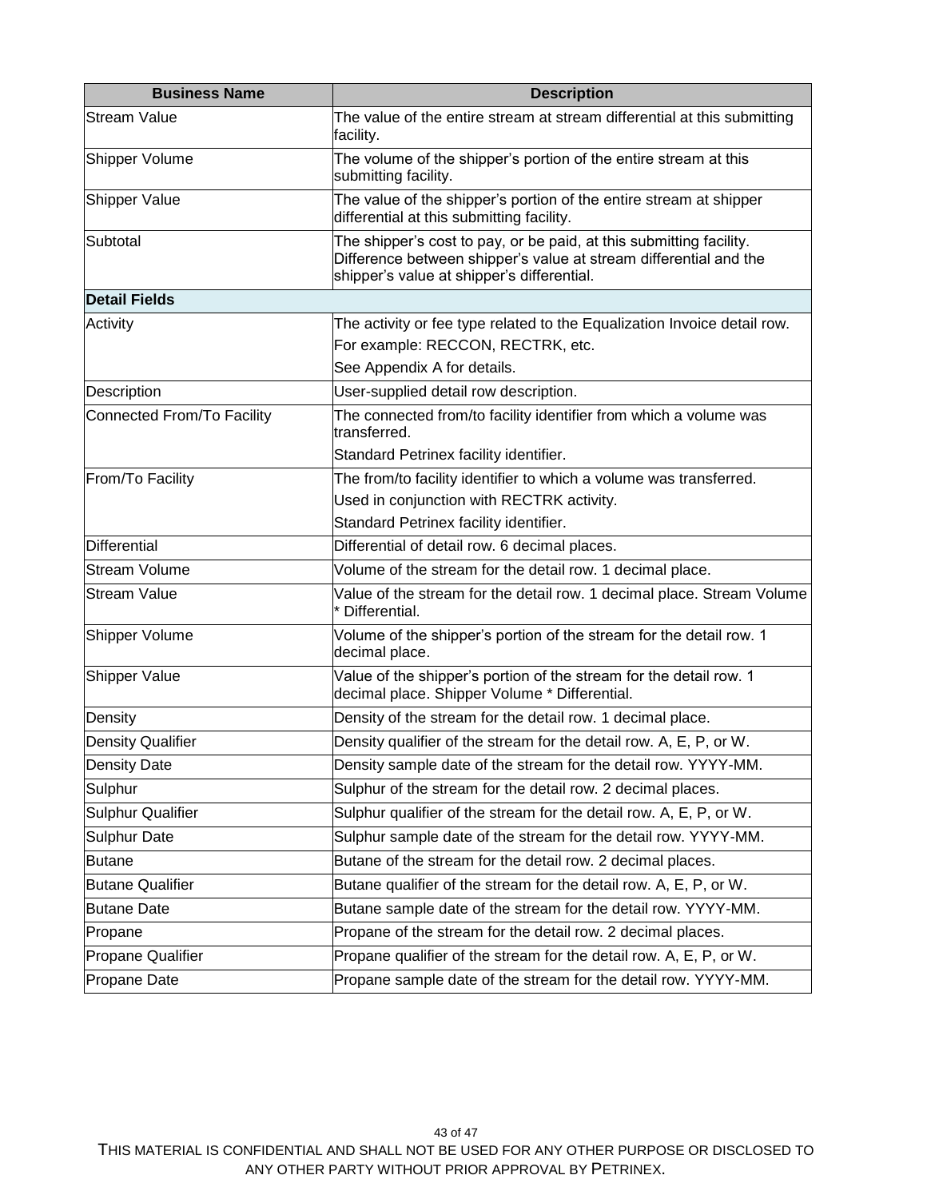| Business Name | Description |
|---|---|
| Stream Value | The value of the entire stream at stream differential at this submitting facility. |
| Shipper Volume | The volume of the shipper's portion of the entire stream at this submitting facility. |
| Shipper Value | The value of the shipper's portion of the entire stream at shipper differential at this submitting facility. |
| Subtotal | The shipper's cost to pay, or be paid, at this submitting facility. Difference between shipper's value at stream differential and the shipper's value at shipper's differential. |
| **Detail Fields** | |
| Activity | The activity or fee type related to the Equalization Invoice detail row.<br>For example: RECCON, RECTRK, etc.<br>See Appendix A for details. |
| Description | User-supplied detail row description. |
| Connected From/To Facility | The connected from/to facility identifier from which a volume was transferred.<br>Standard Petrinex facility identifier. |
| From/To Facility | The from/to facility identifier to which a volume was transferred.<br>Used in conjunction with RECTRK activity.<br>Standard Petrinex facility identifier. |
| Differential | Differential of detail row. 6 decimal places. |
| Stream Volume | Volume of the stream for the detail row. 1 decimal place. |
| Stream Value | Value of the stream for the detail row. 1 decimal place. Stream Volume * Differential. |
| Shipper Volume | Volume of the shipper's portion of the stream for the detail row. 1 decimal place. |
| Shipper Value | Value of the shipper's portion of the stream for the detail row. 1 decimal place. Shipper Volume * Differential. |
| Density | Density of the stream for the detail row. 1 decimal place. |
| Density Qualifier | Density qualifier of the stream for the detail row. A, E, P, or W. |
| Density Date | Density sample date of the stream for the detail row. YYYY-MM. |
| Sulphur | Sulphur of the stream for the detail row. 2 decimal places. |
| Sulphur Qualifier | Sulphur qualifier of the stream for the detail row. A, E, P, or W. |
| Sulphur Date | Sulphur sample date of the stream for the detail row. YYYY-MM. |
| Butane | Butane of the stream for the detail row. 2 decimal places. |
| Butane Qualifier | Butane qualifier of the stream for the detail row. A, E, P, or W. |
| Butane Date | Butane sample date of the stream for the detail row. YYYY-MM. |
| Propane | Propane of the stream for the detail row. 2 decimal places. |
| Propane Qualifier | Propane qualifier of the stream for the detail row. A, E, P, or W. |
| Propane Date | Propane sample date of the stream for the detail row. YYYY-MM. |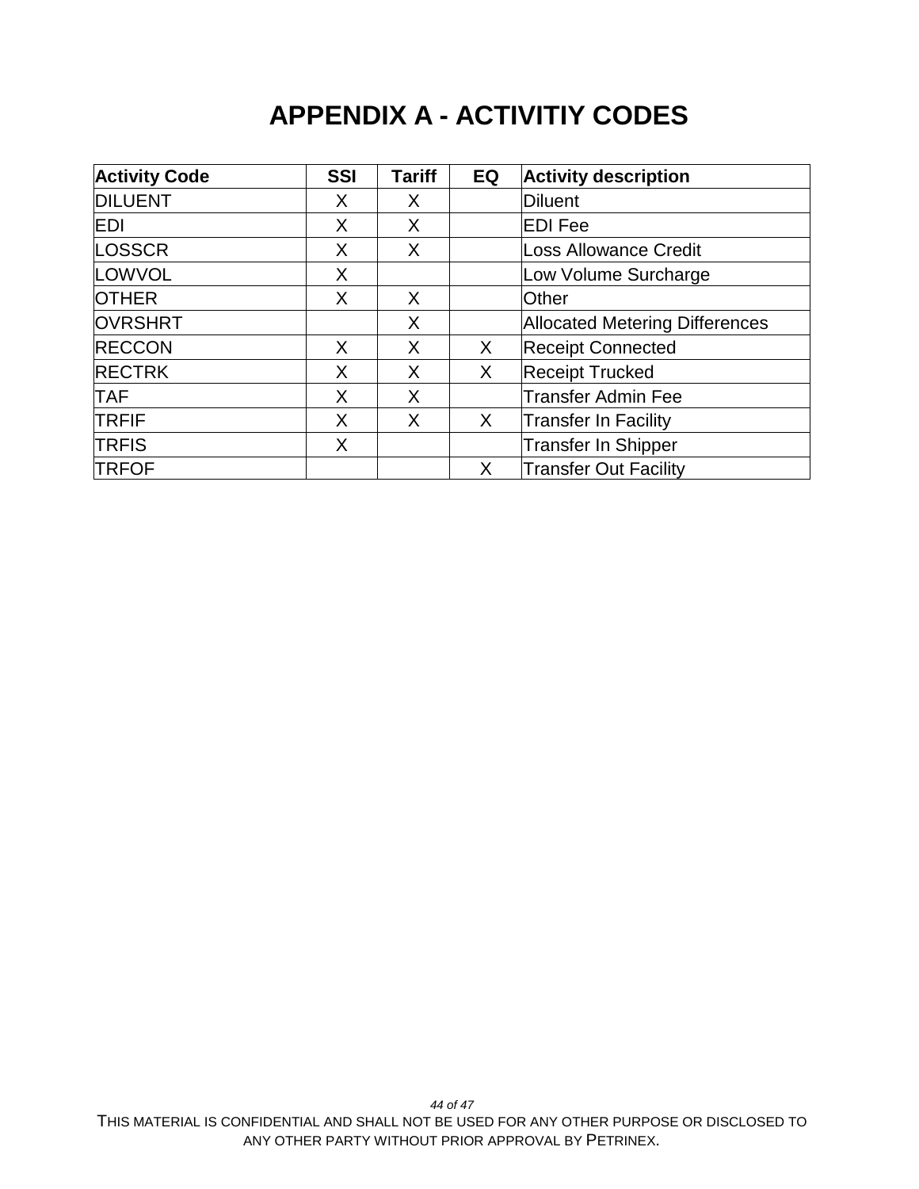# APPENDIX A - ACTIVITIY CODES

| Activity Code | SSI | Tariff | EQ | Activity description |
|---|---|---|---|---|
| DILUENT | X | X | | Diluent |
| EDI | X | X | | EDI Fee |
| LOSSCR | X | X | | Loss Allowance Credit |
| LOWVOL | X | | | Low Volume Surcharge |
| OTHER | X | X | | Other |
| OVRSHRT | | X | | Allocated Metering Differences |
| RECCON | X | X | X | Receipt Connected |
| RECTRK | X | X | X | Receipt Trucked |
| TAF | X | X | | Transfer Admin Fee |
| TRFIF | X | X | X | Transfer In Facility |
| TRFIS | X | | | Transfer In Shipper |
| TRFOF | | | X | Transfer Out Facility |

THIS MATERIAL IS CONFIDENTIAL AND SHALL NOT BE USED FOR ANY OTHER PURPOSE OR DISCLOSED TO ANY OTHER PARTY WITHOUT PRIOR APPROVAL BY PETRINEX.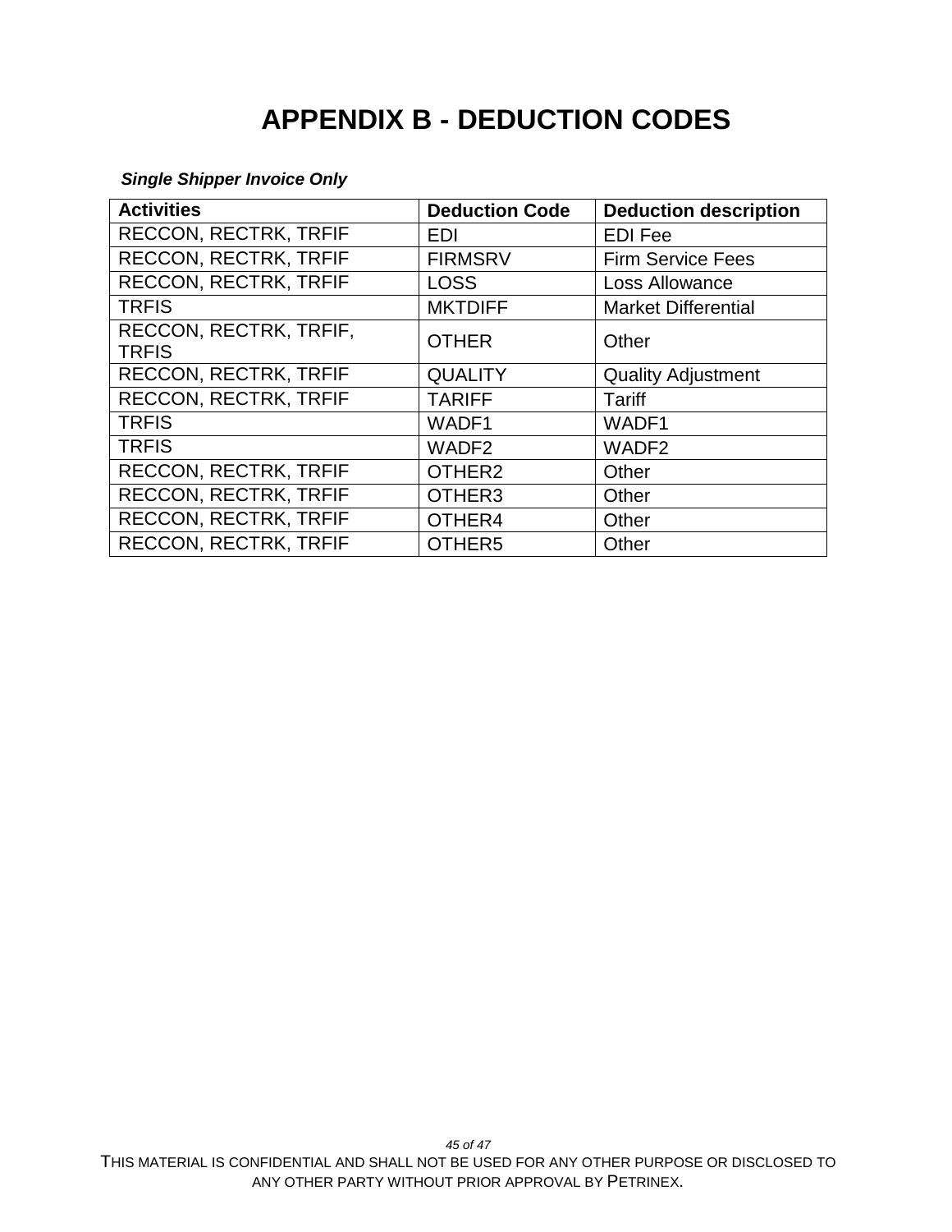# APPENDIX B - DEDUCTION CODES

***Single Shipper Invoice Only***

| Activities | Deduction Code | Deduction description |
|---|---|---|
| RECCON, RECTRK, TRFIF | EDI | EDI Fee |
| RECCON, RECTRK, TRFIF | FIRMSRV | Firm Service Fees |
| RECCON, RECTRK, TRFIF | LOSS | Loss Allowance |
| TRFIS | MKTDIFF | Market Differential |
| RECCON, RECTRK, TRFIF, TRFIS | OTHER | Other |
| RECCON, RECTRK, TRFIF | QUALITY | Quality Adjustment |
| RECCON, RECTRK, TRFIF | TARIFF | Tariff |
| TRFIS | WADF1 | WADF1 |
| TRFIS | WADF2 | WADF2 |
| RECCON, RECTRK, TRFIF | OTHER2 | Other |
| RECCON, RECTRK, TRFIF | OTHER3 | Other |
| RECCON, RECTRK, TRFIF | OTHER4 | Other |
| RECCON, RECTRK, TRFIF | OTHER5 | Other |

THIS MATERIAL IS CONFIDENTIAL AND SHALL NOT BE USED FOR ANY OTHER PURPOSE OR DISCLOSED TO ANY OTHER PARTY WITHOUT PRIOR APPROVAL BY PETRINEX.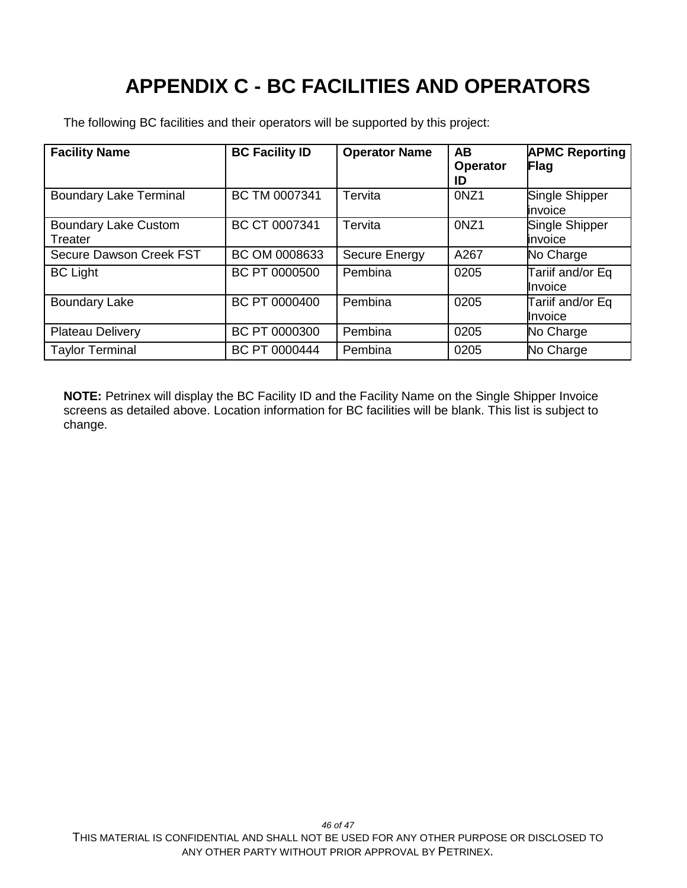# APPENDIX C - BC FACILITIES AND OPERATORS

The following BC facilities and their operators will be supported by this project:

| Facility Name | BC Facility ID | Operator Name | AB Operator ID | APMC Reporting Flag |
|---|---|---|---|---|
| Boundary Lake Terminal | BC TM 0007341 | Tervita | 0NZ1 | Single Shipper invoice |
| Boundary Lake Custom Treater | BC CT 0007341 | Tervita | 0NZ1 | Single Shipper invoice |
| Secure Dawson Creek FST | BC OM 0008633 | Secure Energy | A267 | No Charge |
| BC Light | BC PT 0000500 | Pembina | 0205 | Tariif and/or Eq Invoice |
| Boundary Lake | BC PT 0000400 | Pembina | 0205 | Tariif and/or Eq Invoice |
| Plateau Delivery | BC PT 0000300 | Pembina | 0205 | No Charge |
| Taylor Terminal | BC PT 0000444 | Pembina | 0205 | No Charge |

**NOTE:** Petrinex will display the BC Facility ID and the Facility Name on the Single Shipper Invoice screens as detailed above. Location information for BC facilities will be blank. This list is subject to change.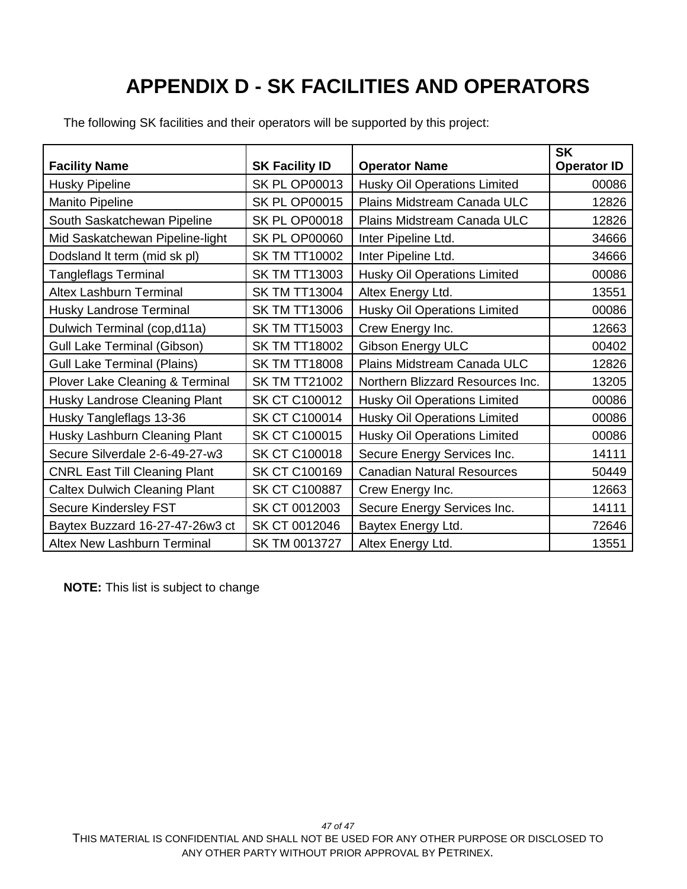# APPENDIX D - SK FACILITIES AND OPERATORS

The following SK facilities and their operators will be supported by this project:

| Facility Name | SK Facility ID | Operator Name | SK Operator ID |
|---|---|---|---|
| Husky Pipeline | SK PL OP00013 | Husky Oil Operations Limited | 00086 |
| Manito Pipeline | SK PL OP00015 | Plains Midstream Canada ULC | 12826 |
| South Saskatchewan Pipeline | SK PL OP00018 | Plains Midstream Canada ULC | 12826 |
| Mid Saskatchewan Pipeline-light | SK PL OP00060 | Inter Pipeline Ltd. | 34666 |
| Dodsland lt term (mid sk pl) | SK TM TT10002 | Inter Pipeline Ltd. | 34666 |
| Tangleflags Terminal | SK TM TT13003 | Husky Oil Operations Limited | 00086 |
| Altex Lashburn Terminal | SK TM TT13004 | Altex Energy Ltd. | 13551 |
| Husky Landrose Terminal | SK TM TT13006 | Husky Oil Operations Limited | 00086 |
| Dulwich Terminal (cop,d11a) | SK TM TT15003 | Crew Energy Inc. | 12663 |
| Gull Lake Terminal (Gibson) | SK TM TT18002 | Gibson Energy ULC | 00402 |
| Gull Lake Terminal (Plains) | SK TM TT18008 | Plains Midstream Canada ULC | 12826 |
| Plover Lake Cleaning & Terminal | SK TM TT21002 | Northern Blizzard Resources Inc. | 13205 |
| Husky Landrose Cleaning Plant | SK CT C100012 | Husky Oil Operations Limited | 00086 |
| Husky Tangleflags 13-36 | SK CT C100014 | Husky Oil Operations Limited | 00086 |
| Husky Lashburn Cleaning Plant | SK CT C100015 | Husky Oil Operations Limited | 00086 |
| Secure Silverdale 2-6-49-27-w3 | SK CT C100018 | Secure Energy Services Inc. | 14111 |
| CNRL East Till Cleaning Plant | SK CT C100169 | Canadian Natural Resources | 50449 |
| Caltex Dulwich Cleaning Plant | SK CT C100887 | Crew Energy Inc. | 12663 |
| Secure Kindersley FST | SK CT 0012003 | Secure Energy Services Inc. | 14111 |
| Baytex Buzzard 16-27-47-26w3 ct | SK CT 0012046 | Baytex Energy Ltd. | 72646 |
| Altex New Lashburn Terminal | SK TM 0013727 | Altex Energy Ltd. | 13551 |

**NOTE:** This list is subject to change

THIS MATERIAL IS CONFIDENTIAL AND SHALL NOT BE USED FOR ANY OTHER PURPOSE OR DISCLOSED TO ANY OTHER PARTY WITHOUT PRIOR APPROVAL BY PETRINEX.